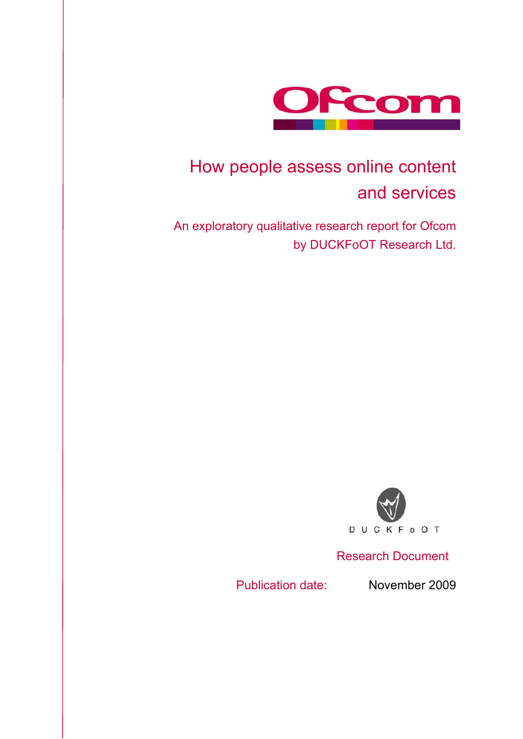Ofcom

# How people assess online content and services

## An exploratory qualitative research report for Ofcom by DUCKFoOT Research Ltd.

DUCKFoOT

Research Document

Publication date: November 2009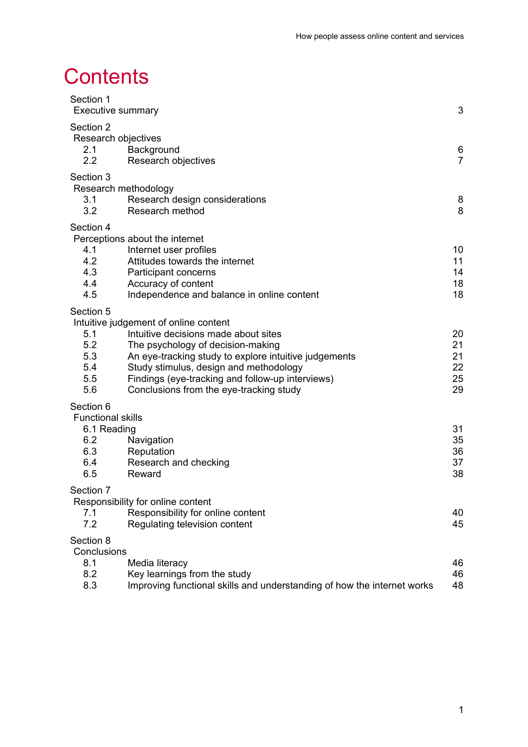# Contents

| | | |
|---|---|---|
| Section 1 | | |
| Executive summary | | 3 |
| Section 2 | | |
| Research objectives | | |
| 2.1 | Background | 6 |
| 2.2 | Research objectives | 7 |
| Section 3 | | |
| Research methodology | | |
| 3.1 | Research design considerations | 8 |
| 3.2 | Research method | 8 |
| Section 4 | | |
| Perceptions about the internet | | |
| 4.1 | Internet user profiles | 10 |
| 4.2 | Attitudes towards the internet | 11 |
| 4.3 | Participant concerns | 14 |
| 4.4 | Accuracy of content | 18 |
| 4.5 | Independence and balance in online content | 18 |
| Section 5 | | |
| Intuitive judgement of online content | | |
| 5.1 | Intuitive decisions made about sites | 20 |
| 5.2 | The psychology of decision-making | 21 |
| 5.3 | An eye-tracking study to explore intuitive judgements | 21 |
| 5.4 | Study stimulus, design and methodology | 22 |
| 5.5 | Findings (eye-tracking and follow-up interviews) | 25 |
| 5.6 | Conclusions from the eye-tracking study | 29 |
| Section 6 | | |
| Functional skills | | |
| 6.1 | Reading | 31 |
| 6.2 | Navigation | 35 |
| 6.3 | Reputation | 36 |
| 6.4 | Research and checking | 37 |
| 6.5 | Reward | 38 |
| Section 7 | | |
| Responsibility for online content | | |
| 7.1 | Responsibility for online content | 40 |
| 7.2 | Regulating television content | 45 |
| Section 8 | | |
| Conclusions | | |
| 8.1 | Media literacy | 46 |
| 8.2 | Key learnings from the study | 46 |
| 8.3 | Improving functional skills and understanding of how the internet works | 48 |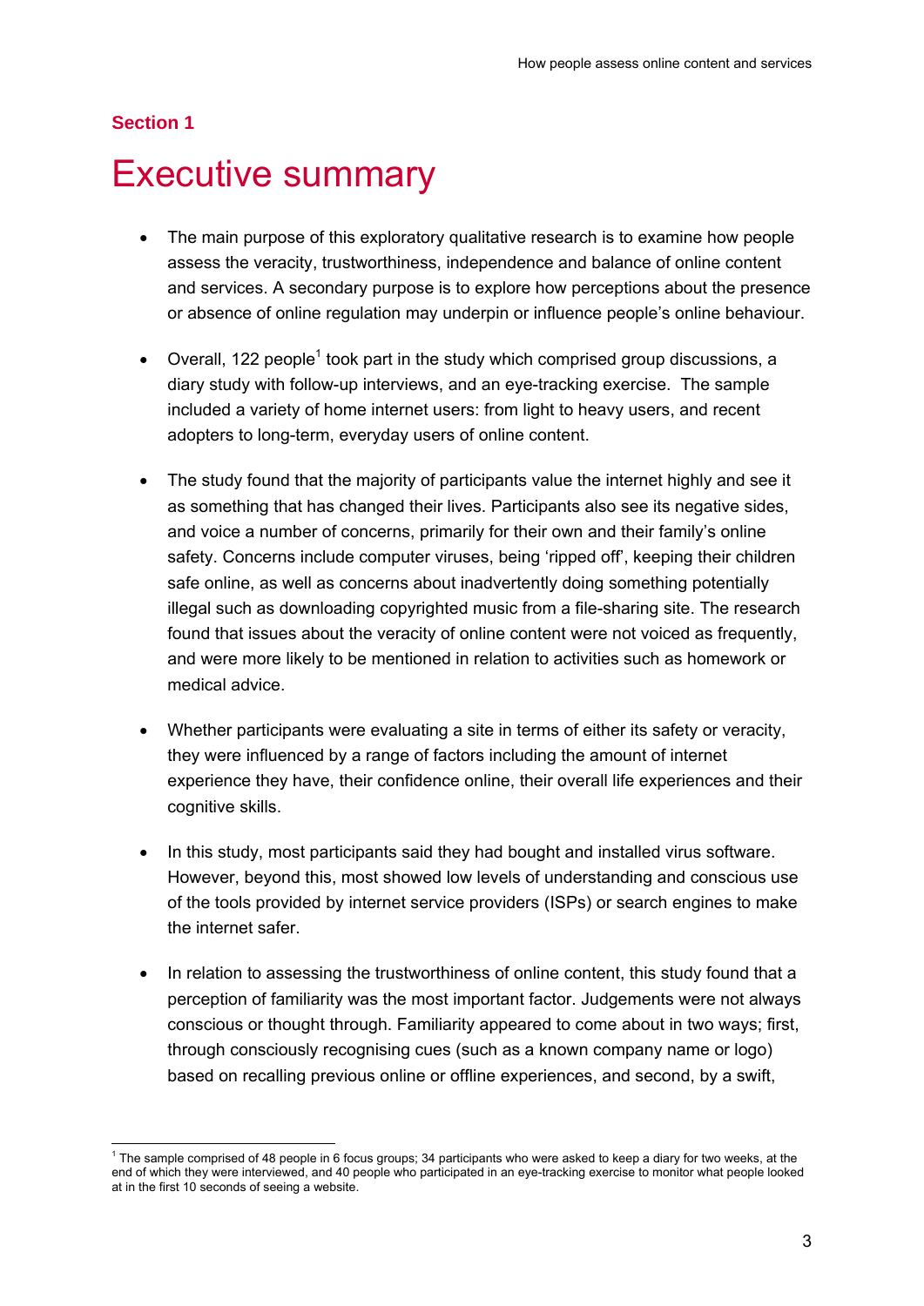## Section 1

# Executive summary

- The main purpose of this exploratory qualitative research is to examine how people assess the veracity, trustworthiness, independence and balance of online content and services. A secondary purpose is to explore how perceptions about the presence or absence of online regulation may underpin or influence people's online behaviour.

- Overall, 122 people[1] took part in the study which comprised group discussions, a diary study with follow-up interviews, and an eye-tracking exercise. The sample included a variety of home internet users: from light to heavy users, and recent adopters to long-term, everyday users of online content.

- The study found that the majority of participants value the internet highly and see it as something that has changed their lives. Participants also see its negative sides, and voice a number of concerns, primarily for their own and their family's online safety. Concerns include computer viruses, being 'ripped off', keeping their children safe online, as well as concerns about inadvertently doing something potentially illegal such as downloading copyrighted music from a file-sharing site. The research found that issues about the veracity of online content were not voiced as frequently, and were more likely to be mentioned in relation to activities such as homework or medical advice.

- Whether participants were evaluating a site in terms of either its safety or veracity, they were influenced by a range of factors including the amount of internet experience they have, their confidence online, their overall life experiences and their cognitive skills.

- In this study, most participants said they had bought and installed virus software. However, beyond this, most showed low levels of understanding and conscious use of the tools provided by internet service providers (ISPs) or search engines to make the internet safer.

- In relation to assessing the trustworthiness of online content, this study found that a perception of familiarity was the most important factor. Judgements were not always conscious or thought through. Familiarity appeared to come about in two ways; first, through consciously recognising cues (such as a known company name or logo) based on recalling previous online or offline experiences, and second, by a swift,

---

[1] The sample comprised of 48 people in 6 focus groups; 34 participants who were asked to keep a diary for two weeks, at the end of which they were interviewed, and 40 people who participated in an eye-tracking exercise to monitor what people looked at in the first 10 seconds of seeing a website.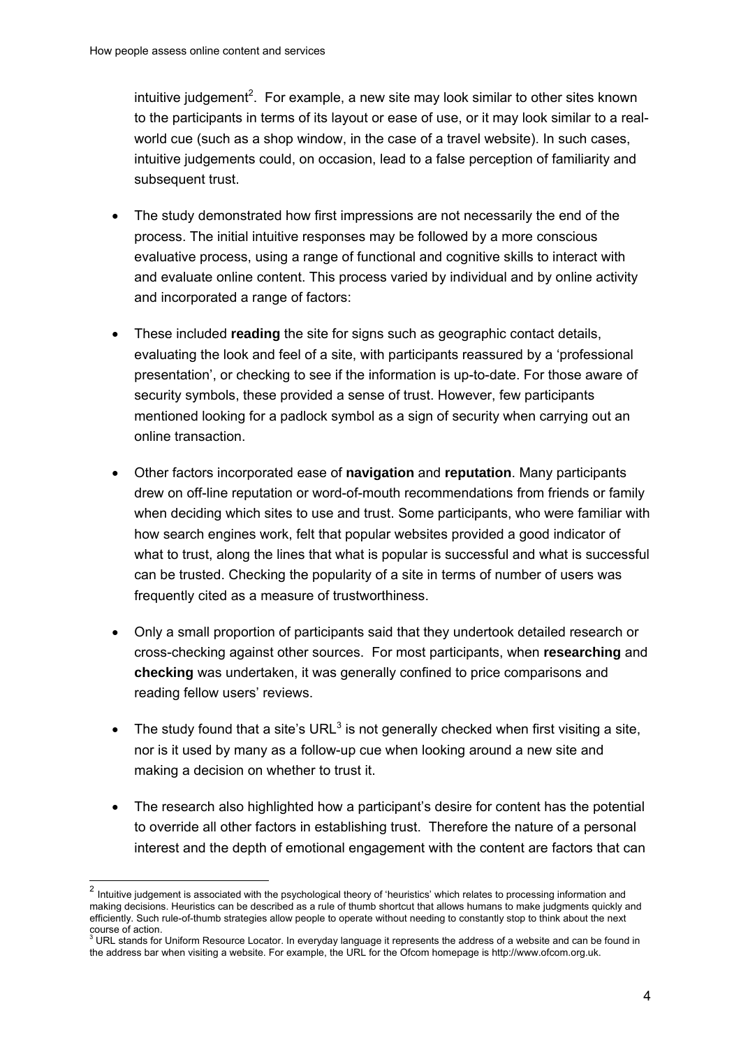intuitive judgement[2]. For example, a new site may look similar to other sites known to the participants in terms of its layout or ease of use, or it may look similar to a real-world cue (such as a shop window, in the case of a travel website). In such cases, intuitive judgements could, on occasion, lead to a false perception of familiarity and subsequent trust.

- The study demonstrated how first impressions are not necessarily the end of the process. The initial intuitive responses may be followed by a more conscious evaluative process, using a range of functional and cognitive skills to interact with and evaluate online content. This process varied by individual and by online activity and incorporated a range of factors:

- These included **reading** the site for signs such as geographic contact details, evaluating the look and feel of a site, with participants reassured by a 'professional presentation', or checking to see if the information is up-to-date. For those aware of security symbols, these provided a sense of trust. However, few participants mentioned looking for a padlock symbol as a sign of security when carrying out an online transaction.

- Other factors incorporated ease of **navigation** and **reputation**. Many participants drew on off-line reputation or word-of-mouth recommendations from friends or family when deciding which sites to use and trust. Some participants, who were familiar with how search engines work, felt that popular websites provided a good indicator of what to trust, along the lines that what is popular is successful and what is successful can be trusted. Checking the popularity of a site in terms of number of users was frequently cited as a measure of trustworthiness.

- Only a small proportion of participants said that they undertook detailed research or cross-checking against other sources. For most participants, when **researching** and **checking** was undertaken, it was generally confined to price comparisons and reading fellow users' reviews.

- The study found that a site's URL[3] is not generally checked when first visiting a site, nor is it used by many as a follow-up cue when looking around a new site and making a decision on whether to trust it.

- The research also highlighted how a participant's desire for content has the potential to override all other factors in establishing trust. Therefore the nature of a personal interest and the depth of emotional engagement with the content are factors that can

---

[2] Intuitive judgement is associated with the psychological theory of 'heuristics' which relates to processing information and making decisions. Heuristics can be described as a rule of thumb shortcut that allows humans to make judgments quickly and efficiently. Such rule-of-thumb strategies allow people to operate without needing to constantly stop to think about the next course of action.

[3] URL stands for Uniform Resource Locator. In everyday language it represents the address of a website and can be found in the address bar when visiting a website. For example, the URL for the Ofcom homepage is http://www.ofcom.org.uk.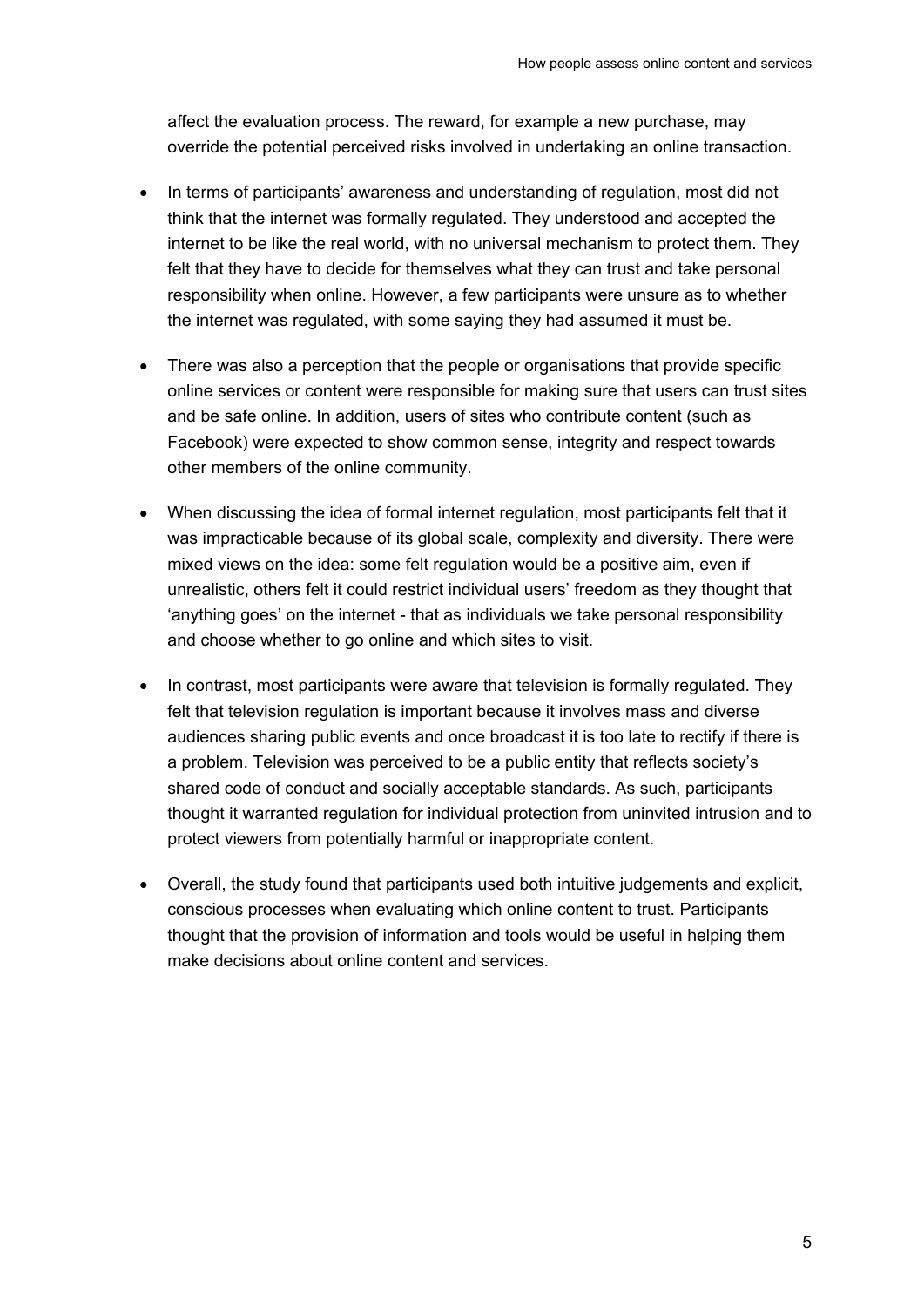affect the evaluation process. The reward, for example a new purchase, may override the potential perceived risks involved in undertaking an online transaction.

- In terms of participants' awareness and understanding of regulation, most did not think that the internet was formally regulated. They understood and accepted the internet to be like the real world, with no universal mechanism to protect them. They felt that they have to decide for themselves what they can trust and take personal responsibility when online. However, a few participants were unsure as to whether the internet was regulated, with some saying they had assumed it must be.

- There was also a perception that the people or organisations that provide specific online services or content were responsible for making sure that users can trust sites and be safe online. In addition, users of sites who contribute content (such as Facebook) were expected to show common sense, integrity and respect towards other members of the online community.

- When discussing the idea of formal internet regulation, most participants felt that it was impracticable because of its global scale, complexity and diversity. There were mixed views on the idea: some felt regulation would be a positive aim, even if unrealistic, others felt it could restrict individual users' freedom as they thought that 'anything goes' on the internet - that as individuals we take personal responsibility and choose whether to go online and which sites to visit.

- In contrast, most participants were aware that television is formally regulated. They felt that television regulation is important because it involves mass and diverse audiences sharing public events and once broadcast it is too late to rectify if there is a problem. Television was perceived to be a public entity that reflects society's shared code of conduct and socially acceptable standards. As such, participants thought it warranted regulation for individual protection from uninvited intrusion and to protect viewers from potentially harmful or inappropriate content.

- Overall, the study found that participants used both intuitive judgements and explicit, conscious processes when evaluating which online content to trust. Participants thought that the provision of information and tools would be useful in helping them make decisions about online content and services.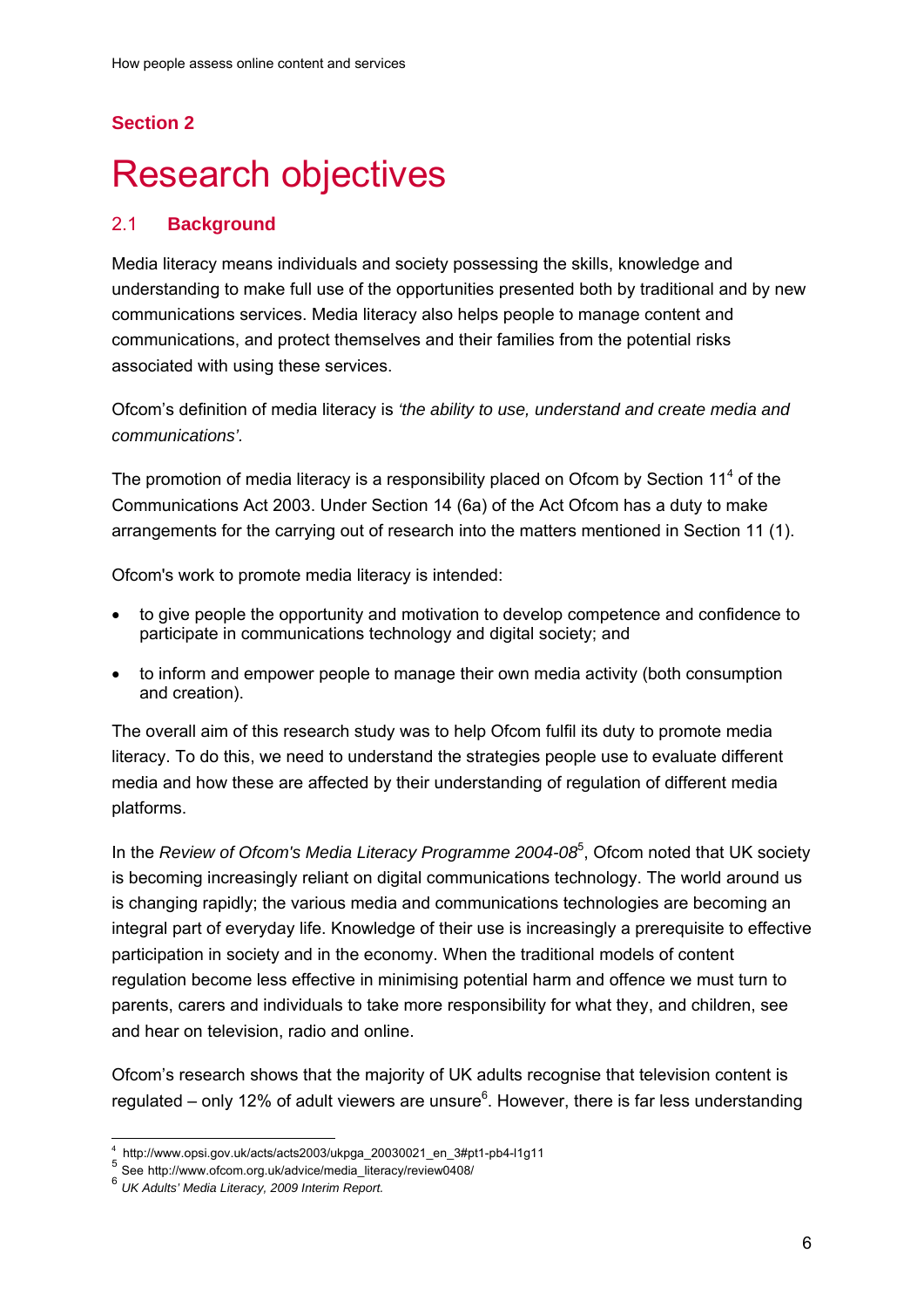## Section 2

# Research objectives

### 2.1 Background

Media literacy means individuals and society possessing the skills, knowledge and understanding to make full use of the opportunities presented both by traditional and by new communications services. Media literacy also helps people to manage content and communications, and protect themselves and their families from the potential risks associated with using these services.

Ofcom's definition of media literacy is *'the ability to use, understand and create media and communications'.*

The promotion of media literacy is a responsibility placed on Ofcom by Section 11[4] of the Communications Act 2003. Under Section 14 (6a) of the Act Ofcom has a duty to make arrangements for the carrying out of research into the matters mentioned in Section 11 (1).

Ofcom's work to promote media literacy is intended:

- to give people the opportunity and motivation to develop competence and confidence to participate in communications technology and digital society; and
- to inform and empower people to manage their own media activity (both consumption and creation).

The overall aim of this research study was to help Ofcom fulfil its duty to promote media literacy. To do this, we need to understand the strategies people use to evaluate different media and how these are affected by their understanding of regulation of different media platforms.

In the *Review of Ofcom's Media Literacy Programme 2004-08*[5], Ofcom noted that UK society is becoming increasingly reliant on digital communications technology. The world around us is changing rapidly; the various media and communications technologies are becoming an integral part of everyday life. Knowledge of their use is increasingly a prerequisite to effective participation in society and in the economy. When the traditional models of content regulation become less effective in minimising potential harm and offence we must turn to parents, carers and individuals to take more responsibility for what they, and children, see and hear on television, radio and online.

Ofcom's research shows that the majority of UK adults recognise that television content is regulated – only 12% of adult viewers are unsure[6]. However, there is far less understanding

---

[4] http://www.opsi.gov.uk/acts/acts2003/ukpga_20030021_en_3#pt1-pb4-l1g11

[5] See http://www.ofcom.org.uk/advice/media_literacy/review0408/

[6] *UK Adults' Media Literacy, 2009 Interim Report.*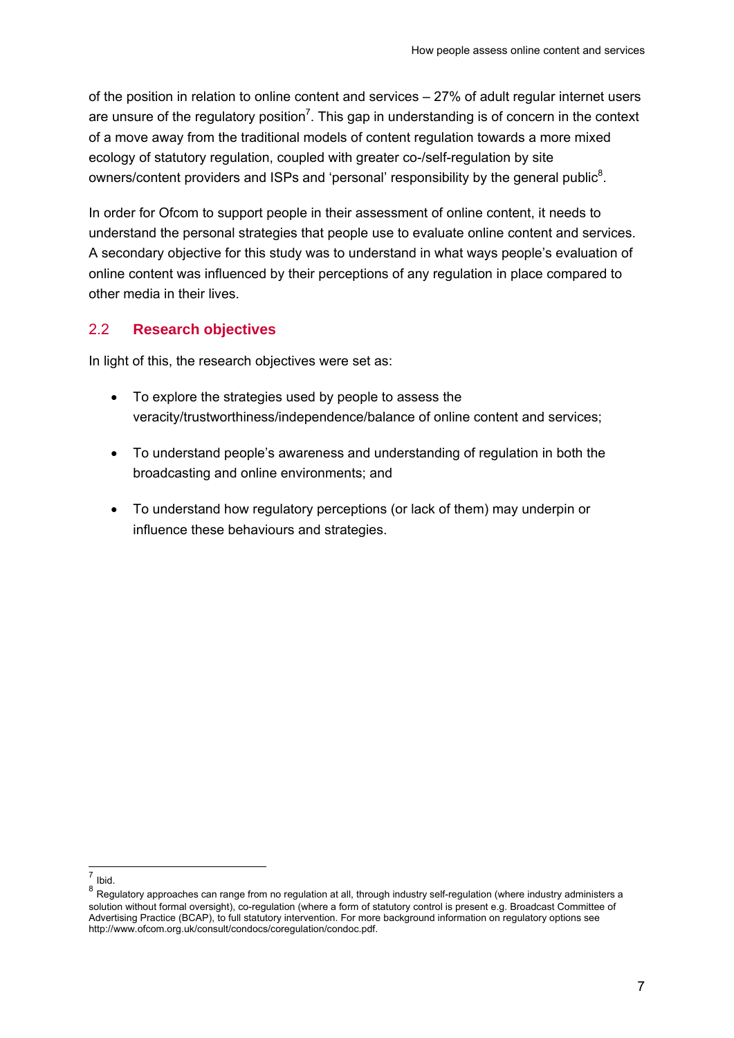of the position in relation to online content and services – 27% of adult regular internet users are unsure of the regulatory position[7]. This gap in understanding is of concern in the context of a move away from the traditional models of content regulation towards a more mixed ecology of statutory regulation, coupled with greater co-/self-regulation by site owners/content providers and ISPs and 'personal' responsibility by the general public[8].

In order for Ofcom to support people in their assessment of online content, it needs to understand the personal strategies that people use to evaluate online content and services. A secondary objective for this study was to understand in what ways people's evaluation of online content was influenced by their perceptions of any regulation in place compared to other media in their lives.

## 2.2 Research objectives

In light of this, the research objectives were set as:

- To explore the strategies used by people to assess the veracity/trustworthiness/independence/balance of online content and services;
- To understand people's awareness and understanding of regulation in both the broadcasting and online environments; and
- To understand how regulatory perceptions (or lack of them) may underpin or influence these behaviours and strategies.

---

[7] Ibid.

[8] Regulatory approaches can range from no regulation at all, through industry self-regulation (where industry administers a solution without formal oversight), co-regulation (where a form of statutory control is present e.g. Broadcast Committee of Advertising Practice (BCAP), to full statutory intervention. For more background information on regulatory options see http://www.ofcom.org.uk/consult/condocs/coregulation/condoc.pdf.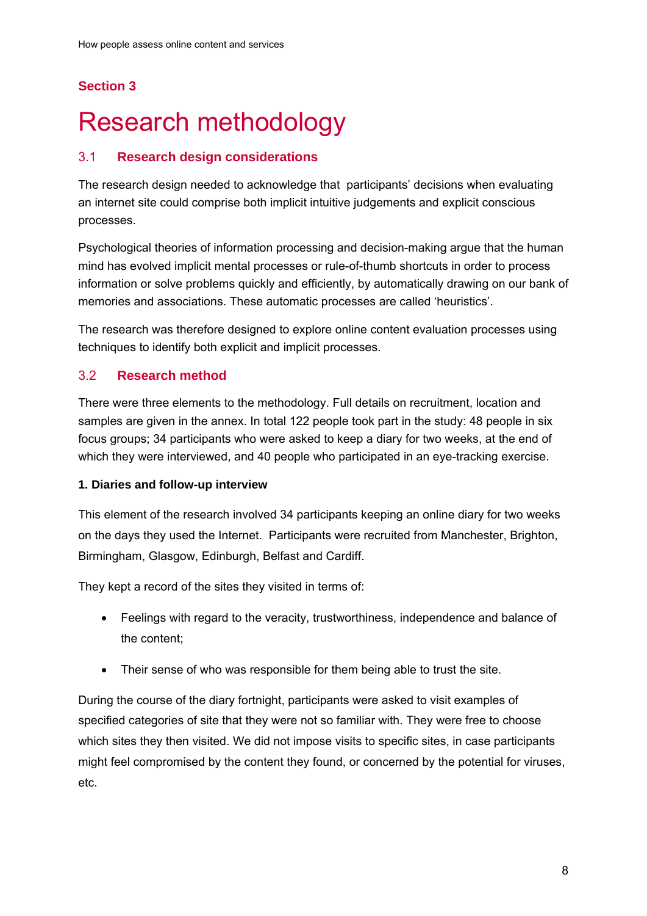## Section 3

# Research methodology

## 3.1 Research design considerations

The research design needed to acknowledge that participants' decisions when evaluating an internet site could comprise both implicit intuitive judgements and explicit conscious processes.

Psychological theories of information processing and decision-making argue that the human mind has evolved implicit mental processes or rule-of-thumb shortcuts in order to process information or solve problems quickly and efficiently, by automatically drawing on our bank of memories and associations. These automatic processes are called 'heuristics'.

The research was therefore designed to explore online content evaluation processes using techniques to identify both explicit and implicit processes.

## 3.2 Research method

There were three elements to the methodology. Full details on recruitment, location and samples are given in the annex. In total 122 people took part in the study: 48 people in six focus groups; 34 participants who were asked to keep a diary for two weeks, at the end of which they were interviewed, and 40 people who participated in an eye-tracking exercise.

**1. Diaries and follow-up interview**

This element of the research involved 34 participants keeping an online diary for two weeks on the days they used the Internet. Participants were recruited from Manchester, Brighton, Birmingham, Glasgow, Edinburgh, Belfast and Cardiff.

They kept a record of the sites they visited in terms of:

- Feelings with regard to the veracity, trustworthiness, independence and balance of the content;
- Their sense of who was responsible for them being able to trust the site.

During the course of the diary fortnight, participants were asked to visit examples of specified categories of site that they were not so familiar with. They were free to choose which sites they then visited. We did not impose visits to specific sites, in case participants might feel compromised by the content they found, or concerned by the potential for viruses, etc.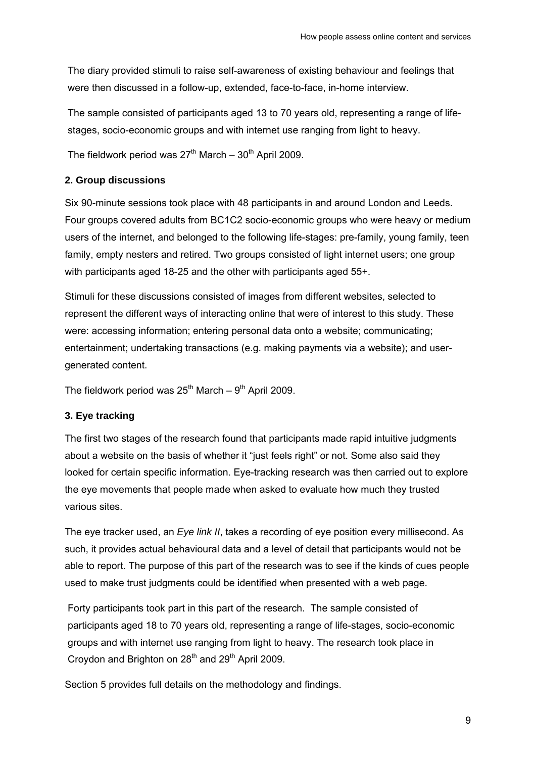The diary provided stimuli to raise self-awareness of existing behaviour and feelings that were then discussed in a follow-up, extended, face-to-face, in-home interview.

The sample consisted of participants aged 13 to 70 years old, representing a range of life-stages, socio-economic groups and with internet use ranging from light to heavy.

The fieldwork period was 27th March – 30th April 2009.

### 2. Group discussions

Six 90-minute sessions took place with 48 participants in and around London and Leeds. Four groups covered adults from BC1C2 socio-economic groups who were heavy or medium users of the internet, and belonged to the following life-stages: pre-family, young family, teen family, empty nesters and retired. Two groups consisted of light internet users; one group with participants aged 18-25 and the other with participants aged 55+.

Stimuli for these discussions consisted of images from different websites, selected to represent the different ways of interacting online that were of interest to this study. These were: accessing information; entering personal data onto a website; communicating; entertainment; undertaking transactions (e.g. making payments via a website); and user-generated content.

The fieldwork period was 25th March – 9th April 2009.

### 3. Eye tracking

The first two stages of the research found that participants made rapid intuitive judgments about a website on the basis of whether it "just feels right" or not. Some also said they looked for certain specific information. Eye-tracking research was then carried out to explore the eye movements that people made when asked to evaluate how much they trusted various sites.

The eye tracker used, an *Eye link II*, takes a recording of eye position every millisecond. As such, it provides actual behavioural data and a level of detail that participants would not be able to report. The purpose of this part of the research was to see if the kinds of cues people used to make trust judgments could be identified when presented with a web page.

Forty participants took part in this part of the research. The sample consisted of participants aged 18 to 70 years old, representing a range of life-stages, socio-economic groups and with internet use ranging from light to heavy. The research took place in Croydon and Brighton on 28th and 29th April 2009.

Section 5 provides full details on the methodology and findings.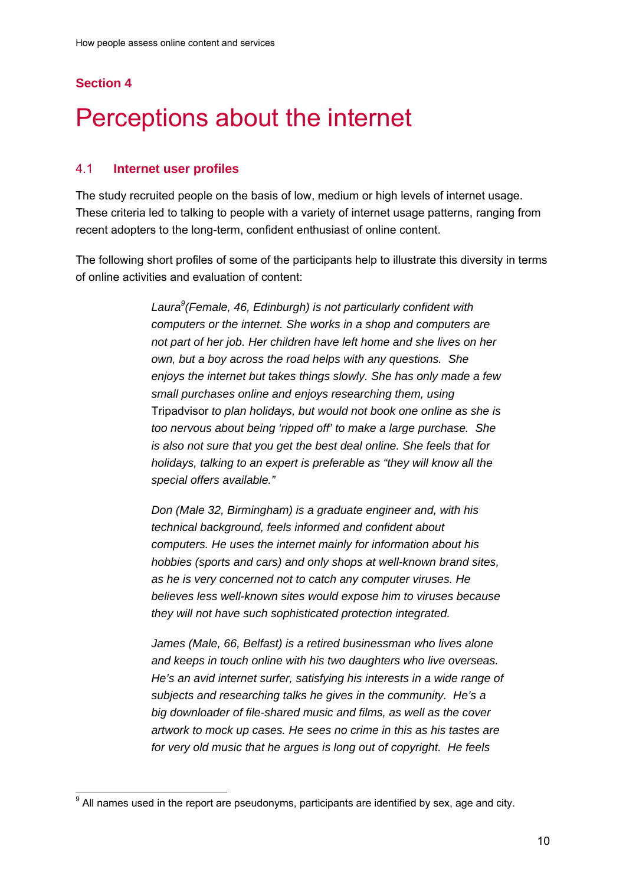## Section 4

# Perceptions about the internet

### 4.1 Internet user profiles

The study recruited people on the basis of low, medium or high levels of internet usage. These criteria led to talking to people with a variety of internet usage patterns, ranging from recent adopters to the long-term, confident enthusiast of online content.

The following short profiles of some of the participants help to illustrate this diversity in terms of online activities and evaluation of content:

> *Laura*[9] *(Female, 46, Edinburgh) is not particularly confident with computers or the internet. She works in a shop and computers are not part of her job. Her children have left home and she lives on her own, but a boy across the road helps with any questions. She enjoys the internet but takes things slowly. She has only made a few small purchases online and enjoys researching them, using* Tripadvisor *to plan holidays, but would not book one online as she is too nervous about being 'ripped off' to make a large purchase. She is also not sure that you get the best deal online. She feels that for holidays, talking to an expert is preferable as "they will know all the special offers available."*

> *Don (Male 32, Birmingham) is a graduate engineer and, with his technical background, feels informed and confident about computers. He uses the internet mainly for information about his hobbies (sports and cars) and only shops at well-known brand sites, as he is very concerned not to catch any computer viruses. He believes less well-known sites would expose him to viruses because they will not have such sophisticated protection integrated.*

> *James (Male, 66, Belfast) is a retired businessman who lives alone and keeps in touch online with his two daughters who live overseas. He's an avid internet surfer, satisfying his interests in a wide range of subjects and researching talks he gives in the community. He's a big downloader of file-shared music and films, as well as the cover artwork to mock up cases. He sees no crime in this as his tastes are for very old music that he argues is long out of copyright. He feels*

[9] All names used in the report are pseudonyms, participants are identified by sex, age and city.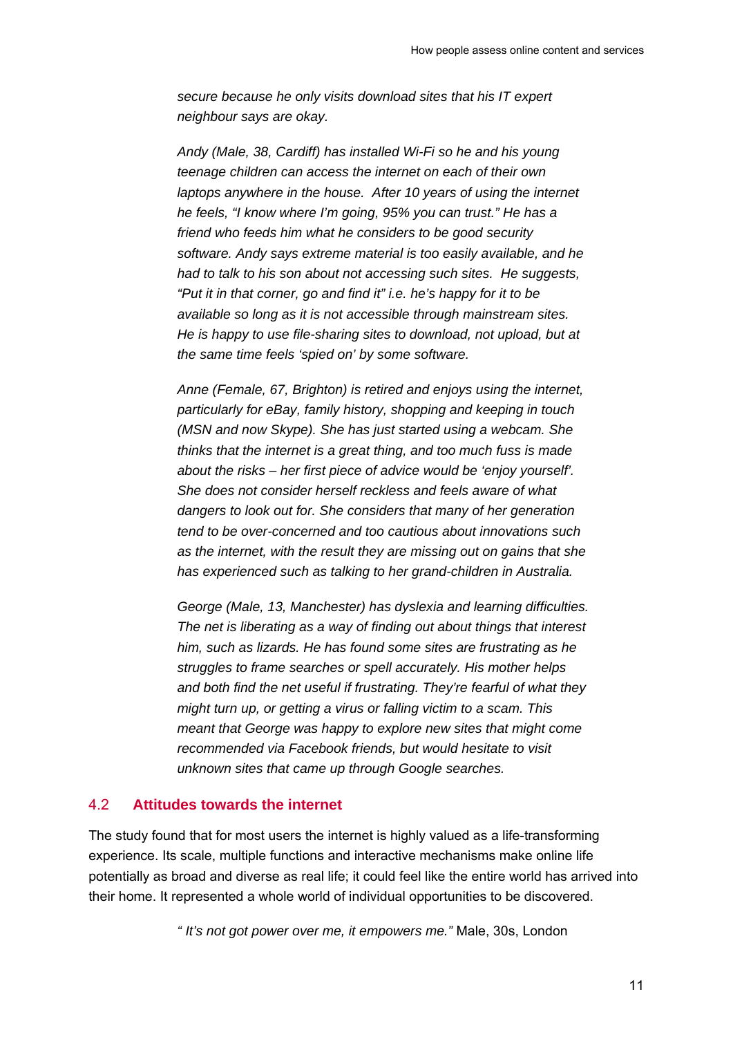*secure because he only visits download sites that his IT expert neighbour says are okay.*

*Andy (Male, 38, Cardiff) has installed Wi-Fi so he and his young teenage children can access the internet on each of their own laptops anywhere in the house. After 10 years of using the internet he feels, "I know where I'm going, 95% you can trust." He has a friend who feeds him what he considers to be good security software. Andy says extreme material is too easily available, and he had to talk to his son about not accessing such sites. He suggests, "Put it in that corner, go and find it" i.e. he's happy for it to be available so long as it is not accessible through mainstream sites. He is happy to use file-sharing sites to download, not upload, but at the same time feels 'spied on' by some software.*

*Anne (Female, 67, Brighton) is retired and enjoys using the internet, particularly for eBay, family history, shopping and keeping in touch (MSN and now Skype). She has just started using a webcam. She thinks that the internet is a great thing, and too much fuss is made about the risks – her first piece of advice would be 'enjoy yourself'. She does not consider herself reckless and feels aware of what dangers to look out for. She considers that many of her generation tend to be over-concerned and too cautious about innovations such as the internet, with the result they are missing out on gains that she has experienced such as talking to her grand-children in Australia.*

*George (Male, 13, Manchester) has dyslexia and learning difficulties. The net is liberating as a way of finding out about things that interest him, such as lizards. He has found some sites are frustrating as he struggles to frame searches or spell accurately. His mother helps and both find the net useful if frustrating. They're fearful of what they might turn up, or getting a virus or falling victim to a scam. This meant that George was happy to explore new sites that might come recommended via Facebook friends, but would hesitate to visit unknown sites that came up through Google searches.*

## 4.2 Attitudes towards the internet

The study found that for most users the internet is highly valued as a life-transforming experience. Its scale, multiple functions and interactive mechanisms make online life potentially as broad and diverse as real life; it could feel like the entire world has arrived into their home. It represented a whole world of individual opportunities to be discovered.

> *" It's not got power over me, it empowers me."* Male, 30s, London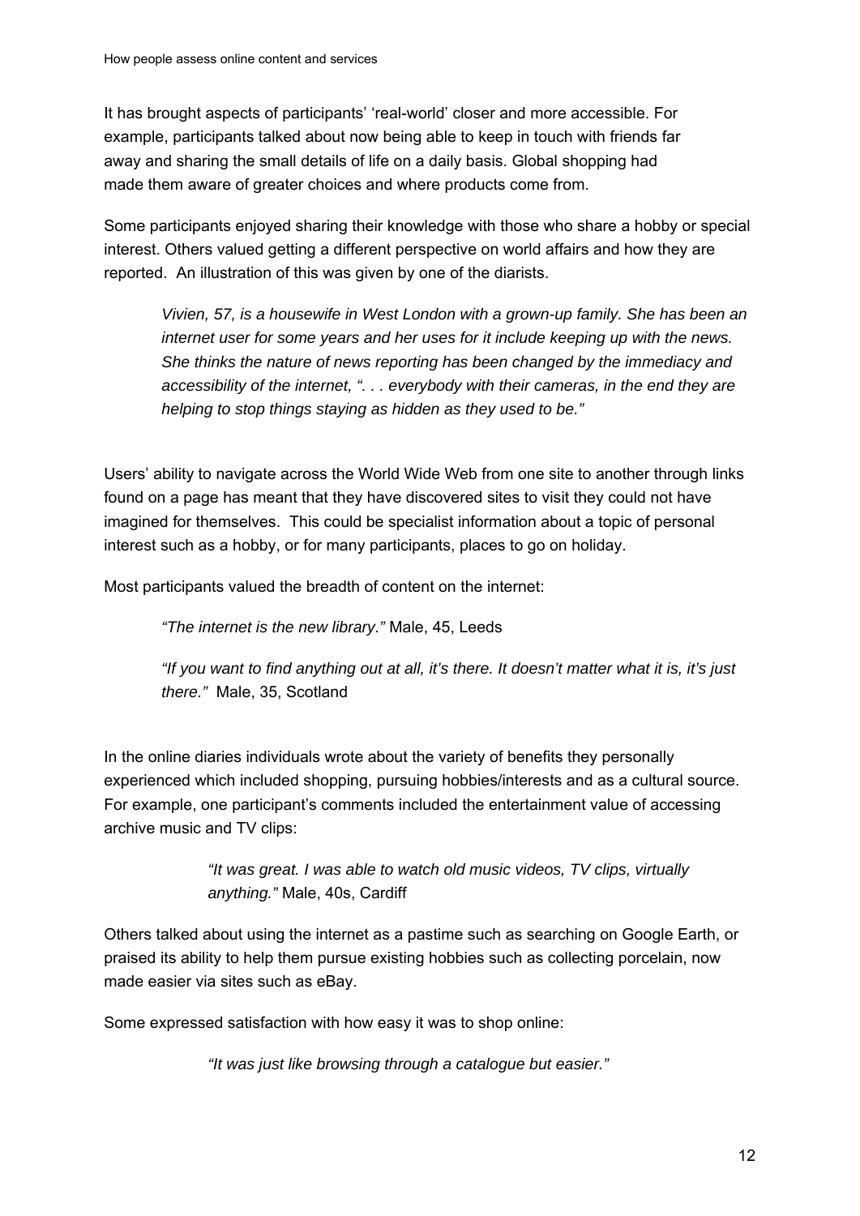It has brought aspects of participants' 'real-world' closer and more accessible. For example, participants talked about now being able to keep in touch with friends far away and sharing the small details of life on a daily basis. Global shopping had made them aware of greater choices and where products come from.

Some participants enjoyed sharing their knowledge with those who share a hobby or special interest. Others valued getting a different perspective on world affairs and how they are reported. An illustration of this was given by one of the diarists.

> *Vivien, 57, is a housewife in West London with a grown-up family. She has been an internet user for some years and her uses for it include keeping up with the news. She thinks the nature of news reporting has been changed by the immediacy and accessibility of the internet, ". . . everybody with their cameras, in the end they are helping to stop things staying as hidden as they used to be."*

Users' ability to navigate across the World Wide Web from one site to another through links found on a page has meant that they have discovered sites to visit they could not have imagined for themselves. This could be specialist information about a topic of personal interest such as a hobby, or for many participants, places to go on holiday.

Most participants valued the breadth of content on the internet:

> *"The internet is the new library."* Male, 45, Leeds
>
> *"If you want to find anything out at all, it's there. It doesn't matter what it is, it's just there."* Male, 35, Scotland

In the online diaries individuals wrote about the variety of benefits they personally experienced which included shopping, pursuing hobbies/interests and as a cultural source. For example, one participant's comments included the entertainment value of accessing archive music and TV clips:

> *"It was great. I was able to watch old music videos, TV clips, virtually anything."* Male, 40s, Cardiff

Others talked about using the internet as a pastime such as searching on Google Earth, or praised its ability to help them pursue existing hobbies such as collecting porcelain, now made easier via sites such as eBay.

Some expressed satisfaction with how easy it was to shop online:

> *"It was just like browsing through a catalogue but easier."*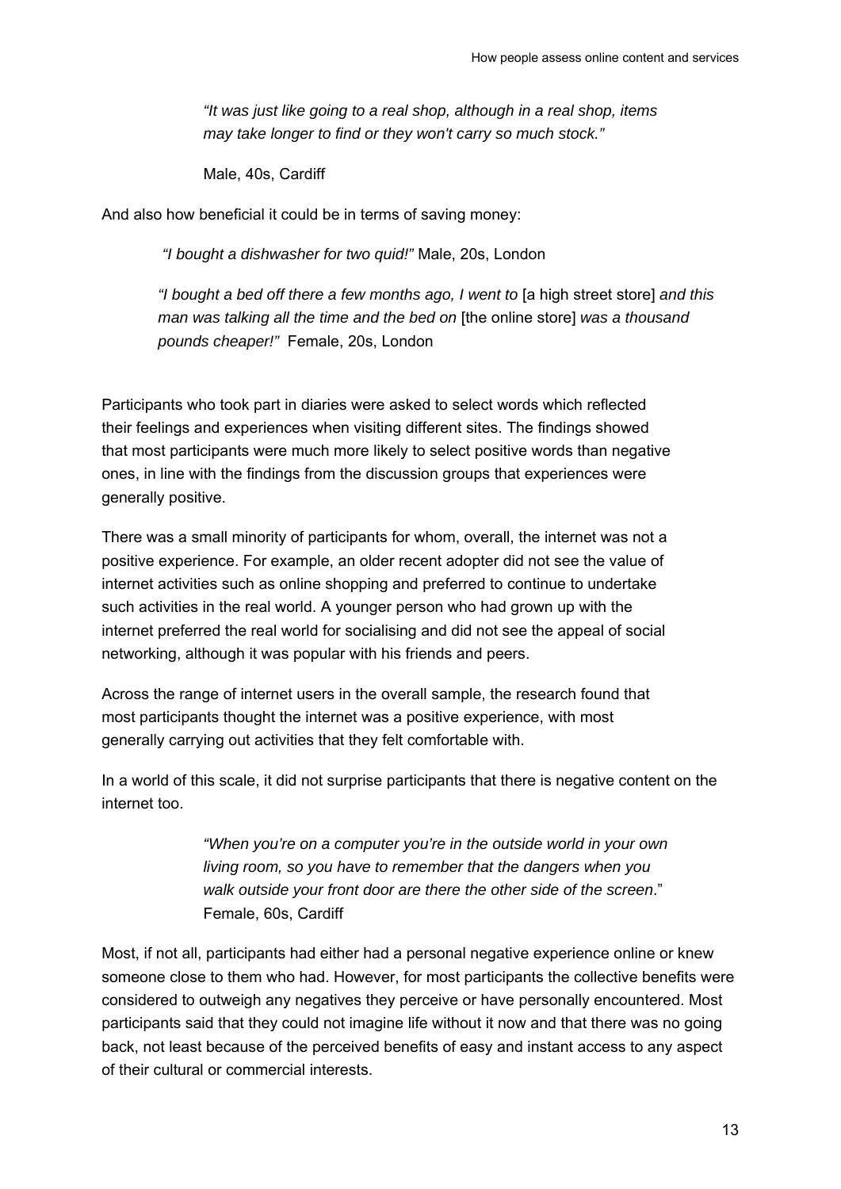*"It was just like going to a real shop, although in a real shop, items may take longer to find or they won't carry so much stock."*

Male, 40s, Cardiff

And also how beneficial it could be in terms of saving money:

*"I bought a dishwasher for two quid!"* Male, 20s, London

*"I bought a bed off there a few months ago, I went to* [a high street store] *and this man was talking all the time and the bed on* [the online store] *was a thousand pounds cheaper!"* Female, 20s, London

Participants who took part in diaries were asked to select words which reflected their feelings and experiences when visiting different sites. The findings showed that most participants were much more likely to select positive words than negative ones, in line with the findings from the discussion groups that experiences were generally positive.

There was a small minority of participants for whom, overall, the internet was not a positive experience. For example, an older recent adopter did not see the value of internet activities such as online shopping and preferred to continue to undertake such activities in the real world. A younger person who had grown up with the internet preferred the real world for socialising and did not see the appeal of social networking, although it was popular with his friends and peers.

Across the range of internet users in the overall sample, the research found that most participants thought the internet was a positive experience, with most generally carrying out activities that they felt comfortable with.

In a world of this scale, it did not surprise participants that there is negative content on the internet too.

*"When you're on a computer you're in the outside world in your own living room, so you have to remember that the dangers when you walk outside your front door are there the other side of the screen*."
Female, 60s, Cardiff

Most, if not all, participants had either had a personal negative experience online or knew someone close to them who had. However, for most participants the collective benefits were considered to outweigh any negatives they perceive or have personally encountered. Most participants said that they could not imagine life without it now and that there was no going back, not least because of the perceived benefits of easy and instant access to any aspect of their cultural or commercial interests.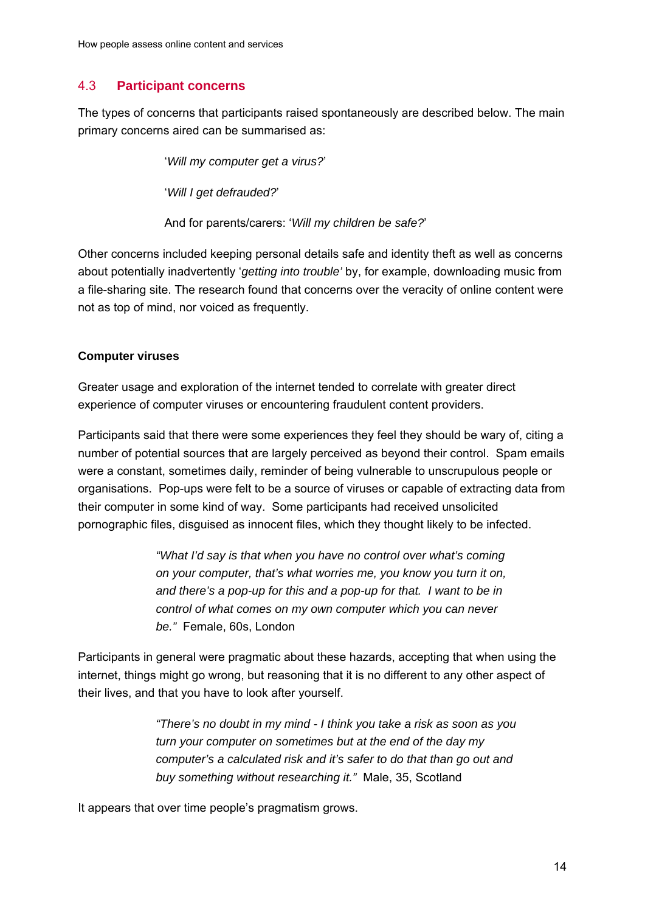## 4.3 Participant concerns

The types of concerns that participants raised spontaneously are described below. The main primary concerns aired can be summarised as:

> '*Will my computer get a virus?*'
>
> '*Will I get defrauded?*'
>
> And for parents/carers: '*Will my children be safe?*'

Other concerns included keeping personal details safe and identity theft as well as concerns about potentially inadvertently '*getting into trouble'* by, for example, downloading music from a file-sharing site. The research found that concerns over the veracity of online content were not as top of mind, nor voiced as frequently.

**Computer viruses**

Greater usage and exploration of the internet tended to correlate with greater direct experience of computer viruses or encountering fraudulent content providers.

Participants said that there were some experiences they feel they should be wary of, citing a number of potential sources that are largely perceived as beyond their control. Spam emails were a constant, sometimes daily, reminder of being vulnerable to unscrupulous people or organisations. Pop-ups were felt to be a source of viruses or capable of extracting data from their computer in some kind of way. Some participants had received unsolicited pornographic files, disguised as innocent files, which they thought likely to be infected.

> *"What I'd say is that when you have no control over what's coming on your computer, that's what worries me, you know you turn it on, and there's a pop-up for this and a pop-up for that. I want to be in control of what comes on my own computer which you can never be."* Female, 60s, London

Participants in general were pragmatic about these hazards, accepting that when using the internet, things might go wrong, but reasoning that it is no different to any other aspect of their lives, and that you have to look after yourself.

> *"There's no doubt in my mind - I think you take a risk as soon as you turn your computer on sometimes but at the end of the day my computer's a calculated risk and it's safer to do that than go out and buy something without researching it."* Male, 35, Scotland

It appears that over time people's pragmatism grows.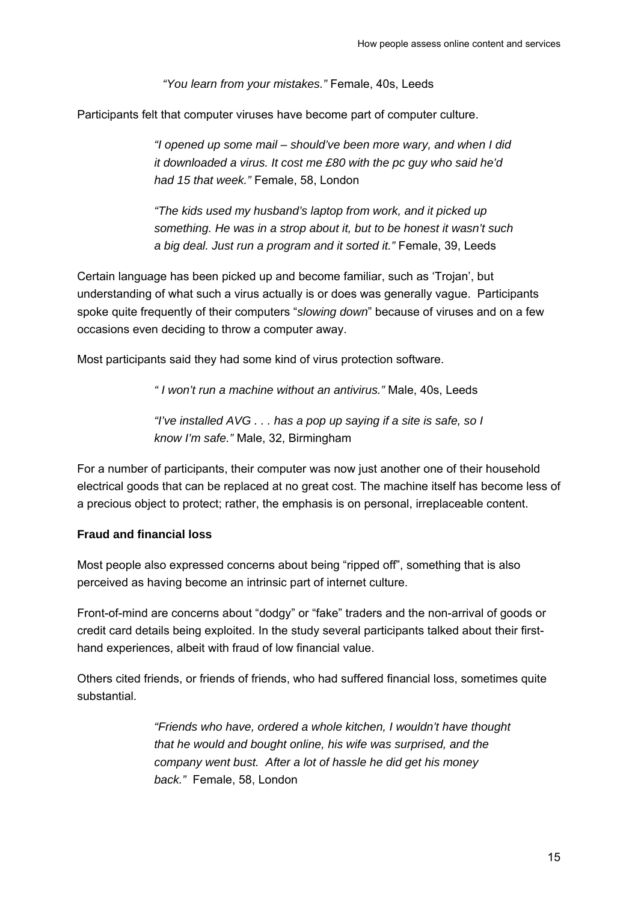*"You learn from your mistakes."* Female, 40s, Leeds

Participants felt that computer viruses have become part of computer culture.

> *"I opened up some mail – should've been more wary, and when I did it downloaded a virus. It cost me £80 with the pc guy who said he'd had 15 that week."* Female, 58, London

> *"The kids used my husband's laptop from work, and it picked up something. He was in a strop about it, but to be honest it wasn't such a big deal. Just run a program and it sorted it."* Female, 39, Leeds

Certain language has been picked up and become familiar, such as 'Trojan', but understanding of what such a virus actually is or does was generally vague. Participants spoke quite frequently of their computers "*slowing down*" because of viruses and on a few occasions even deciding to throw a computer away.

Most participants said they had some kind of virus protection software.

> *" I won't run a machine without an antivirus."* Male, 40s, Leeds

> *"I've installed AVG . . . has a pop up saying if a site is safe, so I know I'm safe."* Male, 32, Birmingham

For a number of participants, their computer was now just another one of their household electrical goods that can be replaced at no great cost. The machine itself has become less of a precious object to protect; rather, the emphasis is on personal, irreplaceable content.

**Fraud and financial loss**

Most people also expressed concerns about being "ripped off", something that is also perceived as having become an intrinsic part of internet culture.

Front-of-mind are concerns about "dodgy" or "fake" traders and the non-arrival of goods or credit card details being exploited. In the study several participants talked about their first-hand experiences, albeit with fraud of low financial value.

Others cited friends, or friends of friends, who had suffered financial loss, sometimes quite substantial.

> *"Friends who have, ordered a whole kitchen, I wouldn't have thought that he would and bought online, his wife was surprised, and the company went bust. After a lot of hassle he did get his money back."* Female, 58, London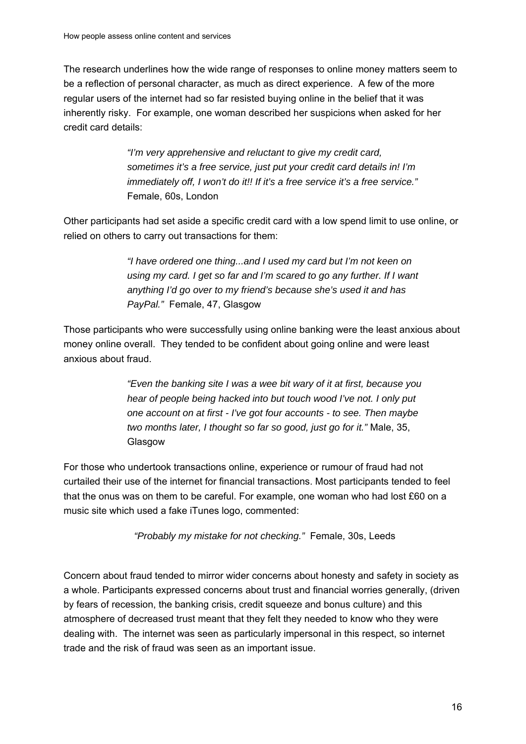The research underlines how the wide range of responses to online money matters seem to be a reflection of personal character, as much as direct experience. A few of the more regular users of the internet had so far resisted buying online in the belief that it was inherently risky. For example, one woman described her suspicions when asked for her credit card details:

> *"I'm very apprehensive and reluctant to give my credit card, sometimes it's a free service, just put your credit card details in! I'm immediately off, I won't do it!! If it's a free service it's a free service."* Female, 60s, London

Other participants had set aside a specific credit card with a low spend limit to use online, or relied on others to carry out transactions for them:

> *"I have ordered one thing...and I used my card but I'm not keen on using my card. I get so far and I'm scared to go any further. If I want anything I'd go over to my friend's because she's used it and has PayPal."* Female, 47, Glasgow

Those participants who were successfully using online banking were the least anxious about money online overall. They tended to be confident about going online and were least anxious about fraud.

> *"Even the banking site I was a wee bit wary of it at first, because you hear of people being hacked into but touch wood I've not. I only put one account on at first - I've got four accounts - to see. Then maybe two months later, I thought so far so good, just go for it."* Male, 35, Glasgow

For those who undertook transactions online, experience or rumour of fraud had not curtailed their use of the internet for financial transactions. Most participants tended to feel that the onus was on them to be careful. For example, one woman who had lost £60 on a music site which used a fake iTunes logo, commented:

> *"Probably my mistake for not checking."* Female, 30s, Leeds

Concern about fraud tended to mirror wider concerns about honesty and safety in society as a whole. Participants expressed concerns about trust and financial worries generally, (driven by fears of recession, the banking crisis, credit squeeze and bonus culture) and this atmosphere of decreased trust meant that they felt they needed to know who they were dealing with. The internet was seen as particularly impersonal in this respect, so internet trade and the risk of fraud was seen as an important issue.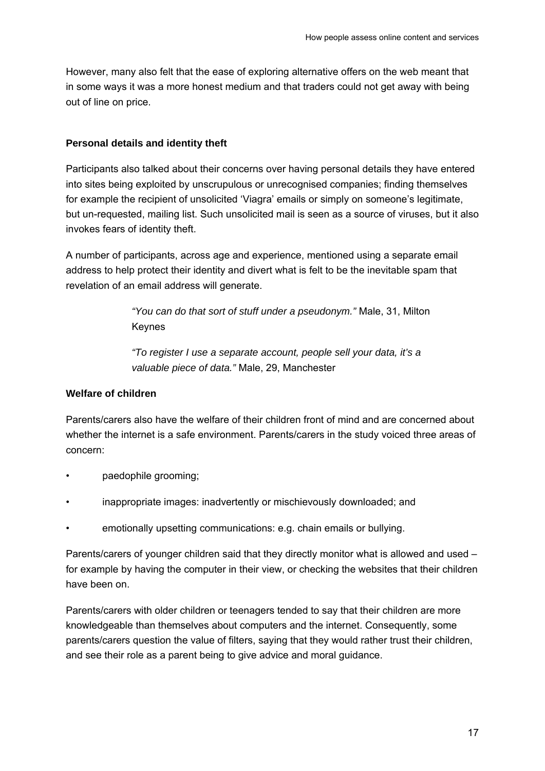However, many also felt that the ease of exploring alternative offers on the web meant that in some ways it was a more honest medium and that traders could not get away with being out of line on price.

**Personal details and identity theft**

Participants also talked about their concerns over having personal details they have entered into sites being exploited by unscrupulous or unrecognised companies; finding themselves for example the recipient of unsolicited 'Viagra' emails or simply on someone's legitimate, but un-requested, mailing list. Such unsolicited mail is seen as a source of viruses, but it also invokes fears of identity theft.

A number of participants, across age and experience, mentioned using a separate email address to help protect their identity and divert what is felt to be the inevitable spam that revelation of an email address will generate.

> *"You can do that sort of stuff under a pseudonym."* Male, 31, Milton Keynes
>
> *"To register I use a separate account, people sell your data, it's a valuable piece of data."* Male, 29, Manchester

**Welfare of children**

Parents/carers also have the welfare of their children front of mind and are concerned about whether the internet is a safe environment. Parents/carers in the study voiced three areas of concern:

- paedophile grooming;
- inappropriate images: inadvertently or mischievously downloaded; and
- emotionally upsetting communications: e.g. chain emails or bullying.

Parents/carers of younger children said that they directly monitor what is allowed and used – for example by having the computer in their view, or checking the websites that their children have been on.

Parents/carers with older children or teenagers tended to say that their children are more knowledgeable than themselves about computers and the internet. Consequently, some parents/carers question the value of filters, saying that they would rather trust their children, and see their role as a parent being to give advice and moral guidance.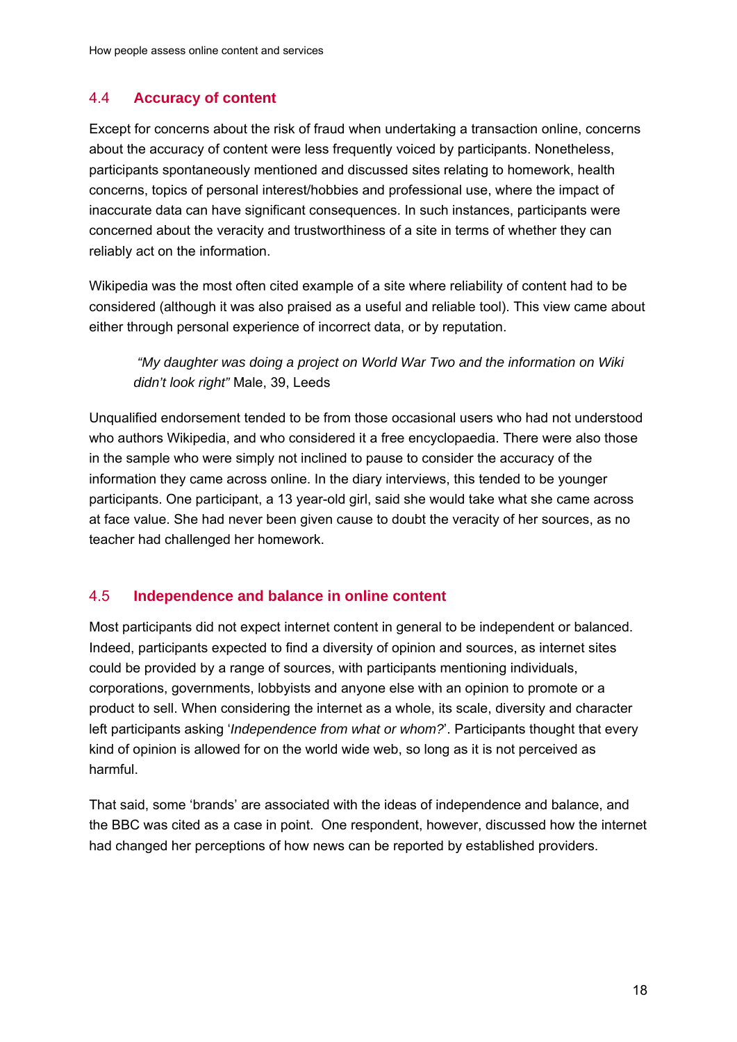## 4.4 Accuracy of content

Except for concerns about the risk of fraud when undertaking a transaction online, concerns about the accuracy of content were less frequently voiced by participants. Nonetheless, participants spontaneously mentioned and discussed sites relating to homework, health concerns, topics of personal interest/hobbies and professional use, where the impact of inaccurate data can have significant consequences. In such instances, participants were concerned about the veracity and trustworthiness of a site in terms of whether they can reliably act on the information.

Wikipedia was the most often cited example of a site where reliability of content had to be considered (although it was also praised as a useful and reliable tool). This view came about either through personal experience of incorrect data, or by reputation.

> *"My daughter was doing a project on World War Two and the information on Wiki didn't look right"* Male, 39, Leeds

Unqualified endorsement tended to be from those occasional users who had not understood who authors Wikipedia, and who considered it a free encyclopaedia. There were also those in the sample who were simply not inclined to pause to consider the accuracy of the information they came across online. In the diary interviews, this tended to be younger participants. One participant, a 13 year-old girl, said she would take what she came across at face value. She had never been given cause to doubt the veracity of her sources, as no teacher had challenged her homework.

## 4.5 Independence and balance in online content

Most participants did not expect internet content in general to be independent or balanced. Indeed, participants expected to find a diversity of opinion and sources, as internet sites could be provided by a range of sources, with participants mentioning individuals, corporations, governments, lobbyists and anyone else with an opinion to promote or a product to sell. When considering the internet as a whole, its scale, diversity and character left participants asking '*Independence from what or whom?*'. Participants thought that every kind of opinion is allowed for on the world wide web, so long as it is not perceived as harmful.

That said, some 'brands' are associated with the ideas of independence and balance, and the BBC was cited as a case in point. One respondent, however, discussed how the internet had changed her perceptions of how news can be reported by established providers.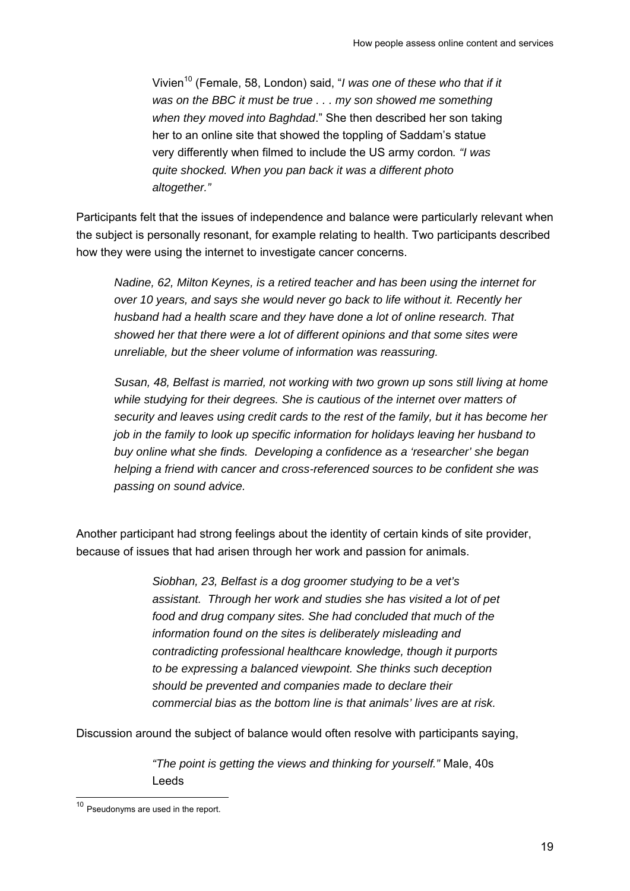> Vivien[10] (Female, 58, London) said, "*I was one of these who that if it was on the BBC it must be true . . . my son showed me something when they moved into Baghdad*." She then described her son taking her to an online site that showed the toppling of Saddam's statue very differently when filmed to include the US army cordon*. "I was quite shocked. When you pan back it was a different photo altogether."*

Participants felt that the issues of independence and balance were particularly relevant when the subject is personally resonant, for example relating to health. Two participants described how they were using the internet to investigate cancer concerns.

> *Nadine, 62, Milton Keynes, is a retired teacher and has been using the internet for over 10 years, and says she would never go back to life without it. Recently her husband had a health scare and they have done a lot of online research. That showed her that there were a lot of different opinions and that some sites were unreliable, but the sheer volume of information was reassuring.*
>
> *Susan, 48, Belfast is married, not working with two grown up sons still living at home while studying for their degrees. She is cautious of the internet over matters of security and leaves using credit cards to the rest of the family, but it has become her job in the family to look up specific information for holidays leaving her husband to buy online what she finds. Developing a confidence as a 'researcher' she began helping a friend with cancer and cross-referenced sources to be confident she was passing on sound advice.*

Another participant had strong feelings about the identity of certain kinds of site provider, because of issues that had arisen through her work and passion for animals.

> *Siobhan, 23, Belfast is a dog groomer studying to be a vet's assistant. Through her work and studies she has visited a lot of pet food and drug company sites. She had concluded that much of the information found on the sites is deliberately misleading and contradicting professional healthcare knowledge, though it purports to be expressing a balanced viewpoint. She thinks such deception should be prevented and companies made to declare their commercial bias as the bottom line is that animals' lives are at risk.*

Discussion around the subject of balance would often resolve with participants saying,

> *"The point is getting the views and thinking for yourself."* Male, 40s Leeds

---

[10] Pseudonyms are used in the report.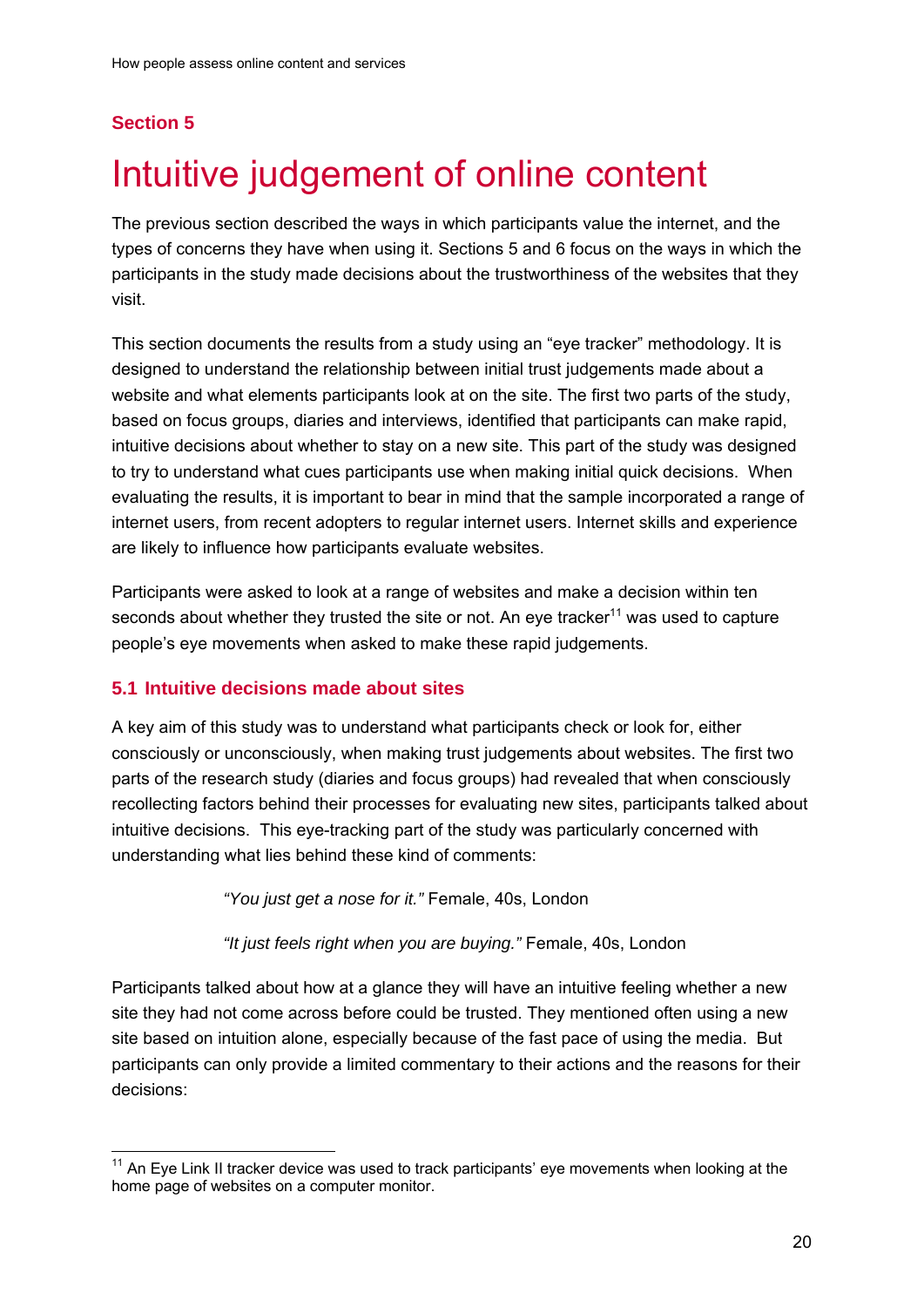**Section 5**

# Intuitive judgement of online content

The previous section described the ways in which participants value the internet, and the types of concerns they have when using it. Sections 5 and 6 focus on the ways in which the participants in the study made decisions about the trustworthiness of the websites that they visit.

This section documents the results from a study using an "eye tracker" methodology. It is designed to understand the relationship between initial trust judgements made about a website and what elements participants look at on the site. The first two parts of the study, based on focus groups, diaries and interviews, identified that participants can make rapid, intuitive decisions about whether to stay on a new site. This part of the study was designed to try to understand what cues participants use when making initial quick decisions. When evaluating the results, it is important to bear in mind that the sample incorporated a range of internet users, from recent adopters to regular internet users. Internet skills and experience are likely to influence how participants evaluate websites.

Participants were asked to look at a range of websites and make a decision within ten seconds about whether they trusted the site or not. An eye tracker[11] was used to capture people's eye movements when asked to make these rapid judgements.

## 5.1 Intuitive decisions made about sites

A key aim of this study was to understand what participants check or look for, either consciously or unconsciously, when making trust judgements about websites. The first two parts of the research study (diaries and focus groups) had revealed that when consciously recollecting factors behind their processes for evaluating new sites, participants talked about intuitive decisions. This eye-tracking part of the study was particularly concerned with understanding what lies behind these kind of comments:

> *"You just get a nose for it."* Female, 40s, London
>
> *"It just feels right when you are buying."* Female, 40s, London

Participants talked about how at a glance they will have an intuitive feeling whether a new site they had not come across before could be trusted. They mentioned often using a new site based on intuition alone, especially because of the fast pace of using the media. But participants can only provide a limited commentary to their actions and the reasons for their decisions:

[11] An Eye Link II tracker device was used to track participants' eye movements when looking at the home page of websites on a computer monitor.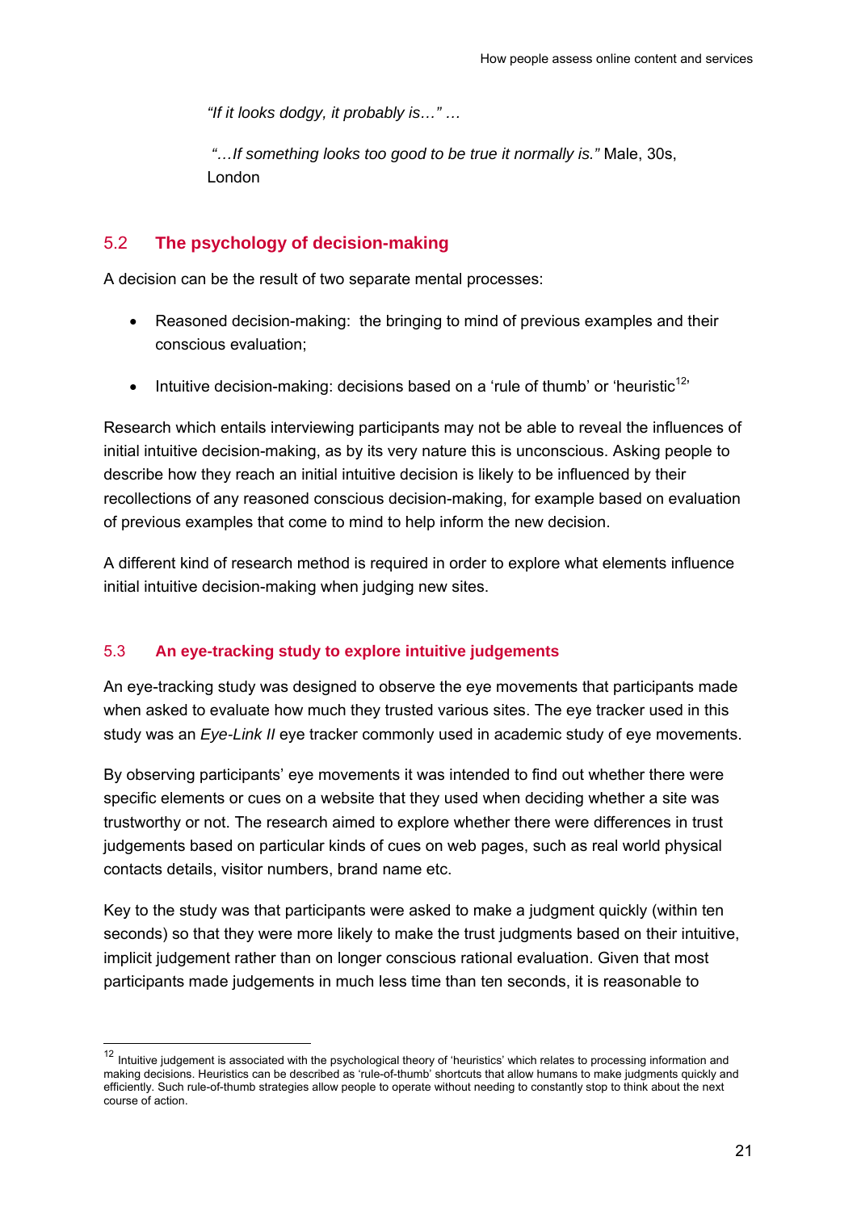*"If it looks dodgy, it probably is…" …*

*"…If something looks too good to be true it normally is."* Male, 30s, London

## 5.2 The psychology of decision-making

A decision can be the result of two separate mental processes:

- Reasoned decision-making: the bringing to mind of previous examples and their conscious evaluation;
- Intuitive decision-making: decisions based on a 'rule of thumb' or 'heuristic[12]'

Research which entails interviewing participants may not be able to reveal the influences of initial intuitive decision-making, as by its very nature this is unconscious. Asking people to describe how they reach an initial intuitive decision is likely to be influenced by their recollections of any reasoned conscious decision-making, for example based on evaluation of previous examples that come to mind to help inform the new decision.

A different kind of research method is required in order to explore what elements influence initial intuitive decision-making when judging new sites.

## 5.3 An eye-tracking study to explore intuitive judgements

An eye-tracking study was designed to observe the eye movements that participants made when asked to evaluate how much they trusted various sites. The eye tracker used in this study was an *Eye-Link II* eye tracker commonly used in academic study of eye movements.

By observing participants' eye movements it was intended to find out whether there were specific elements or cues on a website that they used when deciding whether a site was trustworthy or not. The research aimed to explore whether there were differences in trust judgements based on particular kinds of cues on web pages, such as real world physical contacts details, visitor numbers, brand name etc.

Key to the study was that participants were asked to make a judgment quickly (within ten seconds) so that they were more likely to make the trust judgments based on their intuitive, implicit judgement rather than on longer conscious rational evaluation. Given that most participants made judgements in much less time than ten seconds, it is reasonable to

---

[12] Intuitive judgement is associated with the psychological theory of 'heuristics' which relates to processing information and making decisions. Heuristics can be described as 'rule-of-thumb' shortcuts that allow humans to make judgments quickly and efficiently. Such rule-of-thumb strategies allow people to operate without needing to constantly stop to think about the next course of action.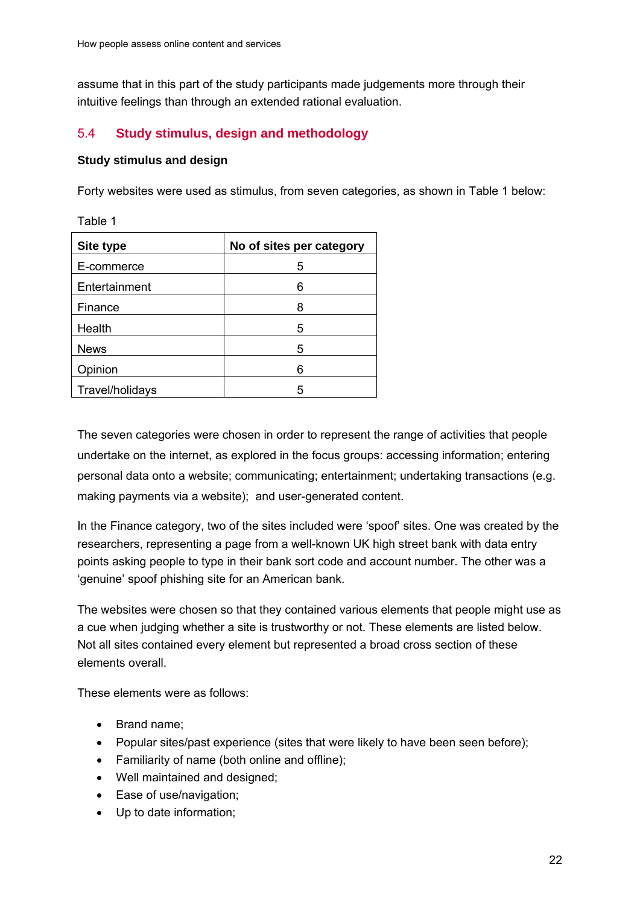assume that in this part of the study participants made judgements more through their intuitive feelings than through an extended rational evaluation.

## 5.4 Study stimulus, design and methodology

**Study stimulus and design**

Forty websites were used as stimulus, from seven categories, as shown in Table 1 below:

Table 1

| Site type | No of sites per category |
|---|---|
| E-commerce | 5 |
| Entertainment | 6 |
| Finance | 8 |
| Health | 5 |
| News | 5 |
| Opinion | 6 |
| Travel/holidays | 5 |

The seven categories were chosen in order to represent the range of activities that people undertake on the internet, as explored in the focus groups: accessing information; entering personal data onto a website; communicating; entertainment; undertaking transactions (e.g. making payments via a website); and user-generated content.

In the Finance category, two of the sites included were 'spoof' sites. One was created by the researchers, representing a page from a well-known UK high street bank with data entry points asking people to type in their bank sort code and account number. The other was a 'genuine' spoof phishing site for an American bank.

The websites were chosen so that they contained various elements that people might use as a cue when judging whether a site is trustworthy or not. These elements are listed below. Not all sites contained every element but represented a broad cross section of these elements overall.

These elements were as follows:

- Brand name;
- Popular sites/past experience (sites that were likely to have been seen before);
- Familiarity of name (both online and offline);
- Well maintained and designed;
- Ease of use/navigation;
- Up to date information;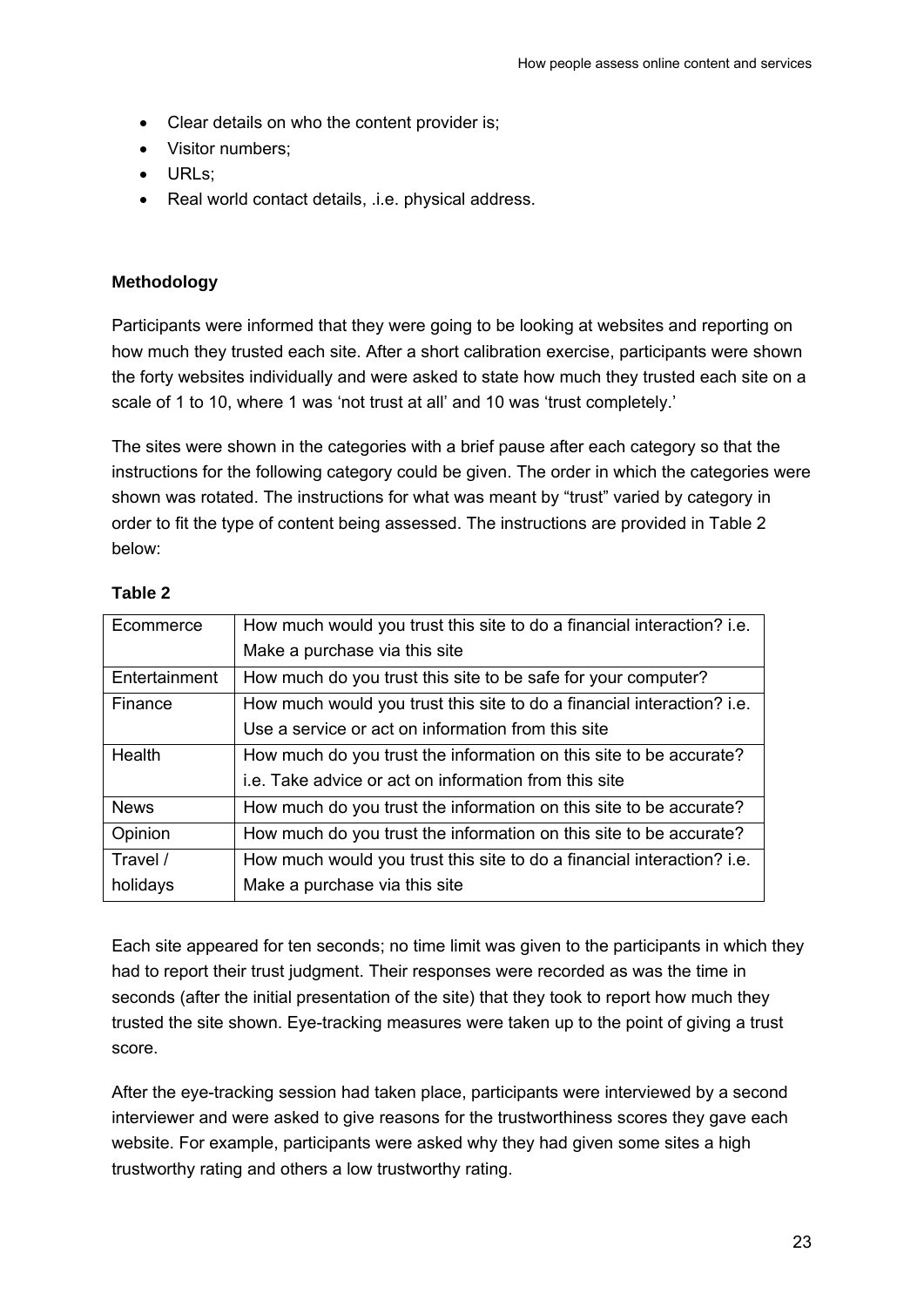- Clear details on who the content provider is;
- Visitor numbers;
- URLs;
- Real world contact details, .i.e. physical address.

**Methodology**

Participants were informed that they were going to be looking at websites and reporting on how much they trusted each site. After a short calibration exercise, participants were shown the forty websites individually and were asked to state how much they trusted each site on a scale of 1 to 10, where 1 was 'not trust at all' and 10 was 'trust completely.'

The sites were shown in the categories with a brief pause after each category so that the instructions for the following category could be given. The order in which the categories were shown was rotated. The instructions for what was meant by "trust" varied by category in order to fit the type of content being assessed. The instructions are provided in Table 2 below:

**Table 2**

| | |
|---|---|
| Ecommerce | How much would you trust this site to do a financial interaction? i.e. Make a purchase via this site |
| Entertainment | How much do you trust this site to be safe for your computer? |
| Finance | How much would you trust this site to do a financial interaction? i.e. Use a service or act on information from this site |
| Health | How much do you trust the information on this site to be accurate? i.e. Take advice or act on information from this site |
| News | How much do you trust the information on this site to be accurate? |
| Opinion | How much do you trust the information on this site to be accurate? |
| Travel / holidays | How much would you trust this site to do a financial interaction? i.e. Make a purchase via this site |

Each site appeared for ten seconds; no time limit was given to the participants in which they had to report their trust judgment. Their responses were recorded as was the time in seconds (after the initial presentation of the site) that they took to report how much they trusted the site shown. Eye-tracking measures were taken up to the point of giving a trust score.

After the eye-tracking session had taken place, participants were interviewed by a second interviewer and were asked to give reasons for the trustworthiness scores they gave each website. For example, participants were asked why they had given some sites a high trustworthy rating and others a low trustworthy rating.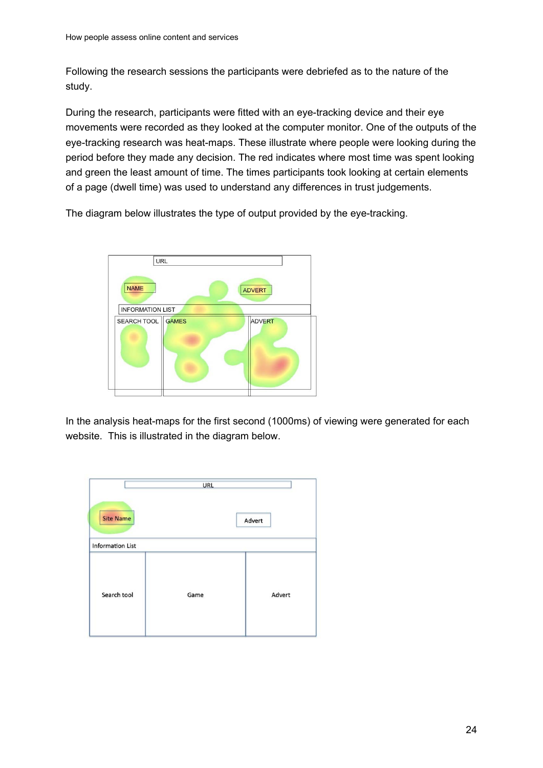Following the research sessions the participants were debriefed as to the nature of the study.

During the research, participants were fitted with an eye-tracking device and their eye movements were recorded as they looked at the computer monitor. One of the outputs of the eye-tracking research was heat-maps. These illustrate where people were looking during the period before they made any decision. The red indicates where most time was spent looking and green the least amount of time. The times participants took looking at certain elements of a page (dwell time) was used to understand any differences in trust judgements.

The diagram below illustrates the type of output provided by the eye-tracking.

In the analysis heat-maps for the first second (1000ms) of viewing were generated for each website. This is illustrated in the diagram below.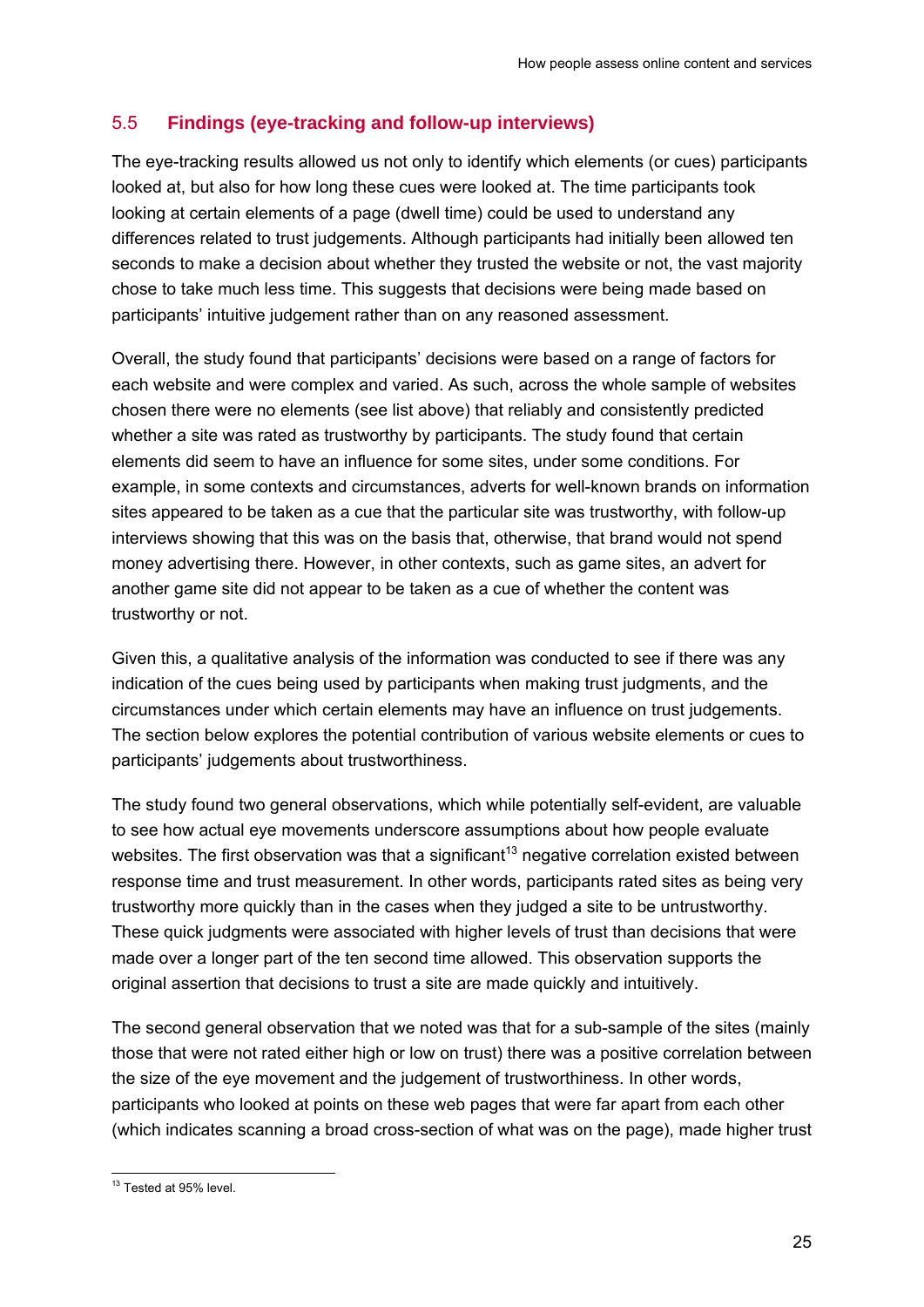## 5.5 Findings (eye-tracking and follow-up interviews)

The eye-tracking results allowed us not only to identify which elements (or cues) participants looked at, but also for how long these cues were looked at. The time participants took looking at certain elements of a page (dwell time) could be used to understand any differences related to trust judgements. Although participants had initially been allowed ten seconds to make a decision about whether they trusted the website or not, the vast majority chose to take much less time. This suggests that decisions were being made based on participants' intuitive judgement rather than on any reasoned assessment.

Overall, the study found that participants' decisions were based on a range of factors for each website and were complex and varied. As such, across the whole sample of websites chosen there were no elements (see list above) that reliably and consistently predicted whether a site was rated as trustworthy by participants. The study found that certain elements did seem to have an influence for some sites, under some conditions. For example, in some contexts and circumstances, adverts for well-known brands on information sites appeared to be taken as a cue that the particular site was trustworthy, with follow-up interviews showing that this was on the basis that, otherwise, that brand would not spend money advertising there. However, in other contexts, such as game sites, an advert for another game site did not appear to be taken as a cue of whether the content was trustworthy or not.

Given this, a qualitative analysis of the information was conducted to see if there was any indication of the cues being used by participants when making trust judgments, and the circumstances under which certain elements may have an influence on trust judgements. The section below explores the potential contribution of various website elements or cues to participants' judgements about trustworthiness.

The study found two general observations, which while potentially self-evident, are valuable to see how actual eye movements underscore assumptions about how people evaluate websites. The first observation was that a significant[13] negative correlation existed between response time and trust measurement. In other words, participants rated sites as being very trustworthy more quickly than in the cases when they judged a site to be untrustworthy. These quick judgments were associated with higher levels of trust than decisions that were made over a longer part of the ten second time allowed. This observation supports the original assertion that decisions to trust a site are made quickly and intuitively.

The second general observation that we noted was that for a sub-sample of the sites (mainly those that were not rated either high or low on trust) there was a positive correlation between the size of the eye movement and the judgement of trustworthiness. In other words, participants who looked at points on these web pages that were far apart from each other (which indicates scanning a broad cross-section of what was on the page), made higher trust

[13] Tested at 95% level.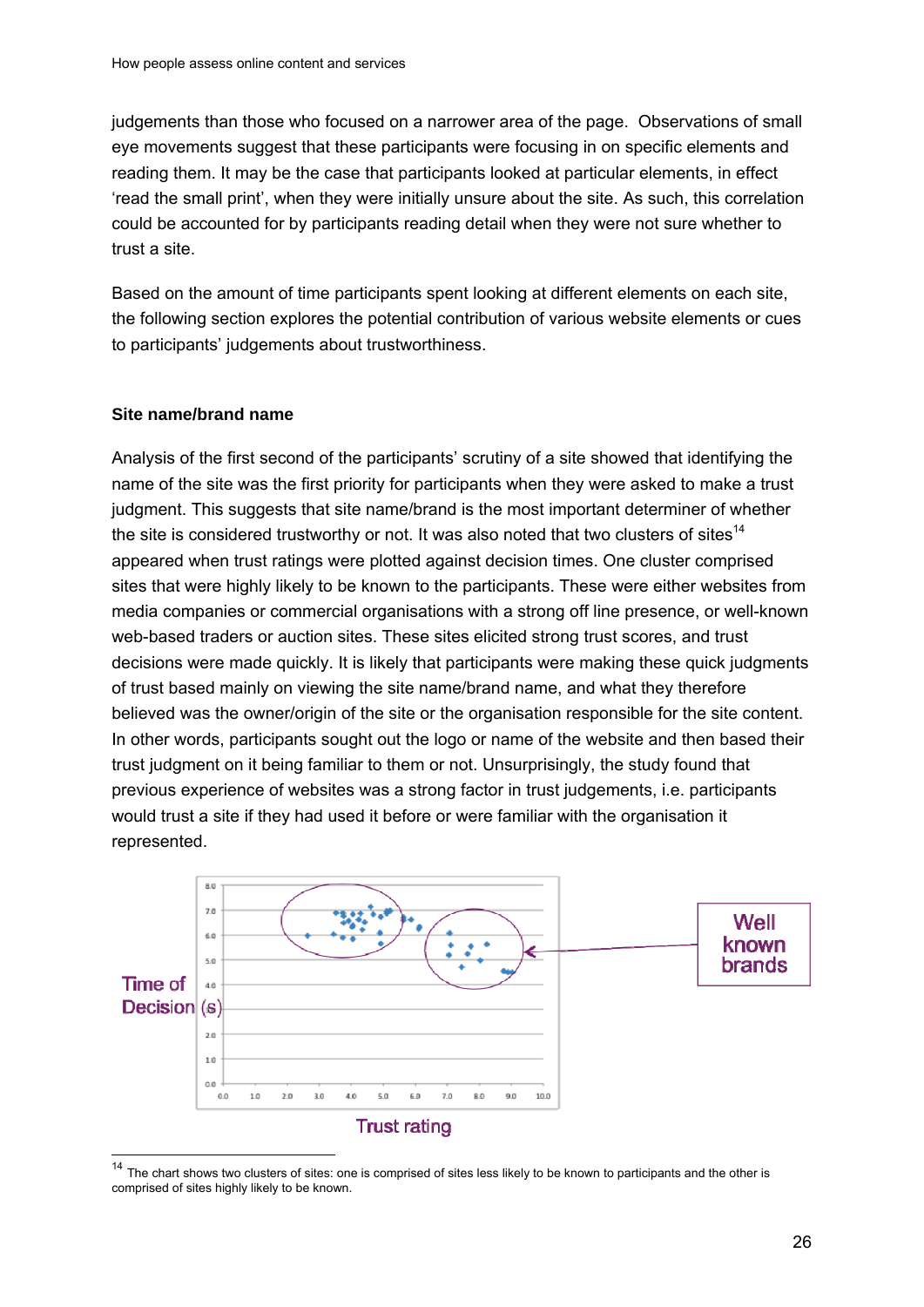judgements than those who focused on a narrower area of the page.  Observations of small eye movements suggest that these participants were focusing in on specific elements and reading them. It may be the case that participants looked at particular elements, in effect 'read the small print', when they were initially unsure about the site. As such, this correlation could be accounted for by participants reading detail when they were not sure whether to trust a site.

Based on the amount of time participants spent looking at different elements on each site, the following section explores the potential contribution of various website elements or cues to participants' judgements about trustworthiness.

**Site name/brand name**

Analysis of the first second of the participants' scrutiny of a site showed that identifying the name of the site was the first priority for participants when they were asked to make a trust judgment. This suggests that site name/brand is the most important determiner of whether the site is considered trustworthy or not. It was also noted that two clusters of sites[14] appeared when trust ratings were plotted against decision times. One cluster comprised sites that were highly likely to be known to the participants. These were either websites from media companies or commercial organisations with a strong off line presence, or well-known web-based traders or auction sites. These sites elicited strong trust scores, and trust decisions were made quickly. It is likely that participants were making these quick judgments of trust based mainly on viewing the site name/brand name, and what they therefore believed was the owner/origin of the site or the organisation responsible for the site content. In other words, participants sought out the logo or name of the website and then based their trust judgment on it being familiar to them or not. Unsurprisingly, the study found that previous experience of websites was a strong factor in trust judgements, i.e. participants would trust a site if they had used it before or were familiar with the organisation it represented.

Time of Decision (s)

Trust rating

Well known brands

[14] The chart shows two clusters of sites: one is comprised of sites less likely to be known to participants and the other is comprised of sites highly likely to be known.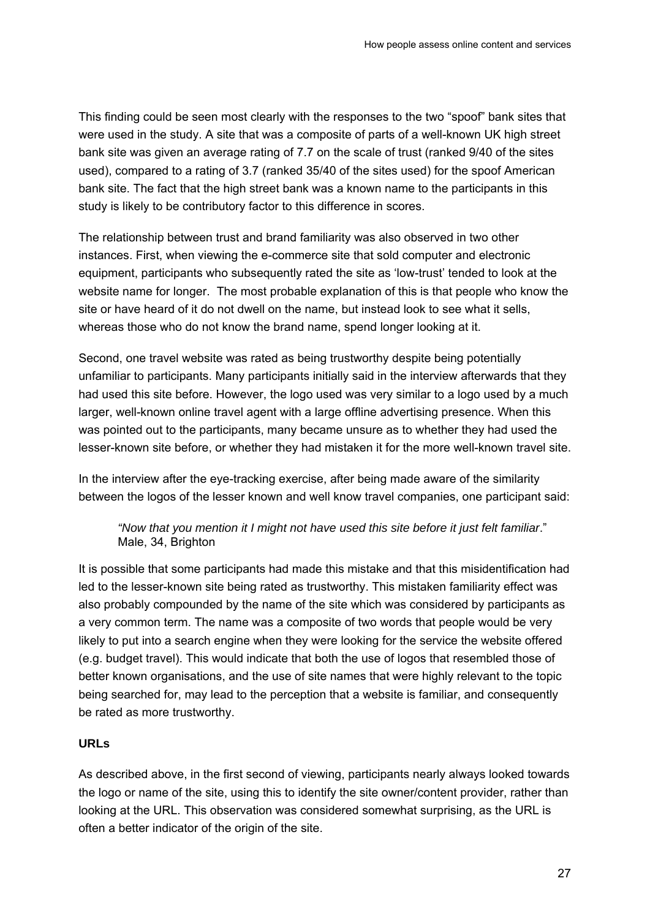This finding could be seen most clearly with the responses to the two "spoof" bank sites that were used in the study. A site that was a composite of parts of a well-known UK high street bank site was given an average rating of 7.7 on the scale of trust (ranked 9/40 of the sites used), compared to a rating of 3.7 (ranked 35/40 of the sites used) for the spoof American bank site. The fact that the high street bank was a known name to the participants in this study is likely to be contributory factor to this difference in scores.

The relationship between trust and brand familiarity was also observed in two other instances. First, when viewing the e-commerce site that sold computer and electronic equipment, participants who subsequently rated the site as 'low-trust' tended to look at the website name for longer. The most probable explanation of this is that people who know the site or have heard of it do not dwell on the name, but instead look to see what it sells, whereas those who do not know the brand name, spend longer looking at it.

Second, one travel website was rated as being trustworthy despite being potentially unfamiliar to participants. Many participants initially said in the interview afterwards that they had used this site before. However, the logo used was very similar to a logo used by a much larger, well-known online travel agent with a large offline advertising presence. When this was pointed out to the participants, many became unsure as to whether they had used the lesser-known site before, or whether they had mistaken it for the more well-known travel site.

In the interview after the eye-tracking exercise, after being made aware of the similarity between the logos of the lesser known and well know travel companies, one participant said:

> *"Now that you mention it I might not have used this site before it just felt familiar*."
> Male, 34, Brighton

It is possible that some participants had made this mistake and that this misidentification had led to the lesser-known site being rated as trustworthy. This mistaken familiarity effect was also probably compounded by the name of the site which was considered by participants as a very common term. The name was a composite of two words that people would be very likely to put into a search engine when they were looking for the service the website offered (e.g. budget travel). This would indicate that both the use of logos that resembled those of better known organisations, and the use of site names that were highly relevant to the topic being searched for, may lead to the perception that a website is familiar, and consequently be rated as more trustworthy.

**URLs**

As described above, in the first second of viewing, participants nearly always looked towards the logo or name of the site, using this to identify the site owner/content provider, rather than looking at the URL. This observation was considered somewhat surprising, as the URL is often a better indicator of the origin of the site.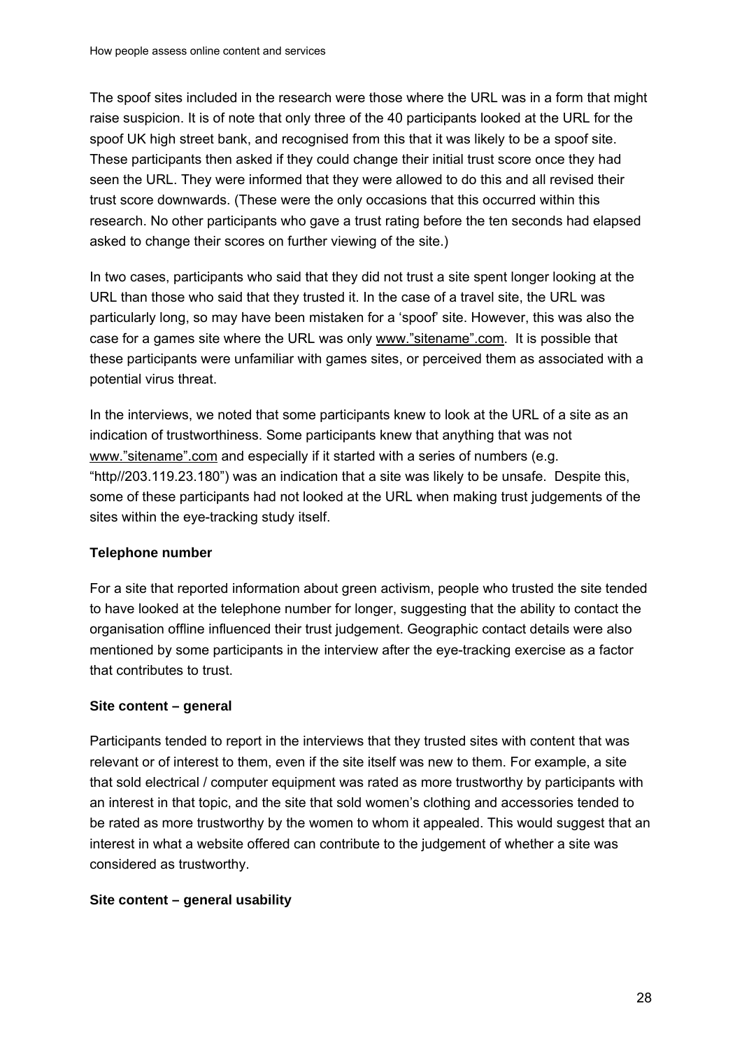The spoof sites included in the research were those where the URL was in a form that might raise suspicion. It is of note that only three of the 40 participants looked at the URL for the spoof UK high street bank, and recognised from this that it was likely to be a spoof site. These participants then asked if they could change their initial trust score once they had seen the URL. They were informed that they were allowed to do this and all revised their trust score downwards. (These were the only occasions that this occurred within this research. No other participants who gave a trust rating before the ten seconds had elapsed asked to change their scores on further viewing of the site.)

In two cases, participants who said that they did not trust a site spent longer looking at the URL than those who said that they trusted it. In the case of a travel site, the URL was particularly long, so may have been mistaken for a 'spoof' site. However, this was also the case for a games site where the URL was only www."sitename".com. It is possible that these participants were unfamiliar with games sites, or perceived them as associated with a potential virus threat.

In the interviews, we noted that some participants knew to look at the URL of a site as an indication of trustworthiness. Some participants knew that anything that was not www."sitename".com and especially if it started with a series of numbers (e.g. "http//203.119.23.180") was an indication that a site was likely to be unsafe. Despite this, some of these participants had not looked at the URL when making trust judgements of the sites within the eye-tracking study itself.

**Telephone number**

For a site that reported information about green activism, people who trusted the site tended to have looked at the telephone number for longer, suggesting that the ability to contact the organisation offline influenced their trust judgement. Geographic contact details were also mentioned by some participants in the interview after the eye-tracking exercise as a factor that contributes to trust.

**Site content – general**

Participants tended to report in the interviews that they trusted sites with content that was relevant or of interest to them, even if the site itself was new to them. For example, a site that sold electrical / computer equipment was rated as more trustworthy by participants with an interest in that topic, and the site that sold women's clothing and accessories tended to be rated as more trustworthy by the women to whom it appealed. This would suggest that an interest in what a website offered can contribute to the judgement of whether a site was considered as trustworthy.

**Site content – general usability**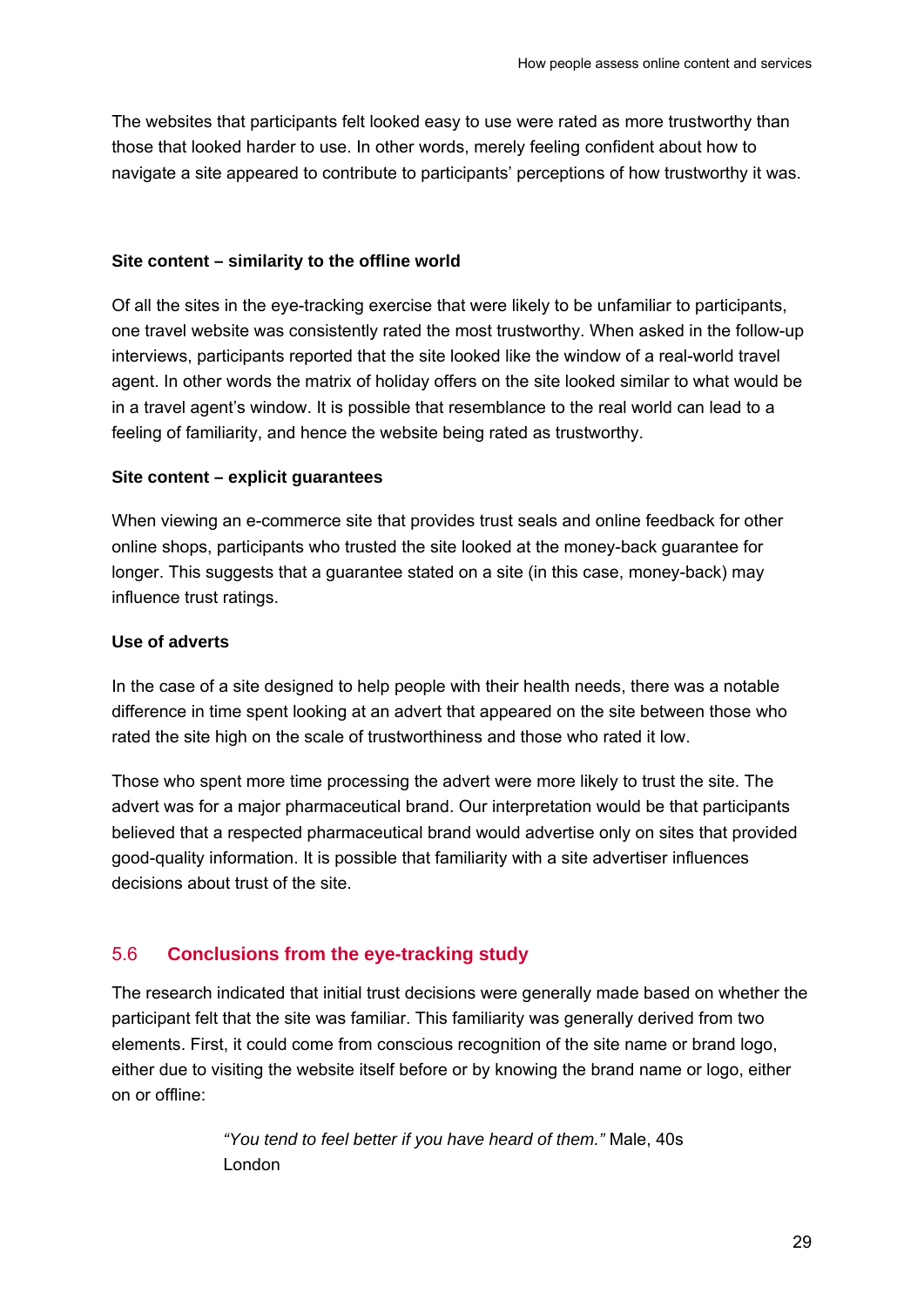The websites that participants felt looked easy to use were rated as more trustworthy than those that looked harder to use. In other words, merely feeling confident about how to navigate a site appeared to contribute to participants' perceptions of how trustworthy it was.

**Site content – similarity to the offline world**

Of all the sites in the eye-tracking exercise that were likely to be unfamiliar to participants, one travel website was consistently rated the most trustworthy. When asked in the follow-up interviews, participants reported that the site looked like the window of a real-world travel agent. In other words the matrix of holiday offers on the site looked similar to what would be in a travel agent's window. It is possible that resemblance to the real world can lead to a feeling of familiarity, and hence the website being rated as trustworthy.

**Site content – explicit guarantees**

When viewing an e-commerce site that provides trust seals and online feedback for other online shops, participants who trusted the site looked at the money-back guarantee for longer. This suggests that a guarantee stated on a site (in this case, money-back) may influence trust ratings.

**Use of adverts**

In the case of a site designed to help people with their health needs, there was a notable difference in time spent looking at an advert that appeared on the site between those who rated the site high on the scale of trustworthiness and those who rated it low.

Those who spent more time processing the advert were more likely to trust the site. The advert was for a major pharmaceutical brand. Our interpretation would be that participants believed that a respected pharmaceutical brand would advertise only on sites that provided good-quality information. It is possible that familiarity with a site advertiser influences decisions about trust of the site.

## 5.6 Conclusions from the eye-tracking study

The research indicated that initial trust decisions were generally made based on whether the participant felt that the site was familiar. This familiarity was generally derived from two elements. First, it could come from conscious recognition of the site name or brand logo, either due to visiting the website itself before or by knowing the brand name or logo, either on or offline:

> *"You tend to feel better if you have heard of them."* Male, 40s London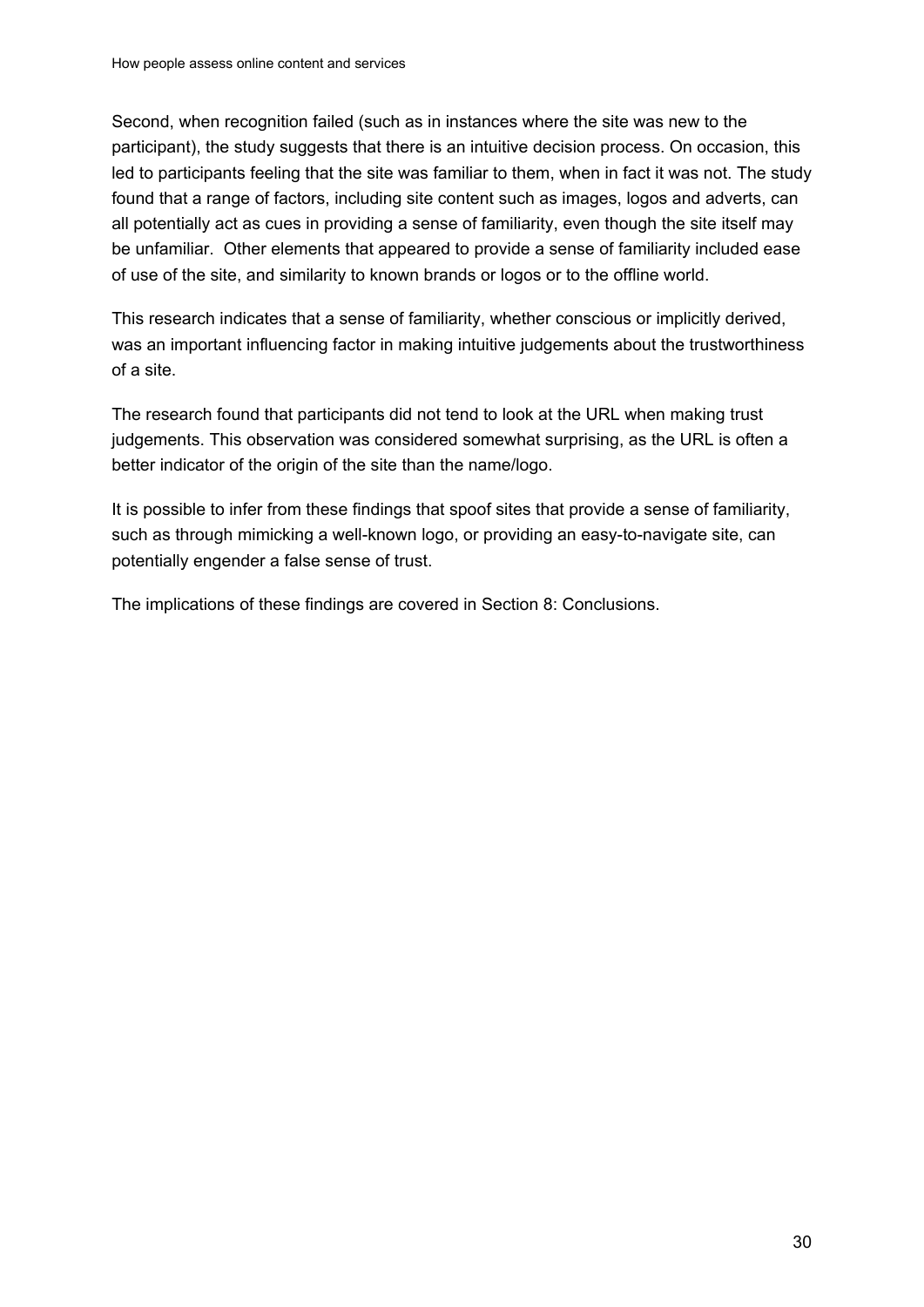Second, when recognition failed (such as in instances where the site was new to the participant), the study suggests that there is an intuitive decision process. On occasion, this led to participants feeling that the site was familiar to them, when in fact it was not. The study found that a range of factors, including site content such as images, logos and adverts, can all potentially act as cues in providing a sense of familiarity, even though the site itself may be unfamiliar. Other elements that appeared to provide a sense of familiarity included ease of use of the site, and similarity to known brands or logos or to the offline world.

This research indicates that a sense of familiarity, whether conscious or implicitly derived, was an important influencing factor in making intuitive judgements about the trustworthiness of a site.

The research found that participants did not tend to look at the URL when making trust judgements. This observation was considered somewhat surprising, as the URL is often a better indicator of the origin of the site than the name/logo.

It is possible to infer from these findings that spoof sites that provide a sense of familiarity, such as through mimicking a well-known logo, or providing an easy-to-navigate site, can potentially engender a false sense of trust.

The implications of these findings are covered in Section 8: Conclusions.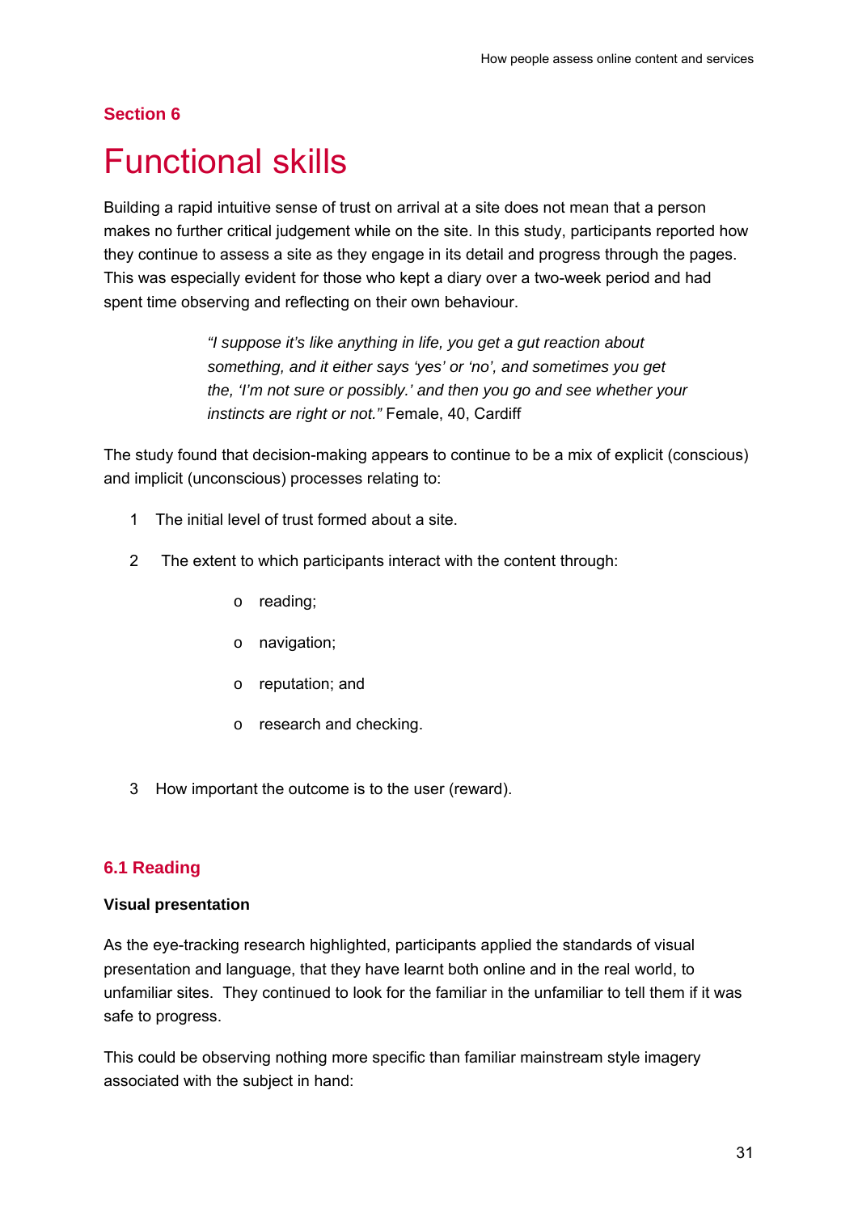## Section 6

# Functional skills

Building a rapid intuitive sense of trust on arrival at a site does not mean that a person makes no further critical judgement while on the site. In this study, participants reported how they continue to assess a site as they engage in its detail and progress through the pages. This was especially evident for those who kept a diary over a two-week period and had spent time observing and reflecting on their own behaviour.

> *"I suppose it's like anything in life, you get a gut reaction about something, and it either says 'yes' or 'no', and sometimes you get the, 'I'm not sure or possibly.' and then you go and see whether your instincts are right or not."* Female, 40, Cardiff

The study found that decision-making appears to continue to be a mix of explicit (conscious) and implicit (unconscious) processes relating to:

1. The initial level of trust formed about a site.
2. The extent to which participants interact with the content through:
   - reading;
   - navigation;
   - reputation; and
   - research and checking.
3. How important the outcome is to the user (reward).

### 6.1 Reading

**Visual presentation**

As the eye-tracking research highlighted, participants applied the standards of visual presentation and language, that they have learnt both online and in the real world, to unfamiliar sites. They continued to look for the familiar in the unfamiliar to tell them if it was safe to progress.

This could be observing nothing more specific than familiar mainstream style imagery associated with the subject in hand: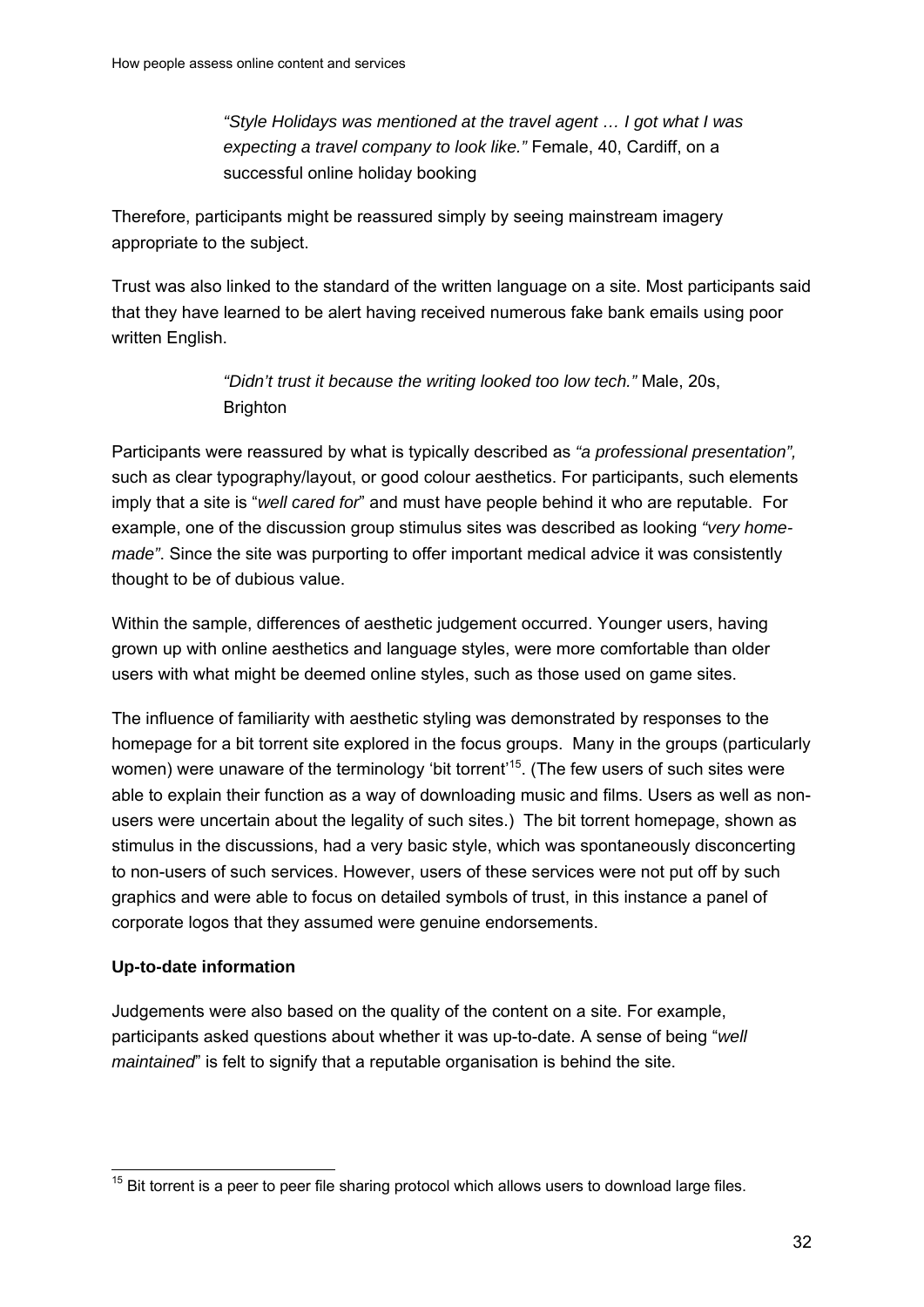> *"Style Holidays was mentioned at the travel agent … I got what I was expecting a travel company to look like."* Female, 40, Cardiff, on a successful online holiday booking

Therefore, participants might be reassured simply by seeing mainstream imagery appropriate to the subject.

Trust was also linked to the standard of the written language on a site. Most participants said that they have learned to be alert having received numerous fake bank emails using poor written English.

> *"Didn't trust it because the writing looked too low tech."* Male, 20s, Brighton

Participants were reassured by what is typically described as *"a professional presentation",* such as clear typography/layout, or good colour aesthetics. For participants, such elements imply that a site is "*well cared for*" and must have people behind it who are reputable. For example, one of the discussion group stimulus sites was described as looking *"very home-made"*. Since the site was purporting to offer important medical advice it was consistently thought to be of dubious value.

Within the sample, differences of aesthetic judgement occurred. Younger users, having grown up with online aesthetics and language styles, were more comfortable than older users with what might be deemed online styles, such as those used on game sites.

The influence of familiarity with aesthetic styling was demonstrated by responses to the homepage for a bit torrent site explored in the focus groups. Many in the groups (particularly women) were unaware of the terminology 'bit torrent'[15]. (The few users of such sites were able to explain their function as a way of downloading music and films. Users as well as non-users were uncertain about the legality of such sites.) The bit torrent homepage, shown as stimulus in the discussions, had a very basic style, which was spontaneously disconcerting to non-users of such services. However, users of these services were not put off by such graphics and were able to focus on detailed symbols of trust, in this instance a panel of corporate logos that they assumed were genuine endorsements.

**Up-to-date information**

Judgements were also based on the quality of the content on a site. For example, participants asked questions about whether it was up-to-date. A sense of being "*well maintained*" is felt to signify that a reputable organisation is behind the site.

---

[15] Bit torrent is a peer to peer file sharing protocol which allows users to download large files.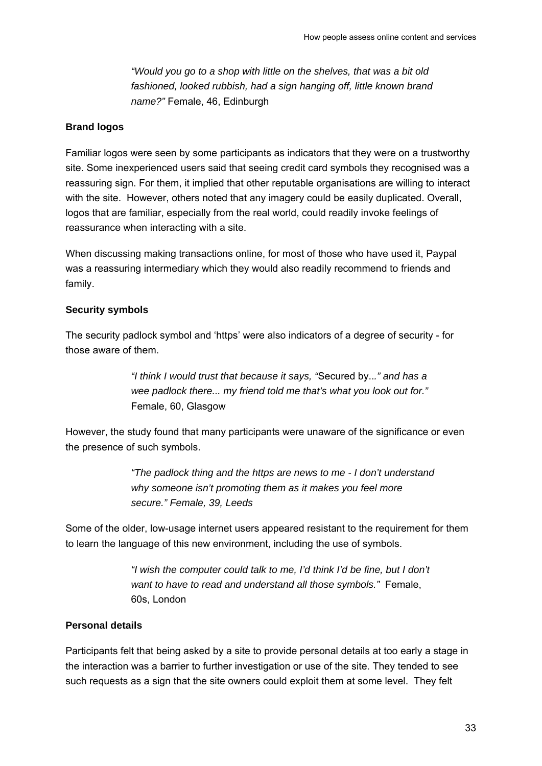> *"Would you go to a shop with little on the shelves, that was a bit old fashioned, looked rubbish, had a sign hanging off, little known brand name?"* Female, 46, Edinburgh

**Brand logos**

Familiar logos were seen by some participants as indicators that they were on a trustworthy site. Some inexperienced users said that seeing credit card symbols they recognised was a reassuring sign. For them, it implied that other reputable organisations are willing to interact with the site. However, others noted that any imagery could be easily duplicated. Overall, logos that are familiar, especially from the real world, could readily invoke feelings of reassurance when interacting with a site.

When discussing making transactions online, for most of those who have used it, Paypal was a reassuring intermediary which they would also readily recommend to friends and family.

**Security symbols**

The security padlock symbol and 'https' were also indicators of a degree of security - for those aware of them.

> *"I think I would trust that because it says, "*Secured by*..." and has a wee padlock there... my friend told me that's what you look out for."* Female, 60, Glasgow

However, the study found that many participants were unaware of the significance or even the presence of such symbols.

> *"The padlock thing and the https are news to me - I don't understand why someone isn't promoting them as it makes you feel more secure." Female, 39, Leeds*

Some of the older, low-usage internet users appeared resistant to the requirement for them to learn the language of this new environment, including the use of symbols.

> *"I wish the computer could talk to me, I'd think I'd be fine, but I don't want to have to read and understand all those symbols."* Female, 60s, London

**Personal details**

Participants felt that being asked by a site to provide personal details at too early a stage in the interaction was a barrier to further investigation or use of the site. They tended to see such requests as a sign that the site owners could exploit them at some level. They felt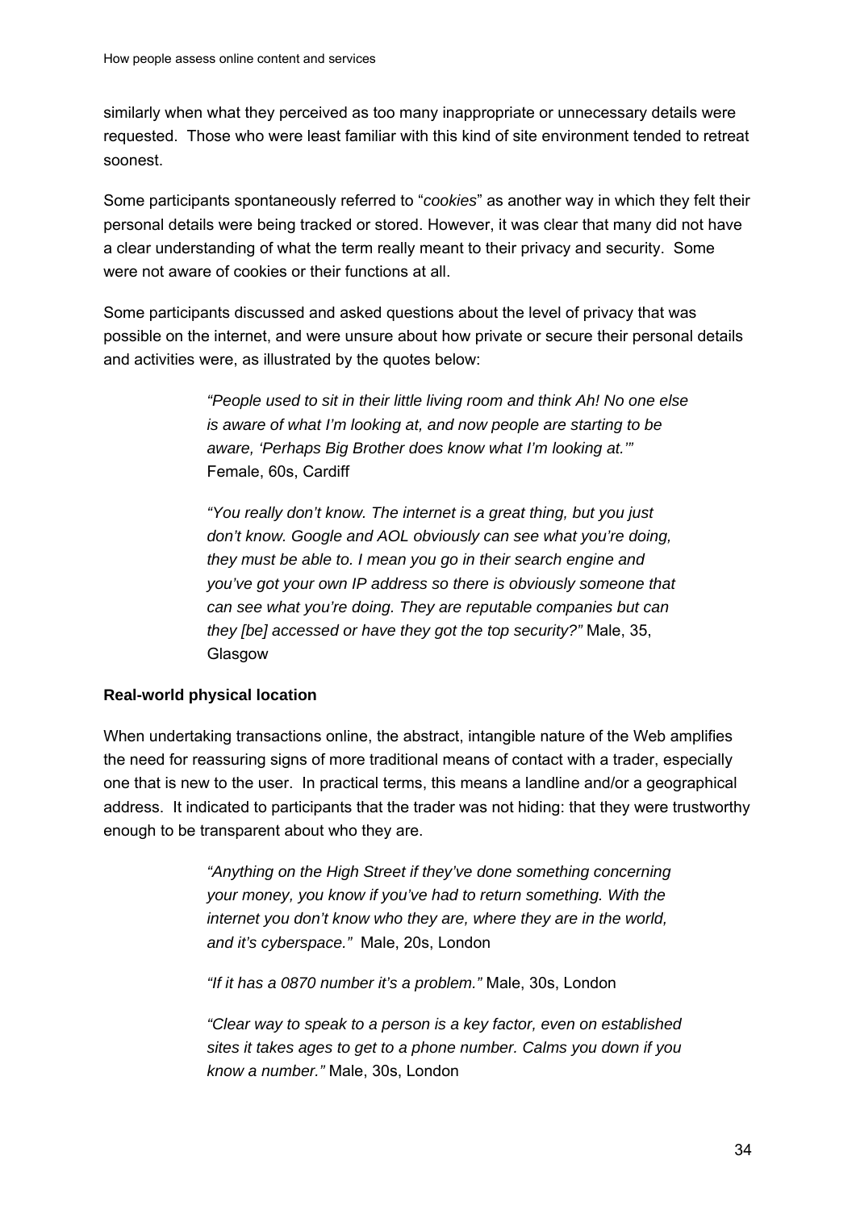similarly when what they perceived as too many inappropriate or unnecessary details were requested. Those who were least familiar with this kind of site environment tended to retreat soonest.

Some participants spontaneously referred to "*cookies*" as another way in which they felt their personal details were being tracked or stored. However, it was clear that many did not have a clear understanding of what the term really meant to their privacy and security. Some were not aware of cookies or their functions at all.

Some participants discussed and asked questions about the level of privacy that was possible on the internet, and were unsure about how private or secure their personal details and activities were, as illustrated by the quotes below:

> *"People used to sit in their little living room and think Ah! No one else is aware of what I'm looking at, and now people are starting to be aware, 'Perhaps Big Brother does know what I'm looking at.'"* Female, 60s, Cardiff

> *"You really don't know. The internet is a great thing, but you just don't know. Google and AOL obviously can see what you're doing, they must be able to. I mean you go in their search engine and you've got your own IP address so there is obviously someone that can see what you're doing. They are reputable companies but can they [be] accessed or have they got the top security?"* Male, 35, Glasgow

**Real-world physical location**

When undertaking transactions online, the abstract, intangible nature of the Web amplifies the need for reassuring signs of more traditional means of contact with a trader, especially one that is new to the user. In practical terms, this means a landline and/or a geographical address. It indicated to participants that the trader was not hiding: that they were trustworthy enough to be transparent about who they are.

> *"Anything on the High Street if they've done something concerning your money, you know if you've had to return something. With the internet you don't know who they are, where they are in the world, and it's cyberspace."* Male, 20s, London

> *"If it has a 0870 number it's a problem."* Male, 30s, London

> *"Clear way to speak to a person is a key factor, even on established sites it takes ages to get to a phone number. Calms you down if you know a number."* Male, 30s, London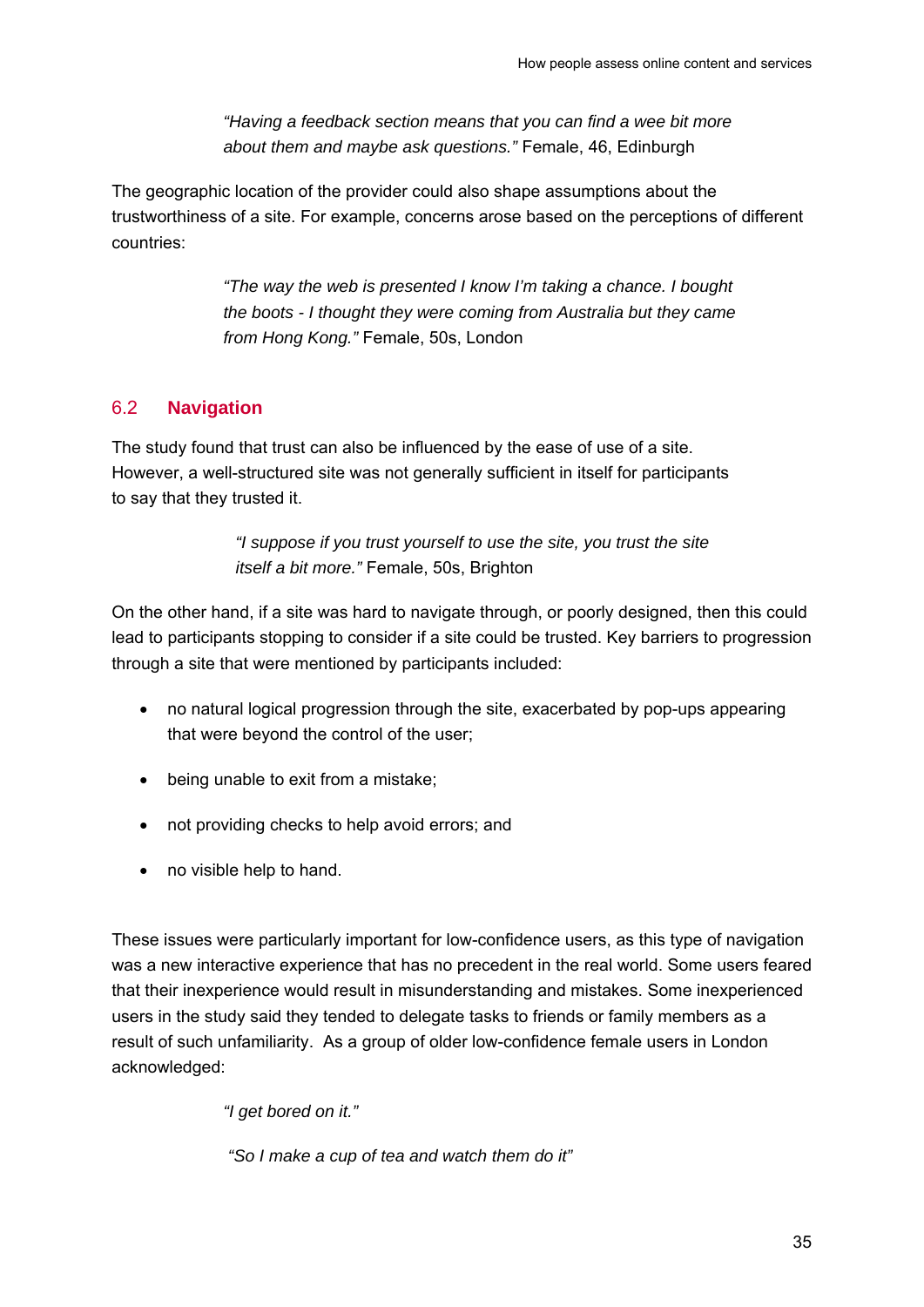> *"Having a feedback section means that you can find a wee bit more about them and maybe ask questions."* Female, 46, Edinburgh

The geographic location of the provider could also shape assumptions about the trustworthiness of a site. For example, concerns arose based on the perceptions of different countries:

> *"The way the web is presented I know I'm taking a chance. I bought the boots - I thought they were coming from Australia but they came from Hong Kong."* Female, 50s, London

## 6.2 Navigation

The study found that trust can also be influenced by the ease of use of a site. However, a well-structured site was not generally sufficient in itself for participants to say that they trusted it.

> *"I suppose if you trust yourself to use the site, you trust the site itself a bit more."* Female, 50s, Brighton

On the other hand, if a site was hard to navigate through, or poorly designed, then this could lead to participants stopping to consider if a site could be trusted. Key barriers to progression through a site that were mentioned by participants included:

- no natural logical progression through the site, exacerbated by pop-ups appearing that were beyond the control of the user;
- being unable to exit from a mistake;
- not providing checks to help avoid errors; and
- no visible help to hand.

These issues were particularly important for low-confidence users, as this type of navigation was a new interactive experience that has no precedent in the real world. Some users feared that their inexperience would result in misunderstanding and mistakes. Some inexperienced users in the study said they tended to delegate tasks to friends or family members as a result of such unfamiliarity. As a group of older low-confidence female users in London acknowledged:

> *"I get bored on it."*
>
> *"So I make a cup of tea and watch them do it"*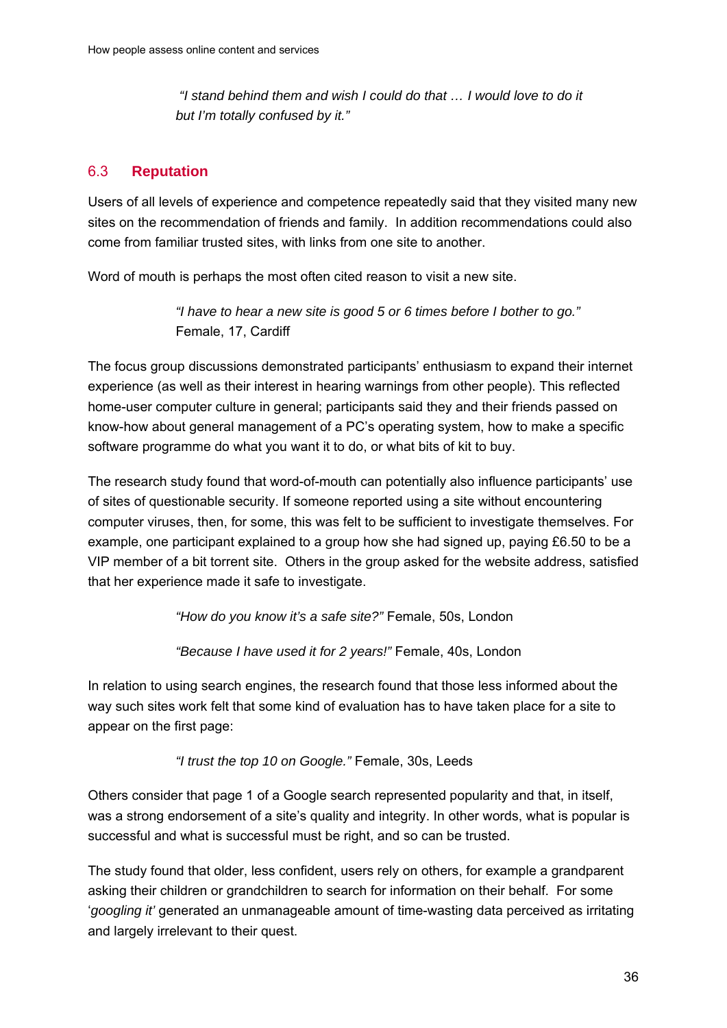> *"I stand behind them and wish I could do that … I would love to do it but I'm totally confused by it."*

## 6.3 Reputation

Users of all levels of experience and competence repeatedly said that they visited many new sites on the recommendation of friends and family. In addition recommendations could also come from familiar trusted sites, with links from one site to another.

Word of mouth is perhaps the most often cited reason to visit a new site.

> *"I have to hear a new site is good 5 or 6 times before I bother to go."* Female, 17, Cardiff

The focus group discussions demonstrated participants' enthusiasm to expand their internet experience (as well as their interest in hearing warnings from other people). This reflected home-user computer culture in general; participants said they and their friends passed on know-how about general management of a PC's operating system, how to make a specific software programme do what you want it to do, or what bits of kit to buy.

The research study found that word-of-mouth can potentially also influence participants' use of sites of questionable security. If someone reported using a site without encountering computer viruses, then, for some, this was felt to be sufficient to investigate themselves. For example, one participant explained to a group how she had signed up, paying £6.50 to be a VIP member of a bit torrent site. Others in the group asked for the website address, satisfied that her experience made it safe to investigate.

> *"How do you know it's a safe site?"* Female, 50s, London

> *"Because I have used it for 2 years!"* Female, 40s, London

In relation to using search engines, the research found that those less informed about the way such sites work felt that some kind of evaluation has to have taken place for a site to appear on the first page:

> *"I trust the top 10 on Google."* Female, 30s, Leeds

Others consider that page 1 of a Google search represented popularity and that, in itself, was a strong endorsement of a site's quality and integrity. In other words, what is popular is successful and what is successful must be right, and so can be trusted.

The study found that older, less confident, users rely on others, for example a grandparent asking their children or grandchildren to search for information on their behalf. For some '*googling it'* generated an unmanageable amount of time-wasting data perceived as irritating and largely irrelevant to their quest.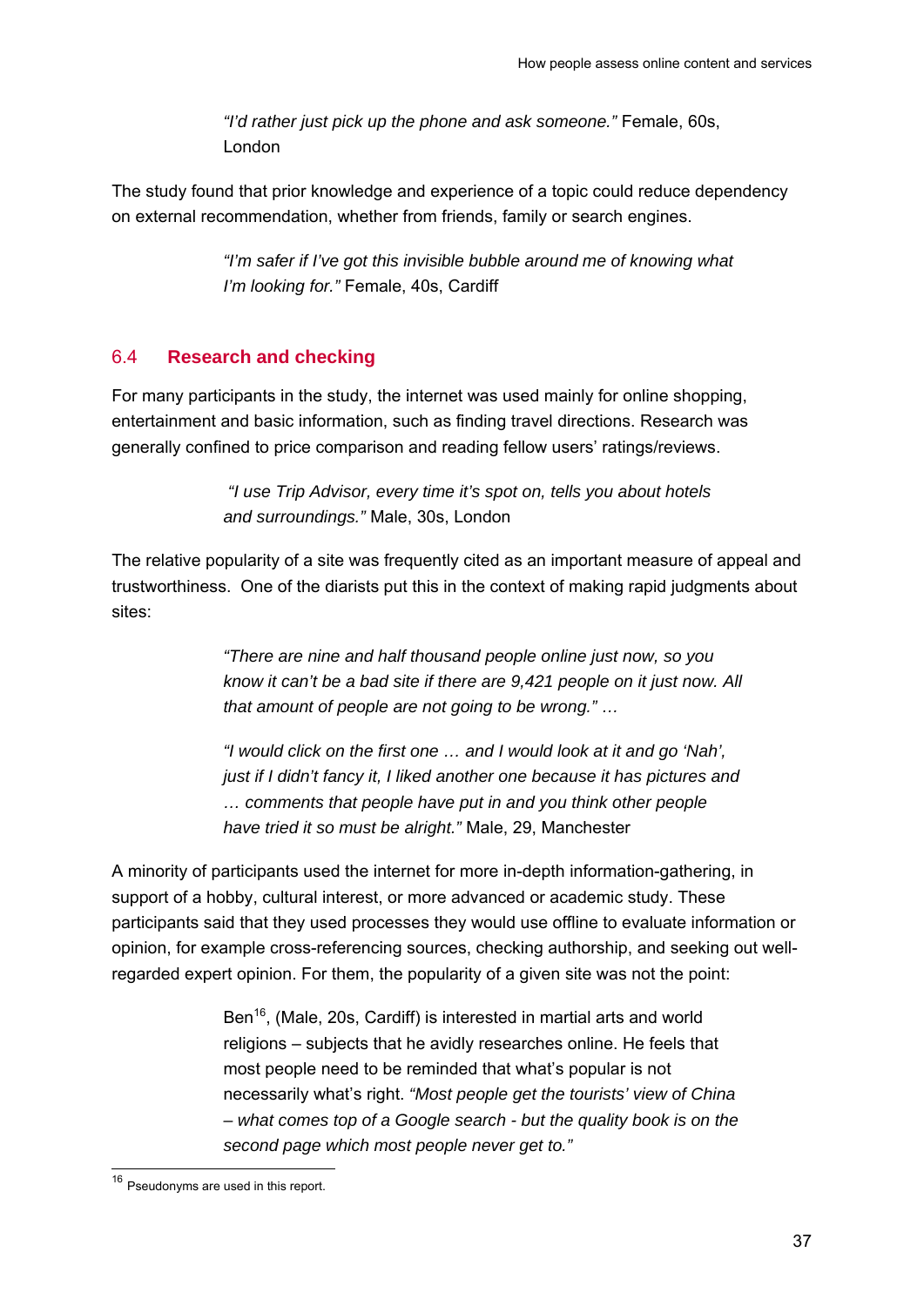> *"I'd rather just pick up the phone and ask someone."* Female, 60s, London

The study found that prior knowledge and experience of a topic could reduce dependency on external recommendation, whether from friends, family or search engines.

> *"I'm safer if I've got this invisible bubble around me of knowing what I'm looking for."* Female, 40s, Cardiff

## 6.4 Research and checking

For many participants in the study, the internet was used mainly for online shopping, entertainment and basic information, such as finding travel directions. Research was generally confined to price comparison and reading fellow users' ratings/reviews.

> *"I use Trip Advisor, every time it's spot on, tells you about hotels and surroundings."* Male, 30s, London

The relative popularity of a site was frequently cited as an important measure of appeal and trustworthiness. One of the diarists put this in the context of making rapid judgments about sites:

> *"There are nine and half thousand people online just now, so you know it can't be a bad site if there are 9,421 people on it just now. All that amount of people are not going to be wrong." …*
>
> *"I would click on the first one … and I would look at it and go 'Nah', just if I didn't fancy it, I liked another one because it has pictures and … comments that people have put in and you think other people have tried it so must be alright."* Male, 29, Manchester

A minority of participants used the internet for more in-depth information-gathering, in support of a hobby, cultural interest, or more advanced or academic study. These participants said that they used processes they would use offline to evaluate information or opinion, for example cross-referencing sources, checking authorship, and seeking out well-regarded expert opinion. For them, the popularity of a given site was not the point:

> Ben[16], (Male, 20s, Cardiff) is interested in martial arts and world religions – subjects that he avidly researches online. He feels that most people need to be reminded that what's popular is not necessarily what's right. *"Most people get the tourists' view of China – what comes top of a Google search - but the quality book is on the second page which most people never get to."*

[16] Pseudonyms are used in this report.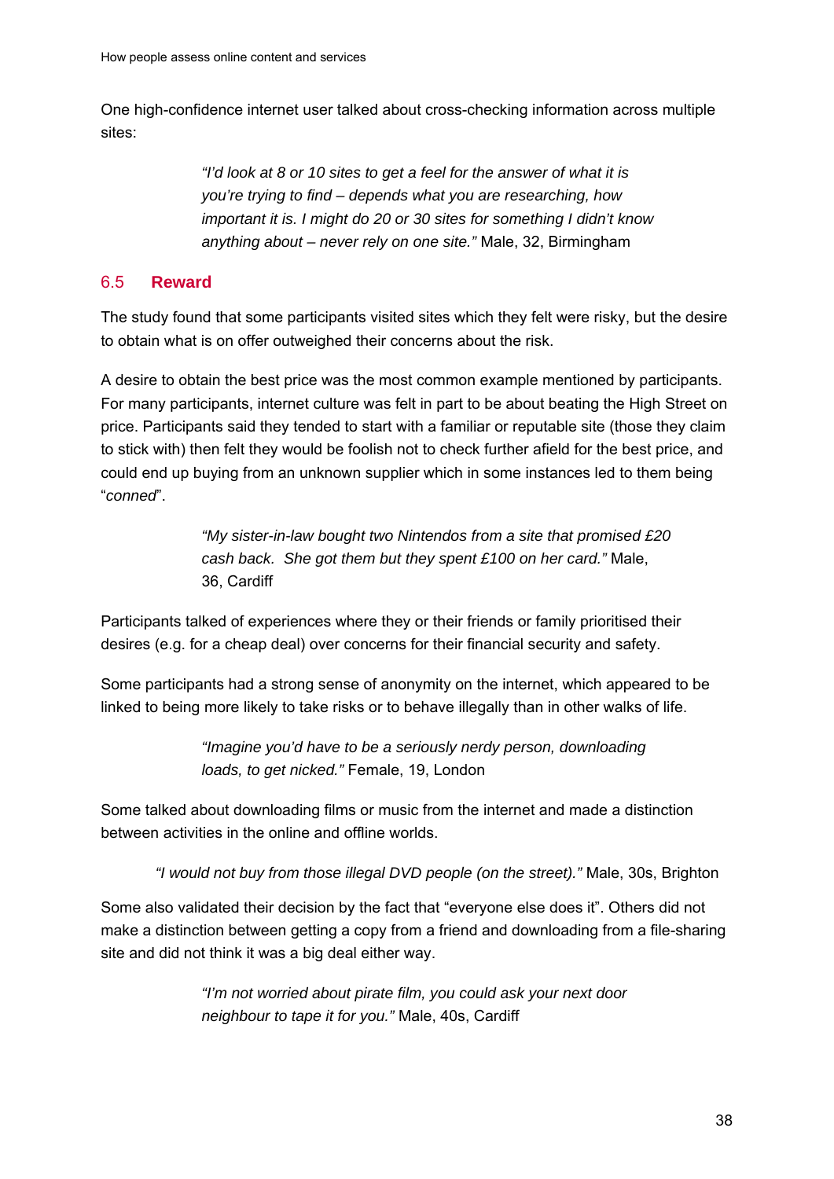One high-confidence internet user talked about cross-checking information across multiple sites:

> *"I'd look at 8 or 10 sites to get a feel for the answer of what it is you're trying to find – depends what you are researching, how important it is. I might do 20 or 30 sites for something I didn't know anything about – never rely on one site."* Male, 32, Birmingham

## 6.5 **Reward**

The study found that some participants visited sites which they felt were risky, but the desire to obtain what is on offer outweighed their concerns about the risk.

A desire to obtain the best price was the most common example mentioned by participants. For many participants, internet culture was felt in part to be about beating the High Street on price. Participants said they tended to start with a familiar or reputable site (those they claim to stick with) then felt they would be foolish not to check further afield for the best price, and could end up buying from an unknown supplier which in some instances led to them being "*conned*".

> *"My sister-in-law bought two Nintendos from a site that promised £20 cash back. She got them but they spent £100 on her card."* Male, 36, Cardiff

Participants talked of experiences where they or their friends or family prioritised their desires (e.g. for a cheap deal) over concerns for their financial security and safety.

Some participants had a strong sense of anonymity on the internet, which appeared to be linked to being more likely to take risks or to behave illegally than in other walks of life.

> *"Imagine you'd have to be a seriously nerdy person, downloading loads, to get nicked."* Female, 19, London

Some talked about downloading films or music from the internet and made a distinction between activities in the online and offline worlds.

> *"I would not buy from those illegal DVD people (on the street)."* Male, 30s, Brighton

Some also validated their decision by the fact that "everyone else does it". Others did not make a distinction between getting a copy from a friend and downloading from a file-sharing site and did not think it was a big deal either way.

> *"I'm not worried about pirate film, you could ask your next door neighbour to tape it for you."* Male, 40s, Cardiff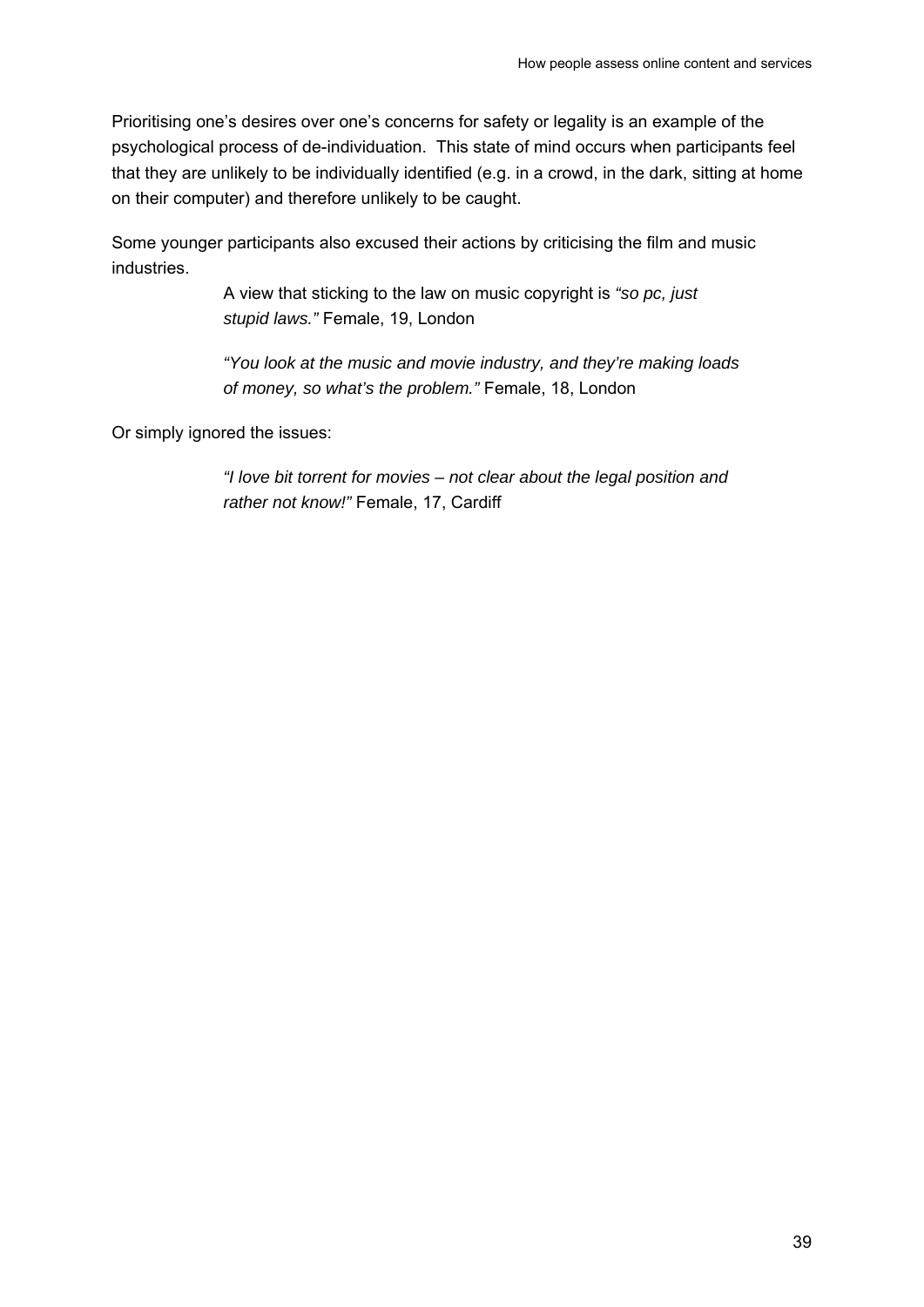Prioritising one's desires over one's concerns for safety or legality is an example of the psychological process of de-individuation. This state of mind occurs when participants feel that they are unlikely to be individually identified (e.g. in a crowd, in the dark, sitting at home on their computer) and therefore unlikely to be caught.

Some younger participants also excused their actions by criticising the film and music industries.

> A view that sticking to the law on music copyright is *"so pc, just stupid laws."* Female, 19, London
>
> *"You look at the music and movie industry, and they're making loads of money, so what's the problem."* Female, 18, London

Or simply ignored the issues:

> *"I love bit torrent for movies – not clear about the legal position and rather not know!"* Female, 17, Cardiff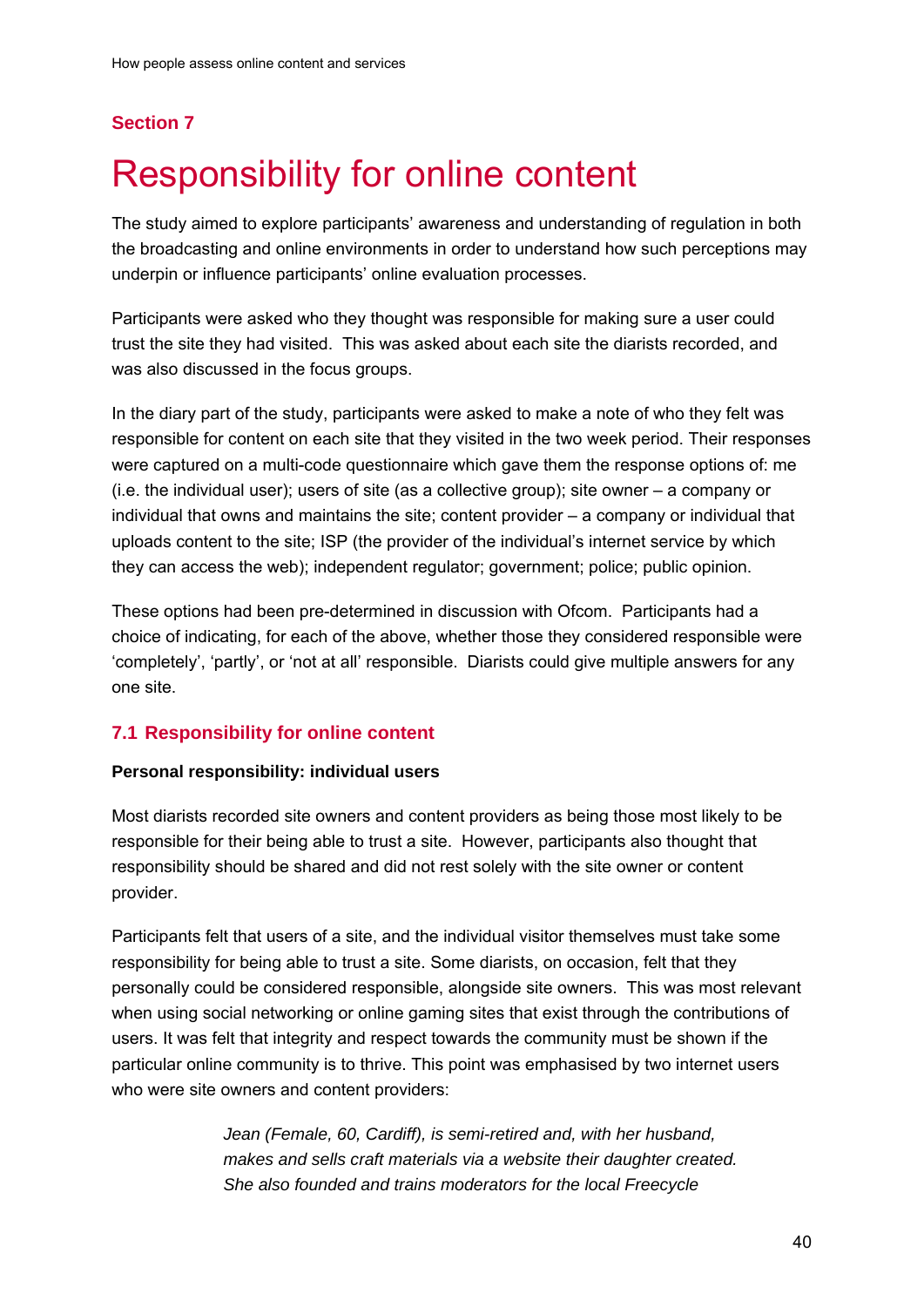**Section 7**

# Responsibility for online content

The study aimed to explore participants' awareness and understanding of regulation in both the broadcasting and online environments in order to understand how such perceptions may underpin or influence participants' online evaluation processes.

Participants were asked who they thought was responsible for making sure a user could trust the site they had visited. This was asked about each site the diarists recorded, and was also discussed in the focus groups.

In the diary part of the study, participants were asked to make a note of who they felt was responsible for content on each site that they visited in the two week period. Their responses were captured on a multi-code questionnaire which gave them the response options of: me (i.e. the individual user); users of site (as a collective group); site owner – a company or individual that owns and maintains the site; content provider – a company or individual that uploads content to the site; ISP (the provider of the individual's internet service by which they can access the web); independent regulator; government; police; public opinion.

These options had been pre-determined in discussion with Ofcom. Participants had a choice of indicating, for each of the above, whether those they considered responsible were 'completely', 'partly', or 'not at all' responsible. Diarists could give multiple answers for any one site.

## 7.1 Responsibility for online content

**Personal responsibility: individual users**

Most diarists recorded site owners and content providers as being those most likely to be responsible for their being able to trust a site. However, participants also thought that responsibility should be shared and did not rest solely with the site owner or content provider.

Participants felt that users of a site, and the individual visitor themselves must take some responsibility for being able to trust a site. Some diarists, on occasion, felt that they personally could be considered responsible, alongside site owners. This was most relevant when using social networking or online gaming sites that exist through the contributions of users. It was felt that integrity and respect towards the community must be shown if the particular online community is to thrive. This point was emphasised by two internet users who were site owners and content providers:

> *Jean (Female, 60, Cardiff), is semi-retired and, with her husband, makes and sells craft materials via a website their daughter created. She also founded and trains moderators for the local Freecycle*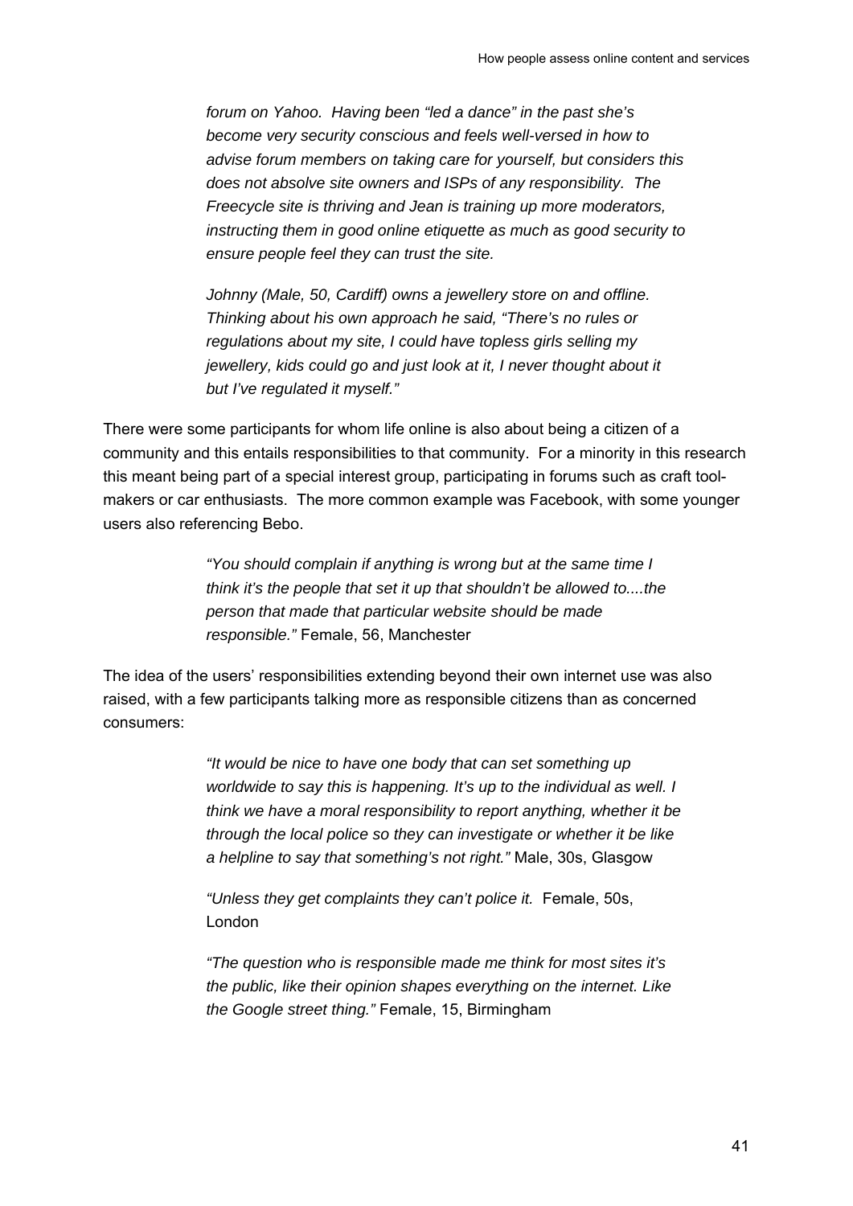*forum on Yahoo. Having been "led a dance" in the past she's become very security conscious and feels well-versed in how to advise forum members on taking care for yourself, but considers this does not absolve site owners and ISPs of any responsibility. The Freecycle site is thriving and Jean is training up more moderators, instructing them in good online etiquette as much as good security to ensure people feel they can trust the site.*

*Johnny (Male, 50, Cardiff) owns a jewellery store on and offline. Thinking about his own approach he said, "There's no rules or regulations about my site, I could have topless girls selling my jewellery, kids could go and just look at it, I never thought about it but I've regulated it myself."*

There were some participants for whom life online is also about being a citizen of a community and this entails responsibilities to that community. For a minority in this research this meant being part of a special interest group, participating in forums such as craft tool-makers or car enthusiasts. The more common example was Facebook, with some younger users also referencing Bebo.

> *"You should complain if anything is wrong but at the same time I think it's the people that set it up that shouldn't be allowed to....the person that made that particular website should be made responsible."* Female, 56, Manchester

The idea of the users' responsibilities extending beyond their own internet use was also raised, with a few participants talking more as responsible citizens than as concerned consumers:

> *"It would be nice to have one body that can set something up worldwide to say this is happening. It's up to the individual as well. I think we have a moral responsibility to report anything, whether it be through the local police so they can investigate or whether it be like a helpline to say that something's not right."* Male, 30s, Glasgow

> *"Unless they get complaints they can't police it.* Female, 50s, London

> *"The question who is responsible made me think for most sites it's the public, like their opinion shapes everything on the internet. Like the Google street thing."* Female, 15, Birmingham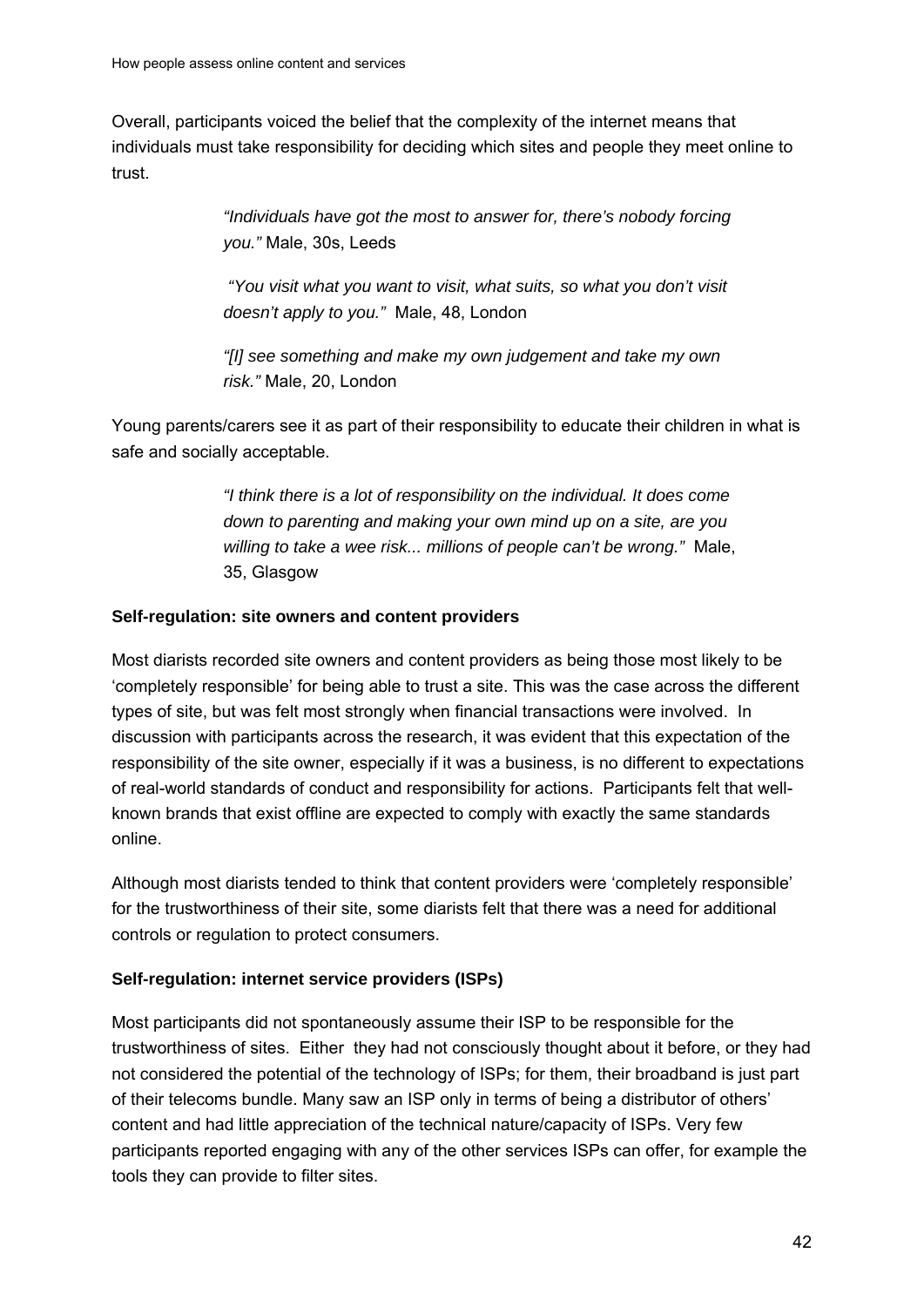Overall, participants voiced the belief that the complexity of the internet means that individuals must take responsibility for deciding which sites and people they meet online to trust.

> *"Individuals have got the most to answer for, there's nobody forcing you."* Male, 30s, Leeds
>
> *"You visit what you want to visit, what suits, so what you don't visit doesn't apply to you."* Male, 48, London
>
> *"[I] see something and make my own judgement and take my own risk."* Male, 20, London

Young parents/carers see it as part of their responsibility to educate their children in what is safe and socially acceptable.

> *"I think there is a lot of responsibility on the individual. It does come down to parenting and making your own mind up on a site, are you willing to take a wee risk... millions of people can't be wrong."* Male, 35, Glasgow

**Self-regulation: site owners and content providers**

Most diarists recorded site owners and content providers as being those most likely to be 'completely responsible' for being able to trust a site. This was the case across the different types of site, but was felt most strongly when financial transactions were involved. In discussion with participants across the research, it was evident that this expectation of the responsibility of the site owner, especially if it was a business, is no different to expectations of real-world standards of conduct and responsibility for actions. Participants felt that well-known brands that exist offline are expected to comply with exactly the same standards online.

Although most diarists tended to think that content providers were 'completely responsible' for the trustworthiness of their site, some diarists felt that there was a need for additional controls or regulation to protect consumers.

**Self-regulation: internet service providers (ISPs)**

Most participants did not spontaneously assume their ISP to be responsible for the trustworthiness of sites. Either they had not consciously thought about it before, or they had not considered the potential of the technology of ISPs; for them, their broadband is just part of their telecoms bundle. Many saw an ISP only in terms of being a distributor of others' content and had little appreciation of the technical nature/capacity of ISPs. Very few participants reported engaging with any of the other services ISPs can offer, for example the tools they can provide to filter sites.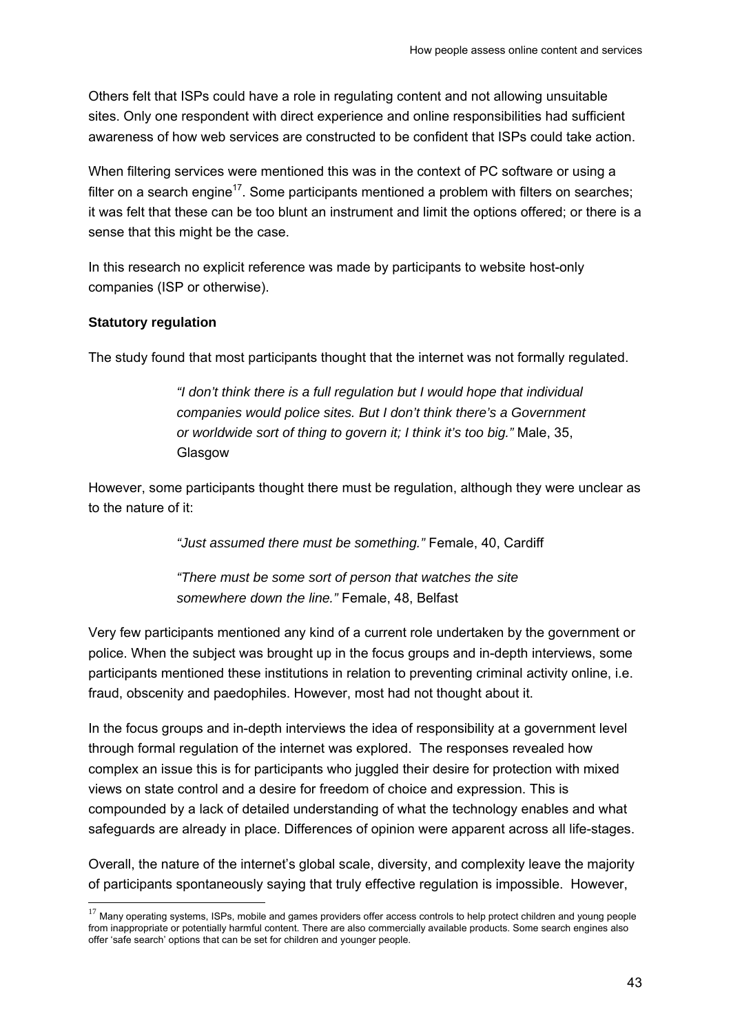Others felt that ISPs could have a role in regulating content and not allowing unsuitable sites. Only one respondent with direct experience and online responsibilities had sufficient awareness of how web services are constructed to be confident that ISPs could take action.

When filtering services were mentioned this was in the context of PC software or using a filter on a search engine[17]. Some participants mentioned a problem with filters on searches; it was felt that these can be too blunt an instrument and limit the options offered; or there is a sense that this might be the case.

In this research no explicit reference was made by participants to website host-only companies (ISP or otherwise).

**Statutory regulation**

The study found that most participants thought that the internet was not formally regulated.

> *"I don't think there is a full regulation but I would hope that individual companies would police sites. But I don't think there's a Government or worldwide sort of thing to govern it; I think it's too big."* Male, 35, Glasgow

However, some participants thought there must be regulation, although they were unclear as to the nature of it:

> *"Just assumed there must be something."* Female, 40, Cardiff

> *"There must be some sort of person that watches the site somewhere down the line."* Female, 48, Belfast

Very few participants mentioned any kind of a current role undertaken by the government or police. When the subject was brought up in the focus groups and in-depth interviews, some participants mentioned these institutions in relation to preventing criminal activity online, i.e. fraud, obscenity and paedophiles. However, most had not thought about it.

In the focus groups and in-depth interviews the idea of responsibility at a government level through formal regulation of the internet was explored. The responses revealed how complex an issue this is for participants who juggled their desire for protection with mixed views on state control and a desire for freedom of choice and expression. This is compounded by a lack of detailed understanding of what the technology enables and what safeguards are already in place. Differences of opinion were apparent across all life-stages.

Overall, the nature of the internet's global scale, diversity, and complexity leave the majority of participants spontaneously saying that truly effective regulation is impossible. However,

[17] Many operating systems, ISPs, mobile and games providers offer access controls to help protect children and young people from inappropriate or potentially harmful content. There are also commercially available products. Some search engines also offer 'safe search' options that can be set for children and younger people.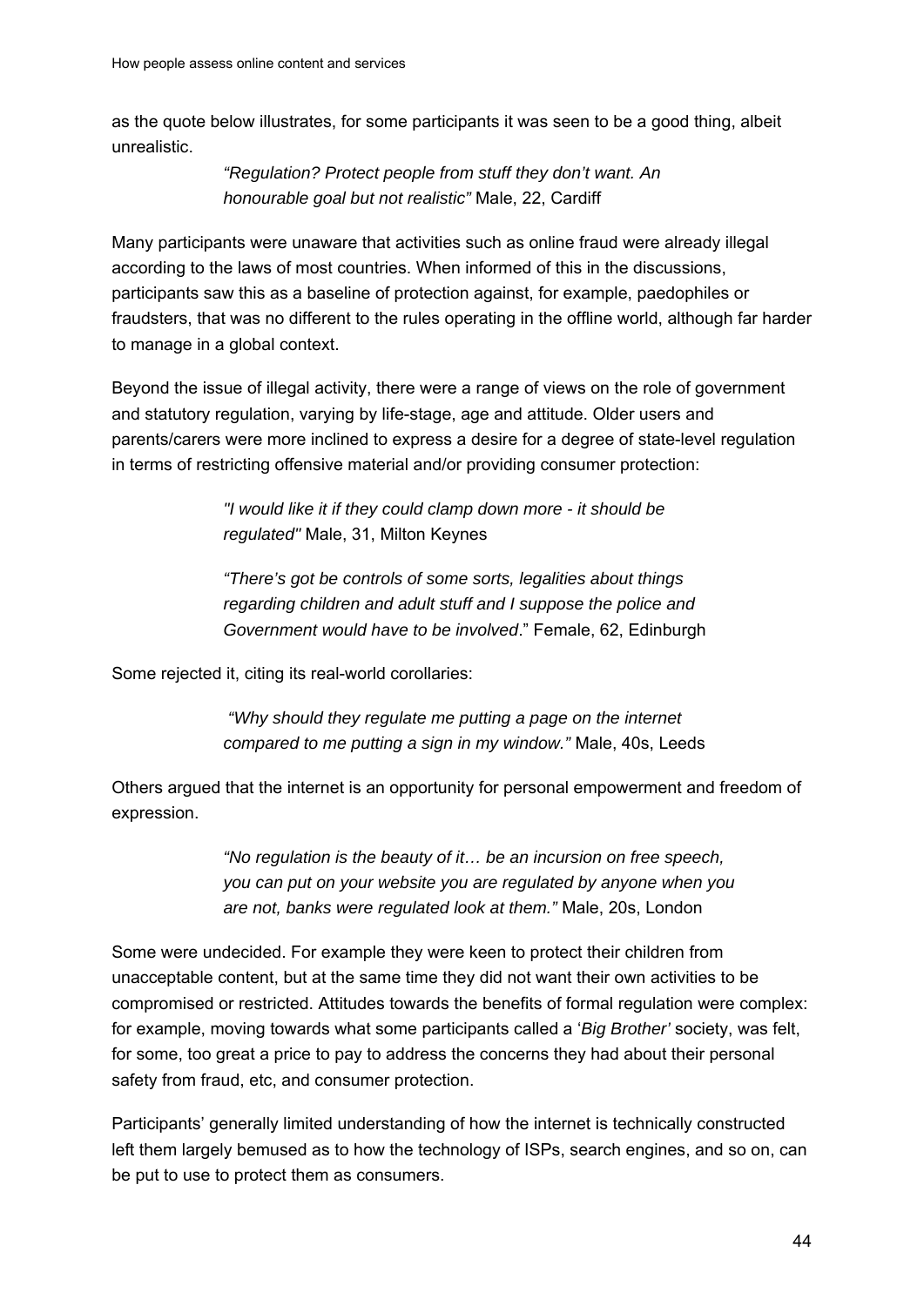as the quote below illustrates, for some participants it was seen to be a good thing, albeit unrealistic.

> *"Regulation? Protect people from stuff they don't want. An honourable goal but not realistic"* Male, 22, Cardiff

Many participants were unaware that activities such as online fraud were already illegal according to the laws of most countries. When informed of this in the discussions, participants saw this as a baseline of protection against, for example, paedophiles or fraudsters, that was no different to the rules operating in the offline world, although far harder to manage in a global context.

Beyond the issue of illegal activity, there were a range of views on the role of government and statutory regulation, varying by life-stage, age and attitude. Older users and parents/carers were more inclined to express a desire for a degree of state-level regulation in terms of restricting offensive material and/or providing consumer protection:

> *"I would like it if they could clamp down more - it should be regulated"* Male, 31, Milton Keynes

> *"There's got be controls of some sorts, legalities about things regarding children and adult stuff and I suppose the police and Government would have to be involved*." Female, 62, Edinburgh

Some rejected it, citing its real-world corollaries:

> *"Why should they regulate me putting a page on the internet compared to me putting a sign in my window."* Male, 40s, Leeds

Others argued that the internet is an opportunity for personal empowerment and freedom of expression.

> *"No regulation is the beauty of it… be an incursion on free speech, you can put on your website you are regulated by anyone when you are not, banks were regulated look at them."* Male, 20s, London

Some were undecided. For example they were keen to protect their children from unacceptable content, but at the same time they did not want their own activities to be compromised or restricted. Attitudes towards the benefits of formal regulation were complex: for example, moving towards what some participants called a '*Big Brother'* society, was felt, for some, too great a price to pay to address the concerns they had about their personal safety from fraud, etc, and consumer protection.

Participants' generally limited understanding of how the internet is technically constructed left them largely bemused as to how the technology of ISPs, search engines, and so on, can be put to use to protect them as consumers.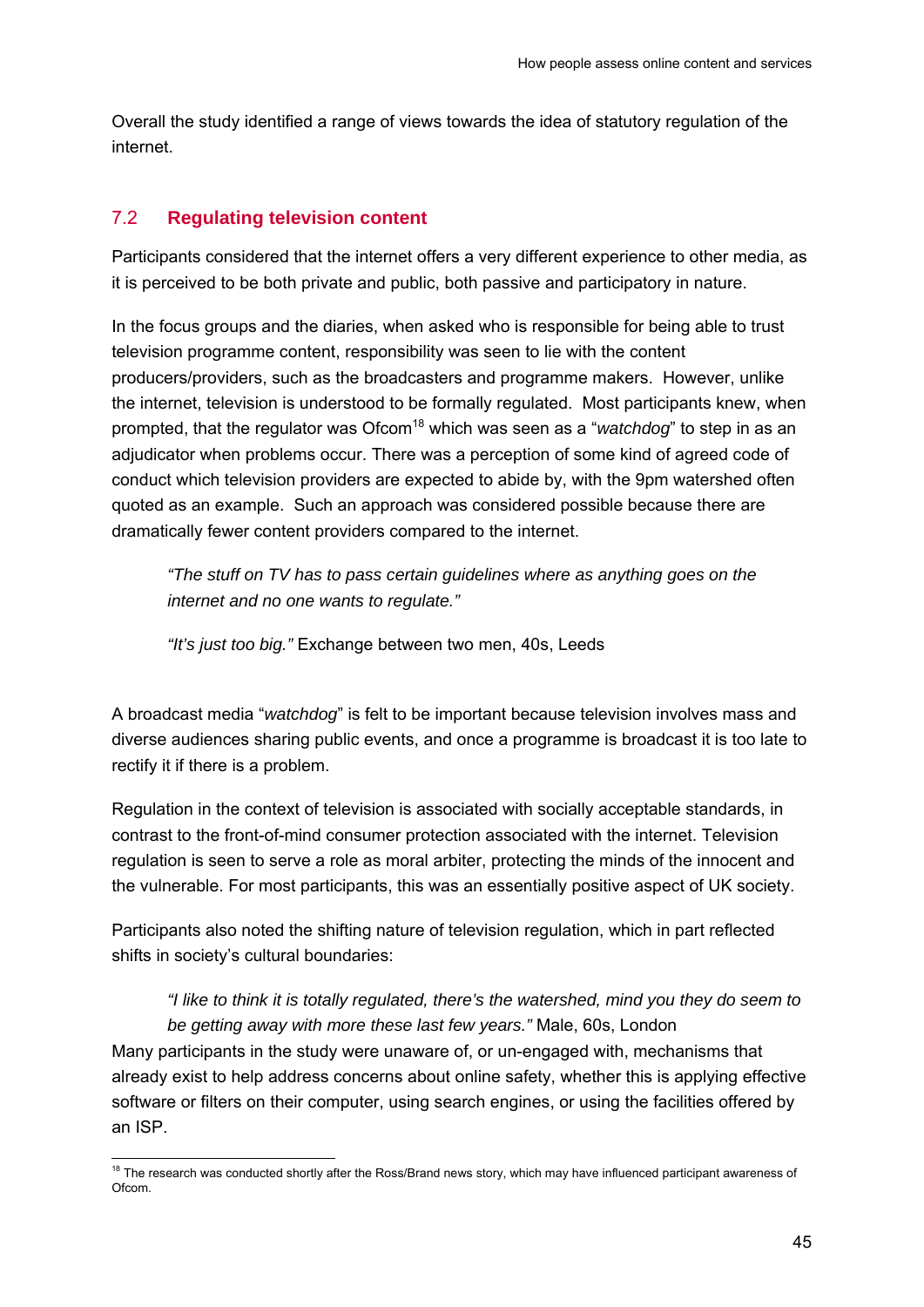Overall the study identified a range of views towards the idea of statutory regulation of the internet.

## 7.2 Regulating television content

Participants considered that the internet offers a very different experience to other media, as it is perceived to be both private and public, both passive and participatory in nature.

In the focus groups and the diaries, when asked who is responsible for being able to trust television programme content, responsibility was seen to lie with the content producers/providers, such as the broadcasters and programme makers. However, unlike the internet, television is understood to be formally regulated. Most participants knew, when prompted, that the regulator was Ofcom[18] which was seen as a "*watchdog*" to step in as an adjudicator when problems occur. There was a perception of some kind of agreed code of conduct which television providers are expected to abide by, with the 9pm watershed often quoted as an example. Such an approach was considered possible because there are dramatically fewer content providers compared to the internet.

> *"The stuff on TV has to pass certain guidelines where as anything goes on the internet and no one wants to regulate."*
>
> *"It's just too big."* Exchange between two men, 40s, Leeds

A broadcast media "*watchdog*" is felt to be important because television involves mass and diverse audiences sharing public events, and once a programme is broadcast it is too late to rectify it if there is a problem.

Regulation in the context of television is associated with socially acceptable standards, in contrast to the front-of-mind consumer protection associated with the internet. Television regulation is seen to serve a role as moral arbiter, protecting the minds of the innocent and the vulnerable. For most participants, this was an essentially positive aspect of UK society.

Participants also noted the shifting nature of television regulation, which in part reflected shifts in society's cultural boundaries:

> *"I like to think it is totally regulated, there's the watershed, mind you they do seem to be getting away with more these last few years."* Male, 60s, London

Many participants in the study were unaware of, or un-engaged with, mechanisms that already exist to help address concerns about online safety, whether this is applying effective software or filters on their computer, using search engines, or using the facilities offered by an ISP.

---

[18] The research was conducted shortly after the Ross/Brand news story, which may have influenced participant awareness of Ofcom.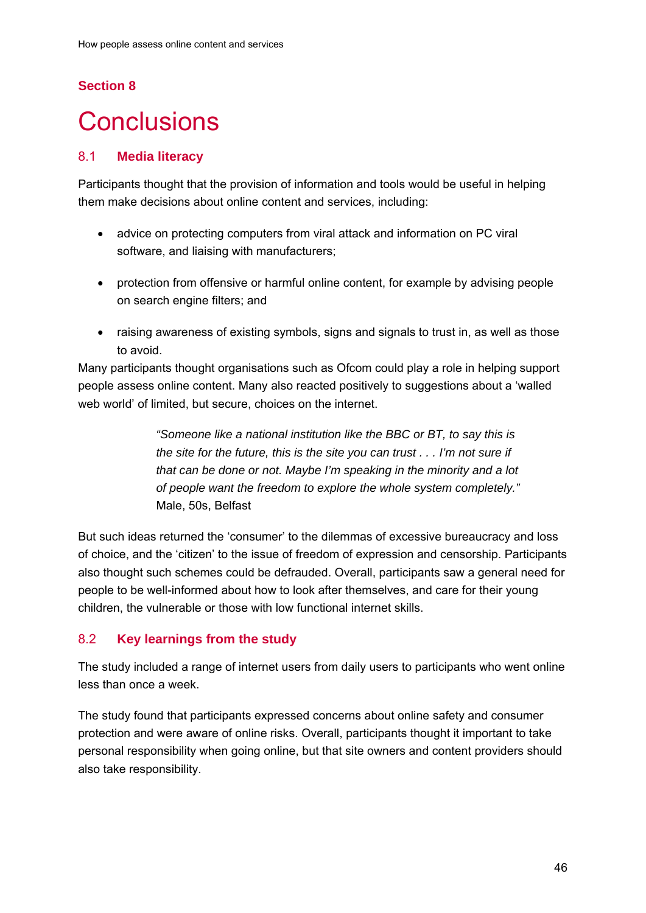## Section 8

# Conclusions

### 8.1 Media literacy

Participants thought that the provision of information and tools would be useful in helping them make decisions about online content and services, including:

- advice on protecting computers from viral attack and information on PC viral software, and liaising with manufacturers;
- protection from offensive or harmful online content, for example by advising people on search engine filters; and
- raising awareness of existing symbols, signs and signals to trust in, as well as those to avoid.

Many participants thought organisations such as Ofcom could play a role in helping support people assess online content. Many also reacted positively to suggestions about a 'walled web world' of limited, but secure, choices on the internet.

> *"Someone like a national institution like the BBC or BT, to say this is the site for the future, this is the site you can trust . . . I'm not sure if that can be done or not. Maybe I'm speaking in the minority and a lot of people want the freedom to explore the whole system completely."*
> Male, 50s, Belfast

But such ideas returned the 'consumer' to the dilemmas of excessive bureaucracy and loss of choice, and the 'citizen' to the issue of freedom of expression and censorship. Participants also thought such schemes could be defrauded. Overall, participants saw a general need for people to be well-informed about how to look after themselves, and care for their young children, the vulnerable or those with low functional internet skills.

### 8.2 Key learnings from the study

The study included a range of internet users from daily users to participants who went online less than once a week.

The study found that participants expressed concerns about online safety and consumer protection and were aware of online risks. Overall, participants thought it important to take personal responsibility when going online, but that site owners and content providers should also take responsibility.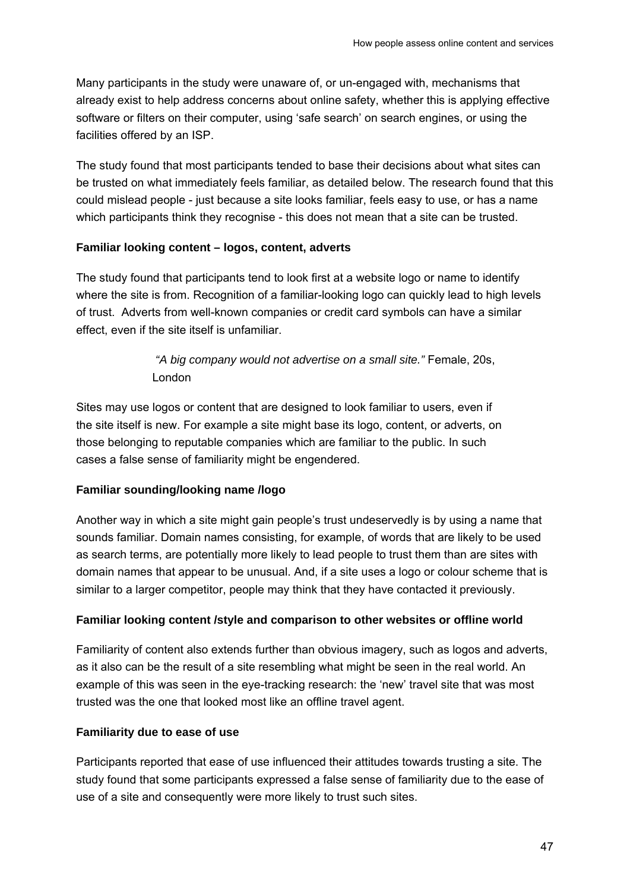Many participants in the study were unaware of, or un-engaged with, mechanisms that already exist to help address concerns about online safety, whether this is applying effective software or filters on their computer, using 'safe search' on search engines, or using the facilities offered by an ISP.

The study found that most participants tended to base their decisions about what sites can be trusted on what immediately feels familiar, as detailed below. The research found that this could mislead people - just because a site looks familiar, feels easy to use, or has a name which participants think they recognise - this does not mean that a site can be trusted.

**Familiar looking content – logos, content, adverts**

The study found that participants tend to look first at a website logo or name to identify where the site is from. Recognition of a familiar-looking logo can quickly lead to high levels of trust. Adverts from well-known companies or credit card symbols can have a similar effect, even if the site itself is unfamiliar.

> *"A big company would not advertise on a small site."* Female, 20s, London

Sites may use logos or content that are designed to look familiar to users, even if the site itself is new. For example a site might base its logo, content, or adverts, on those belonging to reputable companies which are familiar to the public. In such cases a false sense of familiarity might be engendered.

**Familiar sounding/looking name /logo**

Another way in which a site might gain people's trust undeservedly is by using a name that sounds familiar. Domain names consisting, for example, of words that are likely to be used as search terms, are potentially more likely to lead people to trust them than are sites with domain names that appear to be unusual. And, if a site uses a logo or colour scheme that is similar to a larger competitor, people may think that they have contacted it previously.

**Familiar looking content /style and comparison to other websites or offline world**

Familiarity of content also extends further than obvious imagery, such as logos and adverts, as it also can be the result of a site resembling what might be seen in the real world. An example of this was seen in the eye-tracking research: the 'new' travel site that was most trusted was the one that looked most like an offline travel agent.

**Familiarity due to ease of use**

Participants reported that ease of use influenced their attitudes towards trusting a site. The study found that some participants expressed a false sense of familiarity due to the ease of use of a site and consequently were more likely to trust such sites.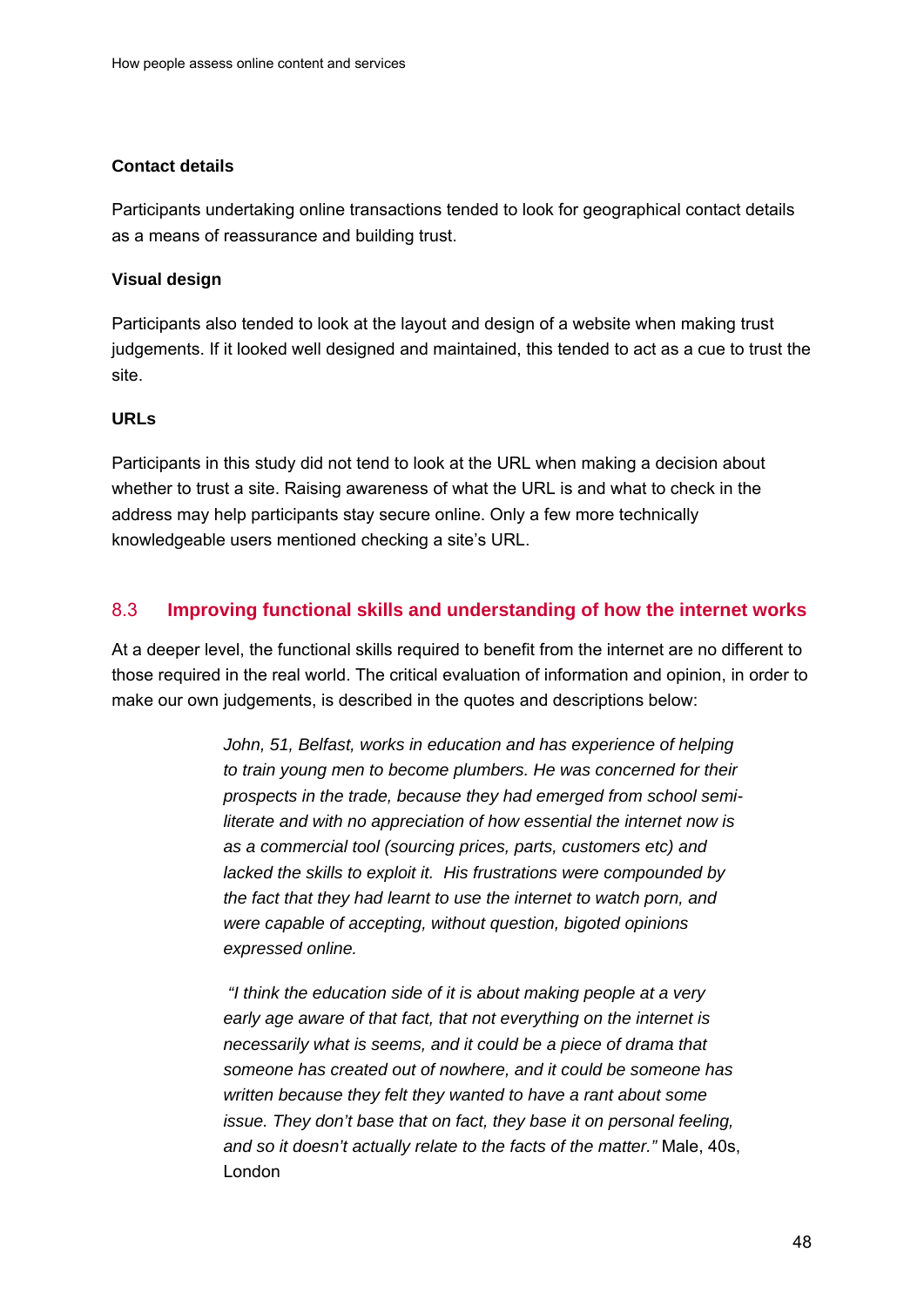**Contact details**

Participants undertaking online transactions tended to look for geographical contact details as a means of reassurance and building trust.

**Visual design**

Participants also tended to look at the layout and design of a website when making trust judgements. If it looked well designed and maintained, this tended to act as a cue to trust the site.

**URLs**

Participants in this study did not tend to look at the URL when making a decision about whether to trust a site. Raising awareness of what the URL is and what to check in the address may help participants stay secure online. Only a few more technically knowledgeable users mentioned checking a site's URL.

## 8.3 Improving functional skills and understanding of how the internet works

At a deeper level, the functional skills required to benefit from the internet are no different to those required in the real world. The critical evaluation of information and opinion, in order to make our own judgements, is described in the quotes and descriptions below:

> *John, 51, Belfast, works in education and has experience of helping to train young men to become plumbers. He was concerned for their prospects in the trade, because they had emerged from school semi-literate and with no appreciation of how essential the internet now is as a commercial tool (sourcing prices, parts, customers etc) and lacked the skills to exploit it. His frustrations were compounded by the fact that they had learnt to use the internet to watch porn, and were capable of accepting, without question, bigoted opinions expressed online.*

> *"I think the education side of it is about making people at a very early age aware of that fact, that not everything on the internet is necessarily what is seems, and it could be a piece of drama that someone has created out of nowhere, and it could be someone has written because they felt they wanted to have a rant about some issue. They don't base that on fact, they base it on personal feeling, and so it doesn't actually relate to the facts of the matter."* Male, 40s, London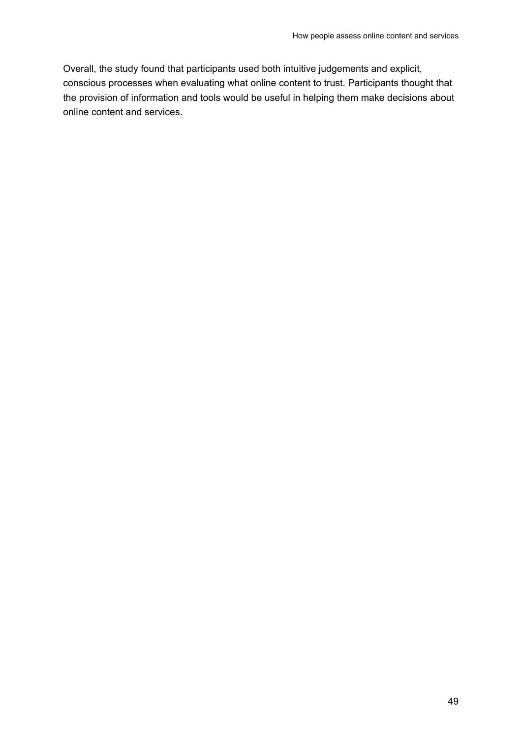Overall, the study found that participants used both intuitive judgements and explicit, conscious processes when evaluating what online content to trust. Participants thought that the provision of information and tools would be useful in helping them make decisions about online content and services.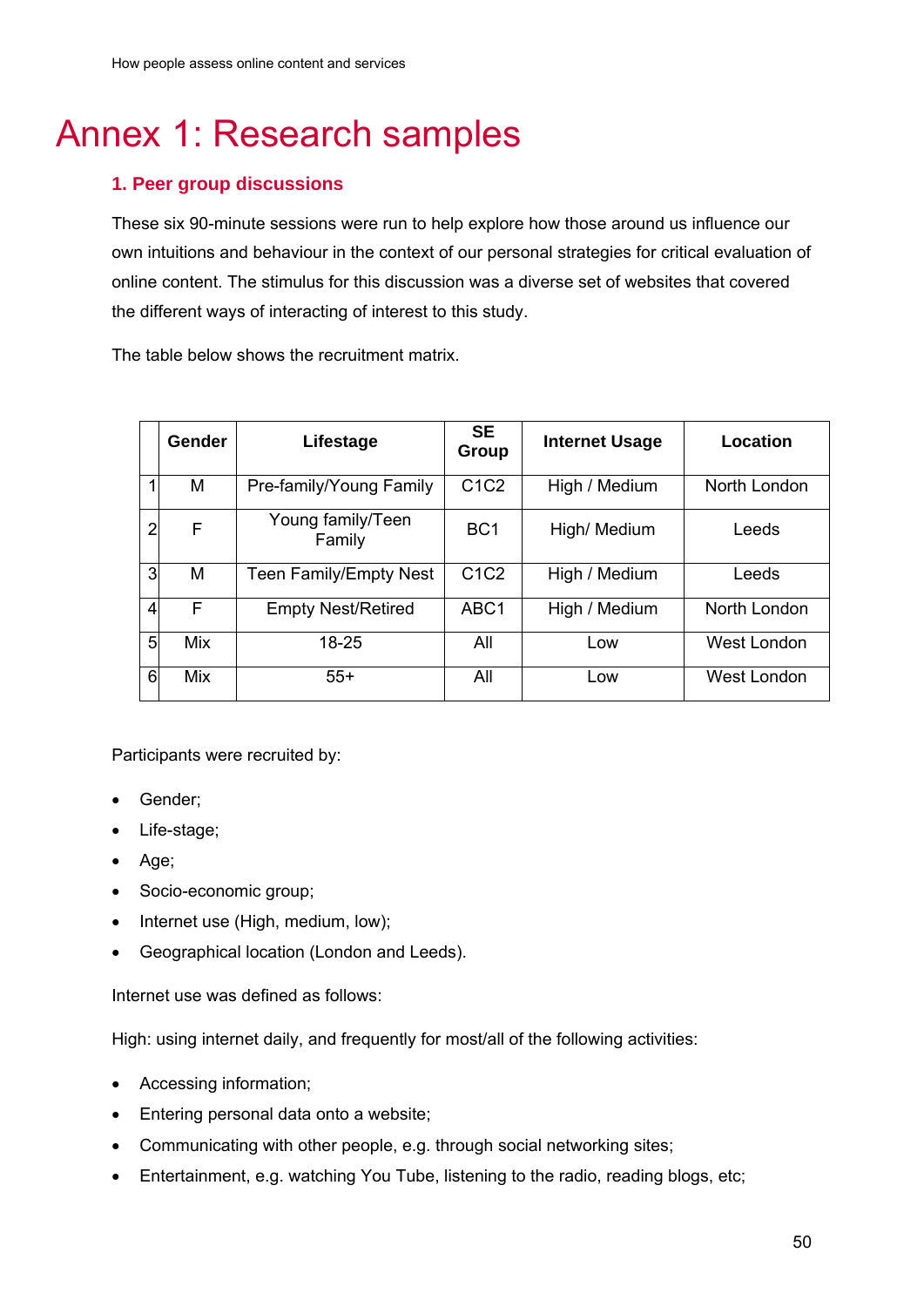# Annex 1: Research samples

### 1. Peer group discussions

These six 90-minute sessions were run to help explore how those around us influence our own intuitions and behaviour in the context of our personal strategies for critical evaluation of online content. The stimulus for this discussion was a diverse set of websites that covered the different ways of interacting of interest to this study.

The table below shows the recruitment matrix.

| | Gender | Lifestage | SE Group | Internet Usage | Location |
|---|---|---|---|---|---|
| 1 | M | Pre-family/Young Family | C1C2 | High / Medium | North London |
| 2 | F | Young family/Teen Family | BC1 | High/ Medium | Leeds |
| 3 | M | Teen Family/Empty Nest | C1C2 | High / Medium | Leeds |
| 4 | F | Empty Nest/Retired | ABC1 | High / Medium | North London |
| 5 | Mix | 18-25 | All | Low | West London |
| 6 | Mix | 55+ | All | Low | West London |

Participants were recruited by:

- Gender;
- Life-stage;
- Age;
- Socio-economic group;
- Internet use (High, medium, low);
- Geographical location (London and Leeds).

Internet use was defined as follows:

High: using internet daily, and frequently for most/all of the following activities:

- Accessing information;
- Entering personal data onto a website;
- Communicating with other people, e.g. through social networking sites;
- Entertainment, e.g. watching You Tube, listening to the radio, reading blogs, etc;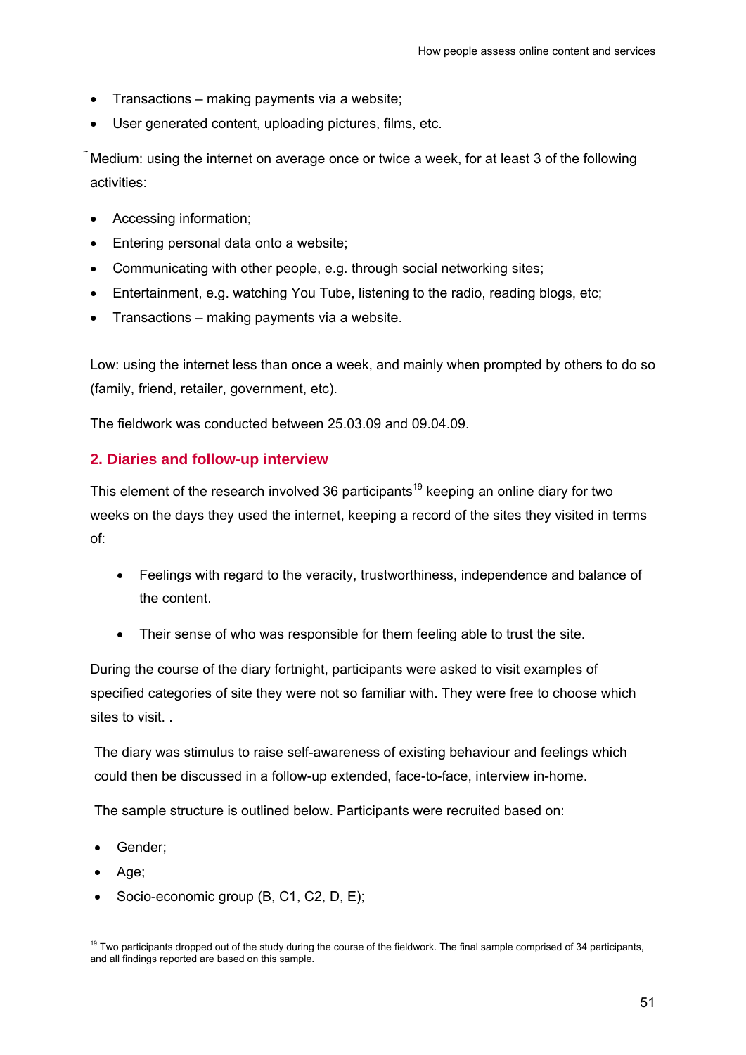- Transactions – making payments via a website;
- User generated content, uploading pictures, films, etc.

Medium: using the internet on average once or twice a week, for at least 3 of the following activities:

- Accessing information;
- Entering personal data onto a website;
- Communicating with other people, e.g. through social networking sites;
- Entertainment, e.g. watching You Tube, listening to the radio, reading blogs, etc;
- Transactions – making payments via a website.

Low: using the internet less than once a week, and mainly when prompted by others to do so (family, friend, retailer, government, etc).

The fieldwork was conducted between 25.03.09 and 09.04.09.

### 2. Diaries and follow-up interview

This element of the research involved 36 participants[19] keeping an online diary for two weeks on the days they used the internet, keeping a record of the sites they visited in terms of:

- Feelings with regard to the veracity, trustworthiness, independence and balance of the content.
- Their sense of who was responsible for them feeling able to trust the site.

During the course of the diary fortnight, participants were asked to visit examples of specified categories of site they were not so familiar with. They were free to choose which sites to visit. .

The diary was stimulus to raise self-awareness of existing behaviour and feelings which could then be discussed in a follow-up extended, face-to-face, interview in-home.

The sample structure is outlined below. Participants were recruited based on:

- Gender;
- Age;
- Socio-economic group (B, C1, C2, D, E);

[19] Two participants dropped out of the study during the course of the fieldwork. The final sample comprised of 34 participants, and all findings reported are based on this sample.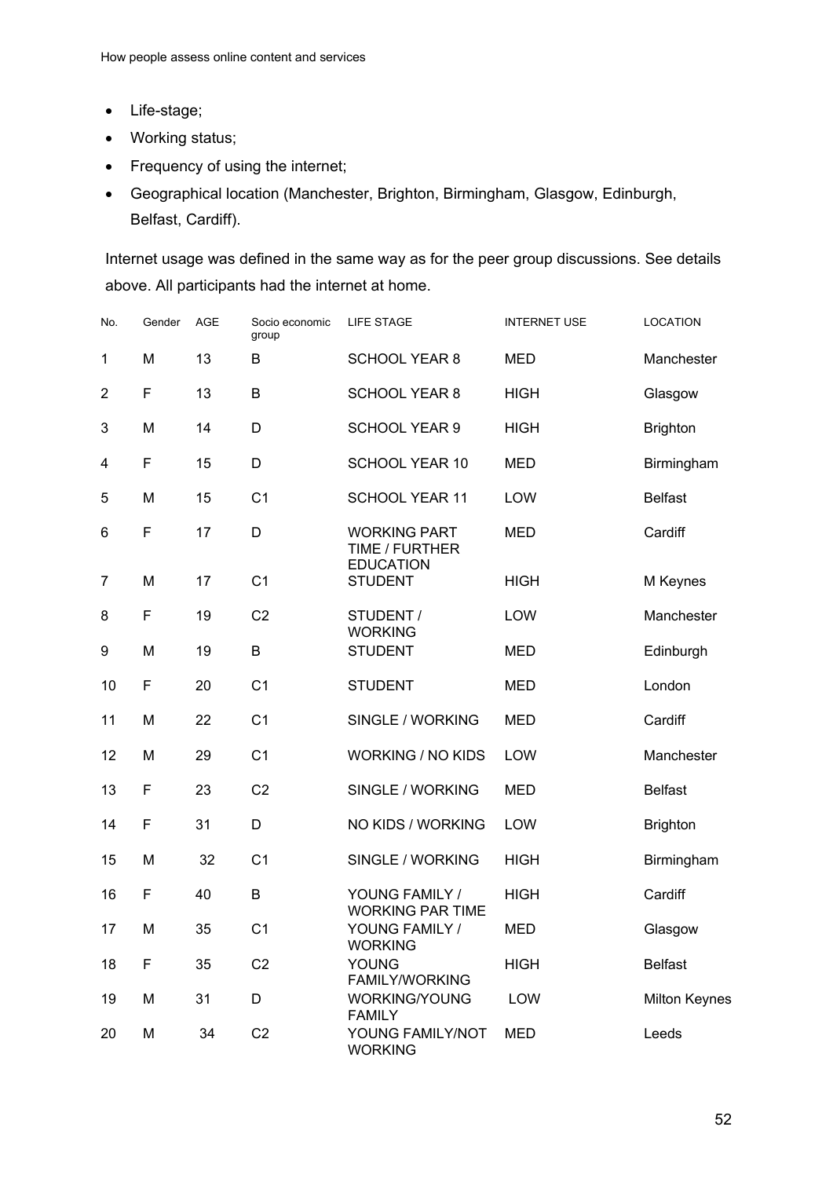- Life-stage;
- Working status;
- Frequency of using the internet;
- Geographical location (Manchester, Brighton, Birmingham, Glasgow, Edinburgh, Belfast, Cardiff).

Internet usage was defined in the same way as for the peer group discussions. See details above. All participants had the internet at home.

| No. | Gender | AGE | Socio economic group | LIFE STAGE | INTERNET USE | LOCATION |
|---|---|---|---|---|---|---|
| 1 | M | 13 | B | SCHOOL YEAR 8 | MED | Manchester |
| 2 | F | 13 | B | SCHOOL YEAR 8 | HIGH | Glasgow |
| 3 | M | 14 | D | SCHOOL YEAR 9 | HIGH | Brighton |
| 4 | F | 15 | D | SCHOOL YEAR 10 | MED | Birmingham |
| 5 | M | 15 | C1 | SCHOOL YEAR 11 | LOW | Belfast |
| 6 | F | 17 | D | WORKING PART TIME / FURTHER EDUCATION | MED | Cardiff |
| 7 | M | 17 | C1 | STUDENT | HIGH | M Keynes |
| 8 | F | 19 | C2 | STUDENT / WORKING | LOW | Manchester |
| 9 | M | 19 | B | STUDENT | MED | Edinburgh |
| 10 | F | 20 | C1 | STUDENT | MED | London |
| 11 | M | 22 | C1 | SINGLE / WORKING | MED | Cardiff |
| 12 | M | 29 | C1 | WORKING / NO KIDS | LOW | Manchester |
| 13 | F | 23 | C2 | SINGLE / WORKING | MED | Belfast |
| 14 | F | 31 | D | NO KIDS / WORKING | LOW | Brighton |
| 15 | M | 32 | C1 | SINGLE / WORKING | HIGH | Birmingham |
| 16 | F | 40 | B | YOUNG FAMILY / WORKING PAR TIME | HIGH | Cardiff |
| 17 | M | 35 | C1 | YOUNG FAMILY / WORKING | MED | Glasgow |
| 18 | F | 35 | C2 | YOUNG FAMILY/WORKING | HIGH | Belfast |
| 19 | M | 31 | D | WORKING/YOUNG FAMILY | LOW | Milton Keynes |
| 20 | M | 34 | C2 | YOUNG FAMILY/NOT WORKING | MED | Leeds |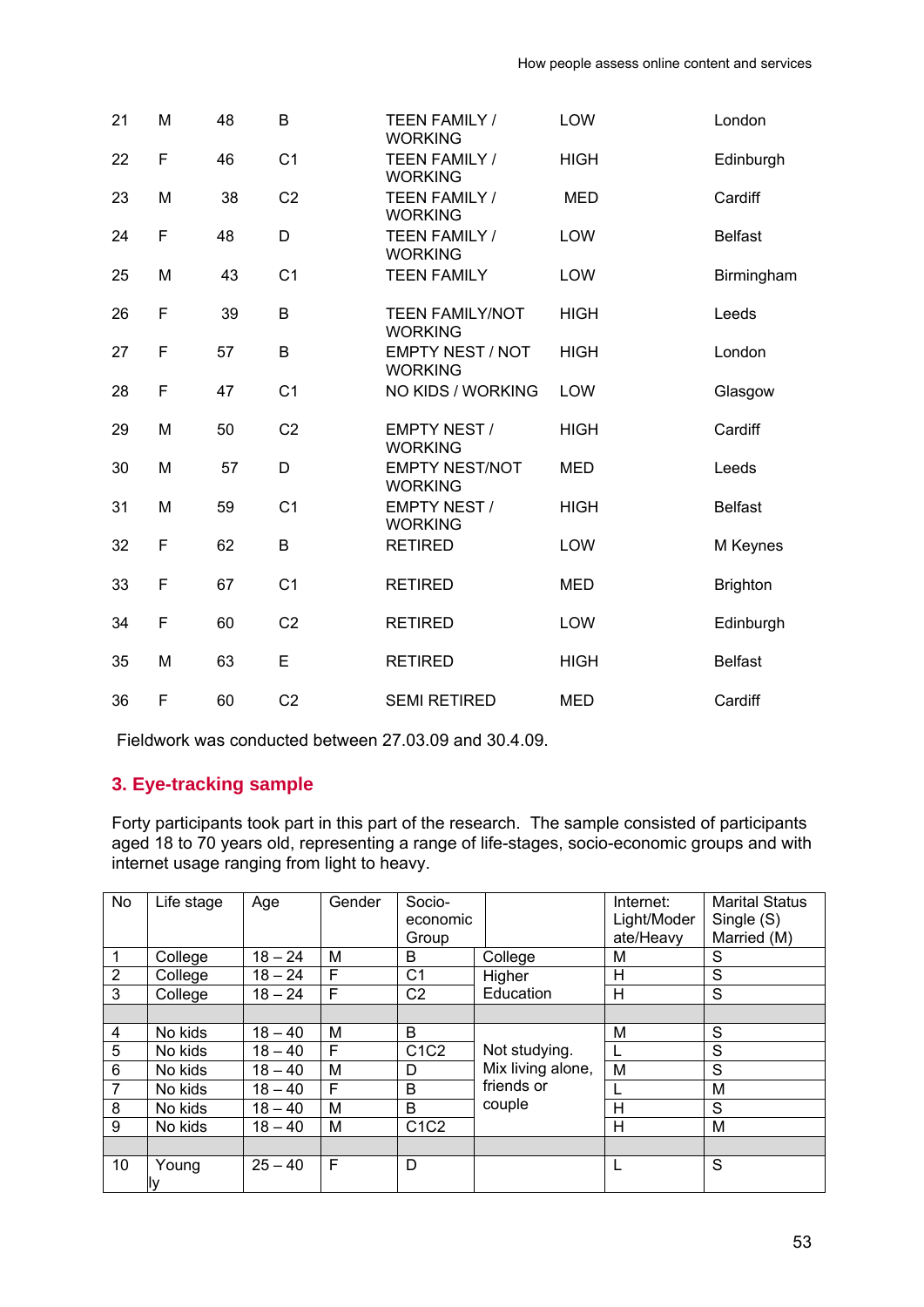| | | | | | | |
|---|---|---|---|---|---|---|
| 21 | M | 48 | B | TEEN FAMILY / WORKING | LOW | London |
| 22 | F | 46 | C1 | TEEN FAMILY / WORKING | HIGH | Edinburgh |
| 23 | M | 38 | C2 | TEEN FAMILY / WORKING | MED | Cardiff |
| 24 | F | 48 | D | TEEN FAMILY / WORKING | LOW | Belfast |
| 25 | M | 43 | C1 | TEEN FAMILY | LOW | Birmingham |
| 26 | F | 39 | B | TEEN FAMILY/NOT WORKING | HIGH | Leeds |
| 27 | F | 57 | B | EMPTY NEST / NOT WORKING | HIGH | London |
| 28 | F | 47 | C1 | NO KIDS / WORKING | LOW | Glasgow |
| 29 | M | 50 | C2 | EMPTY NEST / WORKING | HIGH | Cardiff |
| 30 | M | 57 | D | EMPTY NEST/NOT WORKING | MED | Leeds |
| 31 | M | 59 | C1 | EMPTY NEST / WORKING | HIGH | Belfast |
| 32 | F | 62 | B | RETIRED | LOW | M Keynes |
| 33 | F | 67 | C1 | RETIRED | MED | Brighton |
| 34 | F | 60 | C2 | RETIRED | LOW | Edinburgh |
| 35 | M | 63 | E | RETIRED | HIGH | Belfast |
| 36 | F | 60 | C2 | SEMI RETIRED | MED | Cardiff |

Fieldwork was conducted between 27.03.09 and 30.4.09.

## 3. Eye-tracking sample

Forty participants took part in this part of the research. The sample consisted of participants aged 18 to 70 years old, representing a range of life-stages, socio-economic groups and with internet usage ranging from light to heavy.

| No | Life stage | Age | Gender | Socio-economic Group | | Internet: Light/Moderate/Heavy | Marital Status Single (S) Married (M) |
|---|---|---|---|---|---|---|---|
| 1 | College | 18 – 24 | M | B | College Higher Education | M | S |
| 2 | College | 18 – 24 | F | C1 | | H | S |
| 3 | College | 18 – 24 | F | C2 | | H | S |
| | | | | | | | |
| 4 | No kids | 18 – 40 | M | B | Not studying. Mix living alone, friends or couple | M | S |
| 5 | No kids | 18 – 40 | F | C1C2 | | L | S |
| 6 | No kids | 18 – 40 | M | D | | M | S |
| 7 | No kids | 18 – 40 | F | B | | L | M |
| 8 | No kids | 18 – 40 | M | B | | H | S |
| 9 | No kids | 18 – 40 | M | C1C2 | | H | M |
| | | | | | | | |
| 10 | Youngly | 25 – 40 | F | D | | L | S |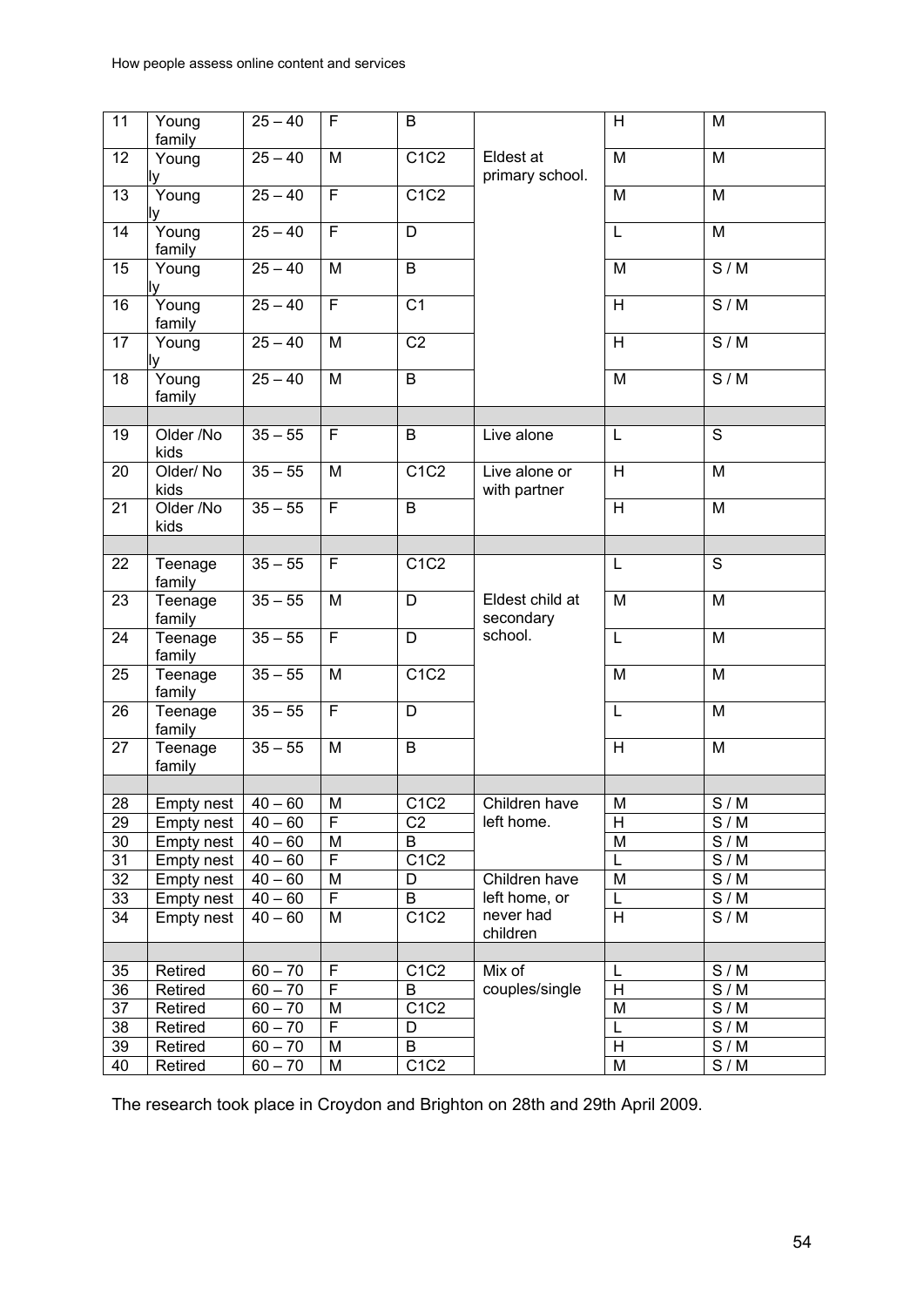| 11 | Young family | 25 – 40 | F | B | Eldest at primary school. | H | M |
|---|---|---|---|---|---|---|---|
| 12 | Young ly | 25 – 40 | M | C1C2 | | M | M |
| 13 | Young ly | 25 – 40 | F | C1C2 | | M | M |
| 14 | Young family | 25 – 40 | F | D | | L | M |
| 15 | Young ly | 25 – 40 | M | B | | M | S / M |
| 16 | Young family | 25 – 40 | F | C1 | | H | S / M |
| 17 | Young ly | 25 – 40 | M | C2 | | H | S / M |
| 18 | Young family | 25 – 40 | M | B | | M | S / M |
| | | | | | | | |
| 19 | Older /No kids | 35 – 55 | F | B | Live alone | L | S |
| 20 | Older/ No kids | 35 – 55 | M | C1C2 | Live alone or with partner | H | M |
| 21 | Older /No kids | 35 – 55 | F | B | | H | M |
| | | | | | | | |
| 22 | Teenage family | 35 – 55 | F | C1C2 | Eldest child at secondary school. | L | S |
| 23 | Teenage family | 35 – 55 | M | D | | M | M |
| 24 | Teenage family | 35 – 55 | F | D | | L | M |
| 25 | Teenage family | 35 – 55 | M | C1C2 | | M | M |
| 26 | Teenage family | 35 – 55 | F | D | | L | M |
| 27 | Teenage family | 35 – 55 | M | B | | H | M |
| | | | | | | | |
| 28 | Empty nest | 40 – 60 | M | C1C2 | Children have left home. | M | S / M |
| 29 | Empty nest | 40 – 60 | F | C2 | | H | S / M |
| 30 | Empty nest | 40 – 60 | M | B | | M | S / M |
| 31 | Empty nest | 40 – 60 | F | C1C2 | | L | S / M |
| 32 | Empty nest | 40 – 60 | M | D | Children have left home, or never had children | M | S / M |
| 33 | Empty nest | 40 – 60 | F | B | | L | S / M |
| 34 | Empty nest | 40 – 60 | M | C1C2 | | H | S / M |
| | | | | | | | |
| 35 | Retired | 60 – 70 | F | C1C2 | Mix of couples/single | L | S / M |
| 36 | Retired | 60 – 70 | F | B | | H | S / M |
| 37 | Retired | 60 – 70 | M | C1C2 | | M | S / M |
| 38 | Retired | 60 – 70 | F | D | | L | S / M |
| 39 | Retired | 60 – 70 | M | B | | H | S / M |
| 40 | Retired | 60 – 70 | M | C1C2 | | M | S / M |

The research took place in Croydon and Brighton on 28th and 29th April 2009.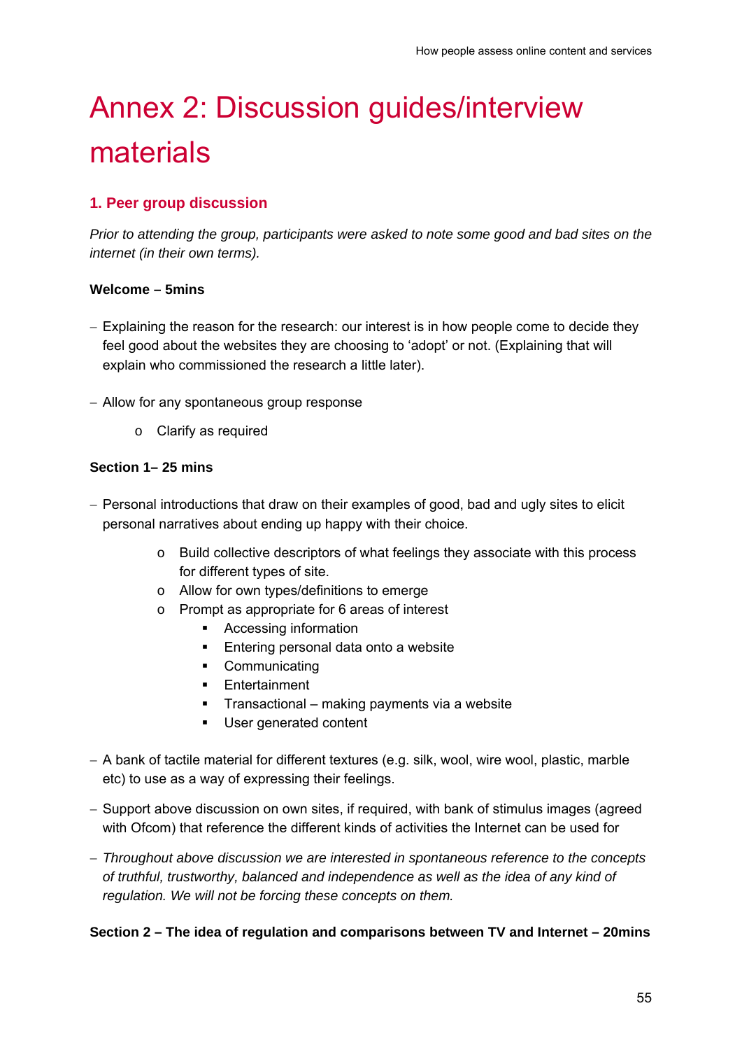# Annex 2: Discussion guides/interview materials

## 1. Peer group discussion

*Prior to attending the group, participants were asked to note some good and bad sites on the internet (in their own terms).*

**Welcome – 5mins**

- Explaining the reason for the research: our interest is in how people come to decide they feel good about the websites they are choosing to 'adopt' or not. (Explaining that will explain who commissioned the research a little later).

- Allow for any spontaneous group response
    - Clarify as required

**Section 1– 25 mins**

- Personal introductions that draw on their examples of good, bad and ugly sites to elicit personal narratives about ending up happy with their choice.
    - Build collective descriptors of what feelings they associate with this process for different types of site.
    - Allow for own types/definitions to emerge
    - Prompt as appropriate for 6 areas of interest
        - Accessing information
        - Entering personal data onto a website
        - Communicating
        - Entertainment
        - Transactional – making payments via a website
        - User generated content

- A bank of tactile material for different textures (e.g. silk, wool, wire wool, plastic, marble etc) to use as a way of expressing their feelings.

- Support above discussion on own sites, if required, with bank of stimulus images (agreed with Ofcom) that reference the different kinds of activities the Internet can be used for

- *Throughout above discussion we are interested in spontaneous reference to the concepts of truthful, trustworthy, balanced and independence as well as the idea of any kind of regulation. We will not be forcing these concepts on them.*

**Section 2 – The idea of regulation and comparisons between TV and Internet – 20mins**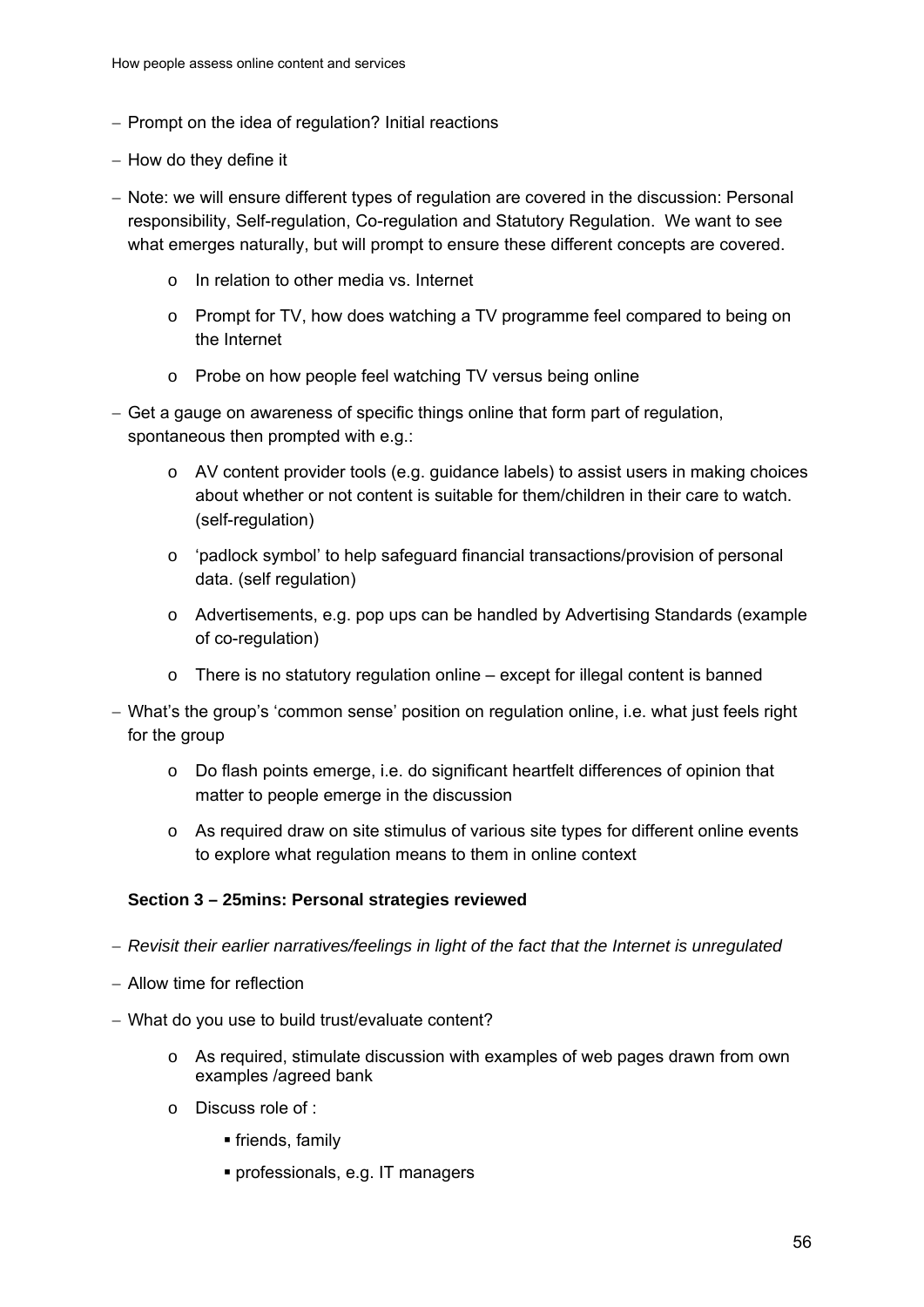- Prompt on the idea of regulation? Initial reactions
- How do they define it
- Note: we will ensure different types of regulation are covered in the discussion: Personal responsibility, Self-regulation, Co-regulation and Statutory Regulation. We want to see what emerges naturally, but will prompt to ensure these different concepts are covered.
    - In relation to other media vs. Internet
    - Prompt for TV, how does watching a TV programme feel compared to being on the Internet
    - Probe on how people feel watching TV versus being online
- Get a gauge on awareness of specific things online that form part of regulation, spontaneous then prompted with e.g.:
    - AV content provider tools (e.g. guidance labels) to assist users in making choices about whether or not content is suitable for them/children in their care to watch. (self-regulation)
    - 'padlock symbol' to help safeguard financial transactions/provision of personal data. (self regulation)
    - Advertisements, e.g. pop ups can be handled by Advertising Standards (example of co-regulation)
    - There is no statutory regulation online – except for illegal content is banned
- What's the group's 'common sense' position on regulation online, i.e. what just feels right for the group
    - Do flash points emerge, i.e. do significant heartfelt differences of opinion that matter to people emerge in the discussion
    - As required draw on site stimulus of various site types for different online events to explore what regulation means to them in online context

**Section 3 – 25mins: Personal strategies reviewed**

- *Revisit their earlier narratives/feelings in light of the fact that the Internet is unregulated*
- Allow time for reflection
- What do you use to build trust/evaluate content?
    - As required, stimulate discussion with examples of web pages drawn from own examples /agreed bank
    - Discuss role of :
        - friends, family
        - professionals, e.g. IT managers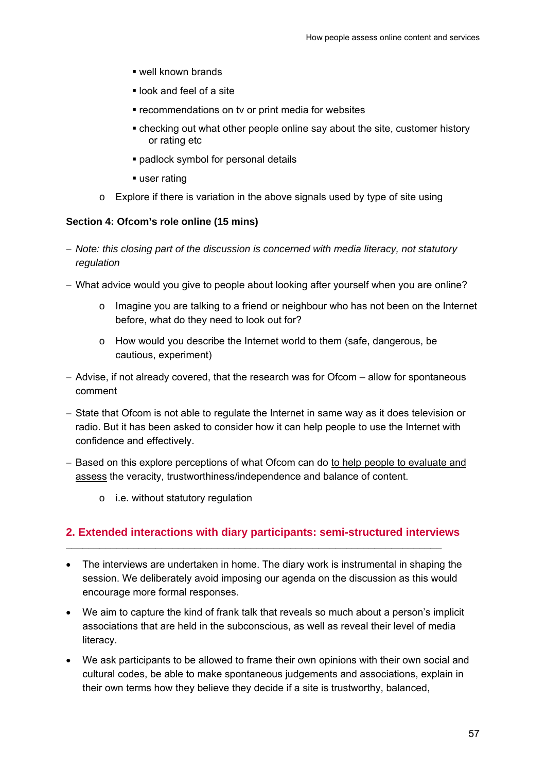- well known brands
- look and feel of a site
- recommendations on tv or print media for websites
- checking out what other people online say about the site, customer history or rating etc
- padlock symbol for personal details
- user rating

  - Explore if there is variation in the above signals used by type of site using

**Section 4: Ofcom's role online (15 mins)**

– *Note: this closing part of the discussion is concerned with media literacy, not statutory regulation*

– What advice would you give to people about looking after yourself when you are online?

  - Imagine you are talking to a friend or neighbour who has not been on the Internet before, what do they need to look out for?
  - How would you describe the Internet world to them (safe, dangerous, be cautious, experiment)

– Advise, if not already covered, that the research was for Ofcom – allow for spontaneous comment

– State that Ofcom is not able to regulate the Internet in same way as it does television or radio. But it has been asked to consider how it can help people to use the Internet with confidence and effectively.

– Based on this explore perceptions of what Ofcom can do <u>to help people to evaluate and assess</u> the veracity, trustworthiness/independence and balance of content.

  - i.e. without statutory regulation

## 2. Extended interactions with diary participants: semi-structured interviews

- The interviews are undertaken in home. The diary work is instrumental in shaping the session. We deliberately avoid imposing our agenda on the discussion as this would encourage more formal responses.
- We aim to capture the kind of frank talk that reveals so much about a person's implicit associations that are held in the subconscious, as well as reveal their level of media literacy.
- We ask participants to be allowed to frame their own opinions with their own social and cultural codes, be able to make spontaneous judgements and associations, explain in their own terms how they believe they decide if a site is trustworthy, balanced,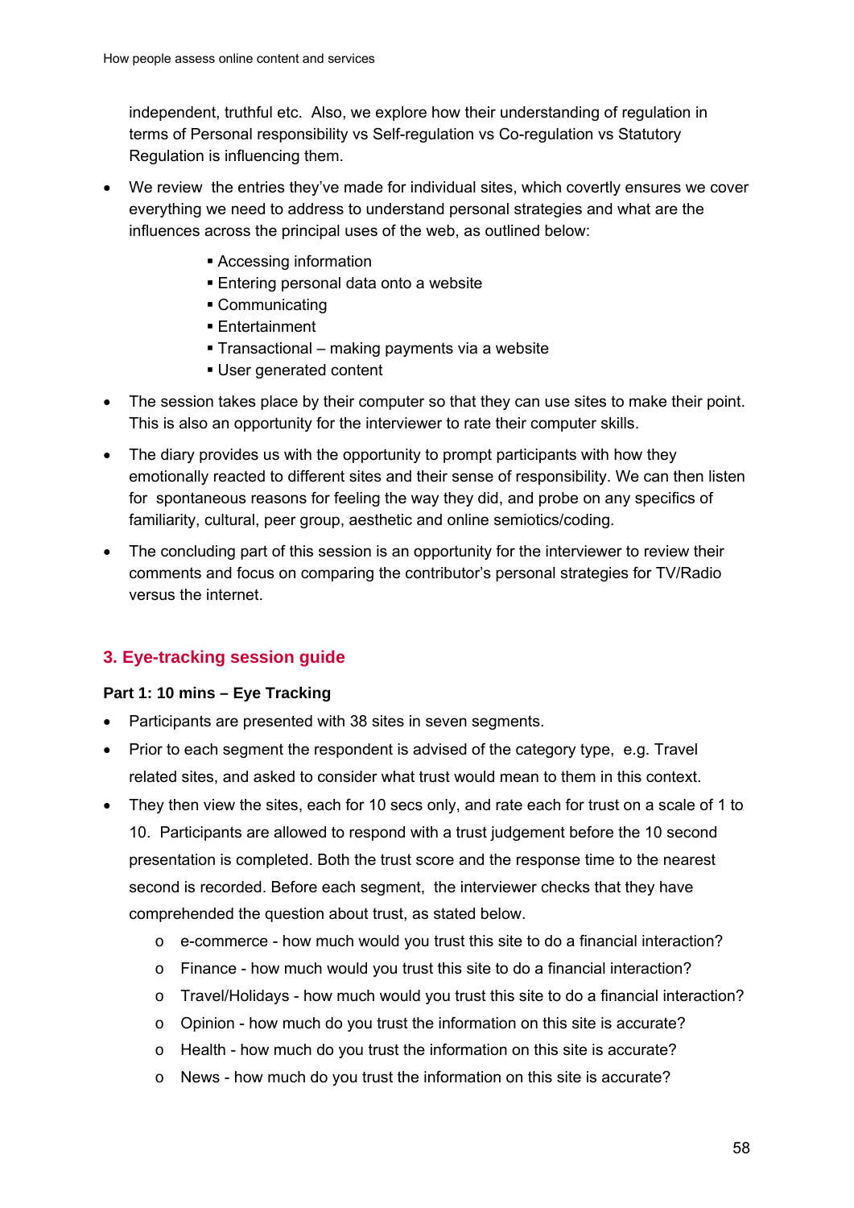independent, truthful etc. Also, we explore how their understanding of regulation in terms of Personal responsibility vs Self-regulation vs Co-regulation vs Statutory Regulation is influencing them.

- We review the entries they've made for individual sites, which covertly ensures we cover everything we need to address to understand personal strategies and what are the influences across the principal uses of the web, as outlined below:
    - Accessing information
    - Entering personal data onto a website
    - Communicating
    - Entertainment
    - Transactional – making payments via a website
    - User generated content
- The session takes place by their computer so that they can use sites to make their point. This is also an opportunity for the interviewer to rate their computer skills.
- The diary provides us with the opportunity to prompt participants with how they emotionally reacted to different sites and their sense of responsibility. We can then listen for spontaneous reasons for feeling the way they did, and probe on any specifics of familiarity, cultural, peer group, aesthetic and online semiotics/coding.
- The concluding part of this session is an opportunity for the interviewer to review their comments and focus on comparing the contributor's personal strategies for TV/Radio versus the internet.

## 3. Eye-tracking session guide

**Part 1: 10 mins – Eye Tracking**

- Participants are presented with 38 sites in seven segments.
- Prior to each segment the respondent is advised of the category type, e.g. Travel related sites, and asked to consider what trust would mean to them in this context.
- They then view the sites, each for 10 secs only, and rate each for trust on a scale of 1 to 10. Participants are allowed to respond with a trust judgement before the 10 second presentation is completed. Both the trust score and the response time to the nearest second is recorded. Before each segment, the interviewer checks that they have comprehended the question about trust, as stated below.
    - e-commerce - how much would you trust this site to do a financial interaction?
    - Finance - how much would you trust this site to do a financial interaction?
    - Travel/Holidays - how much would you trust this site to do a financial interaction?
    - Opinion - how much do you trust the information on this site is accurate?
    - Health - how much do you trust the information on this site is accurate?
    - News - how much do you trust the information on this site is accurate?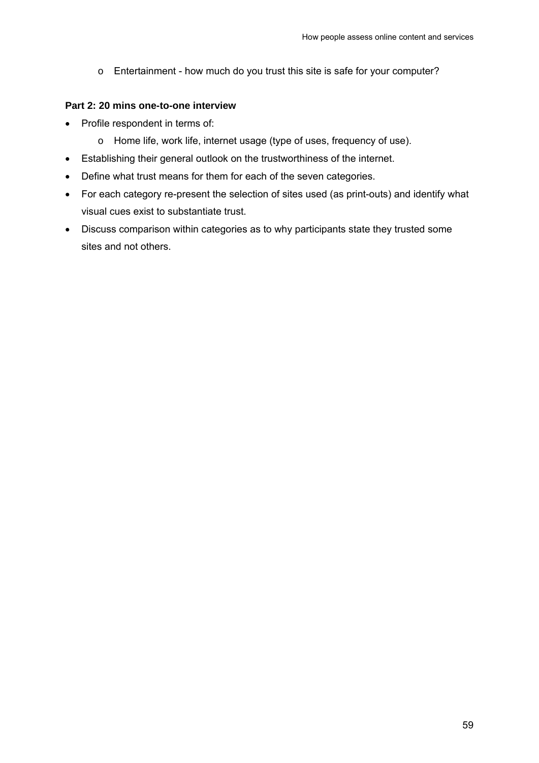- Entertainment - how much do you trust this site is safe for your computer?

**Part 2: 20 mins one-to-one interview**

- Profile respondent in terms of:
    - Home life, work life, internet usage (type of uses, frequency of use).
- Establishing their general outlook on the trustworthiness of the internet.
- Define what trust means for them for each of the seven categories.
- For each category re-present the selection of sites used (as print-outs) and identify what visual cues exist to substantiate trust.
- Discuss comparison within categories as to why participants state they trusted some sites and not others.